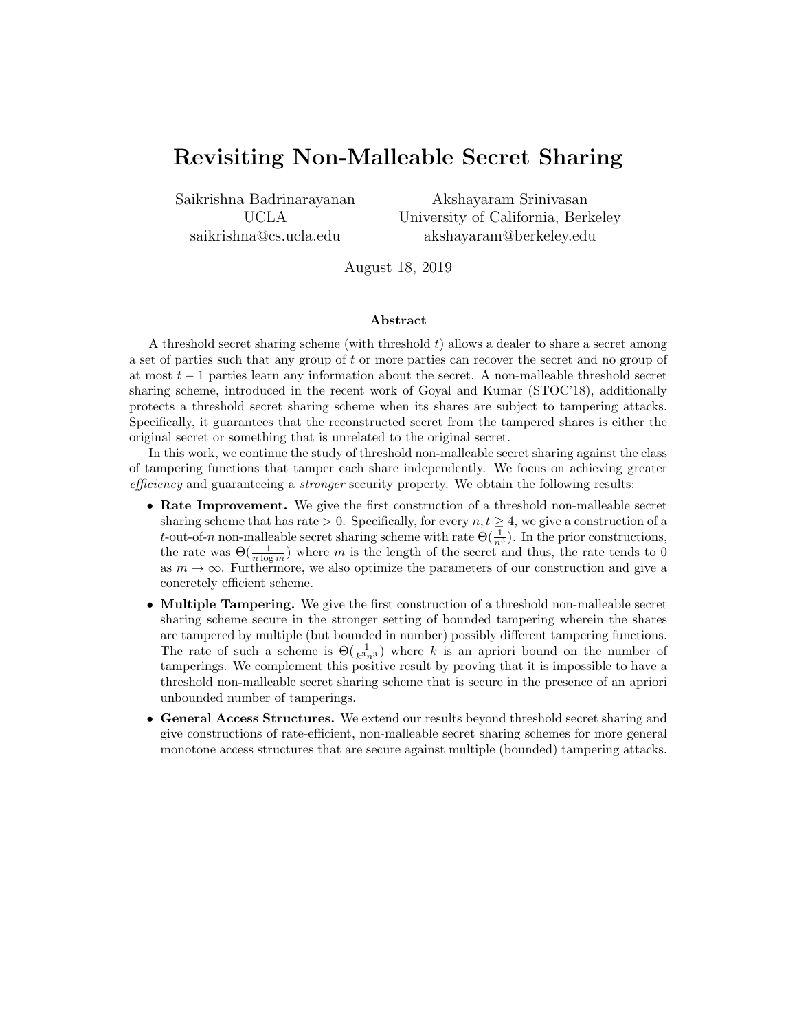# Revisiting Non-Malleable Secret Sharing

Saikrishna Badrinarayanan
UCLA
saikrishna@cs.ucla.edu

Akshayaram Srinivasan
University of California, Berkeley
akshayaram@berkeley.edu

August 18, 2019

## Abstract

A threshold secret sharing scheme (with threshold $t$) allows a dealer to share a secret among a set of parties such that any group of $t$ or more parties can recover the secret and no group of at most $t-1$ parties learn any information about the secret. A non-malleable threshold secret sharing scheme, introduced in the recent work of Goyal and Kumar (STOC'18), additionally protects a threshold secret sharing scheme when its shares are subject to tampering attacks. Specifically, it guarantees that the reconstructed secret from the tampered shares is either the original secret or something that is unrelated to the original secret.

In this work, we continue the study of threshold non-malleable secret sharing against the class of tampering functions that tamper each share independently. We focus on achieving greater *efficiency* and guaranteeing a *stronger* security property. We obtain the following results:

- **Rate Improvement.** We give the first construction of a threshold non-malleable secret sharing scheme that has rate $> 0$. Specifically, for every $n, t \geq 4$, we give a construction of a $t$-out-of-$n$ non-malleable secret sharing scheme with rate $\Theta(\frac{1}{n^3})$. In the prior constructions, the rate was $\Theta(\frac{1}{n \log m})$ where $m$ is the length of the secret and thus, the rate tends to 0 as $m \to \infty$. Furthermore, we also optimize the parameters of our construction and give a concretely efficient scheme.
- **Multiple Tampering.** We give the first construction of a threshold non-malleable secret sharing scheme secure in the stronger setting of bounded tampering wherein the shares are tampered by multiple (but bounded in number) possibly different tampering functions. The rate of such a scheme is $\Theta(\frac{1}{k^3 n^3})$ where $k$ is an apriori bound on the number of tamperings. We complement this positive result by proving that it is impossible to have a threshold non-malleable secret sharing scheme that is secure in the presence of an apriori unbounded number of tamperings.
- **General Access Structures.** We extend our results beyond threshold secret sharing and give constructions of rate-efficient, non-malleable secret sharing schemes for more general monotone access structures that are secure against multiple (bounded) tampering attacks.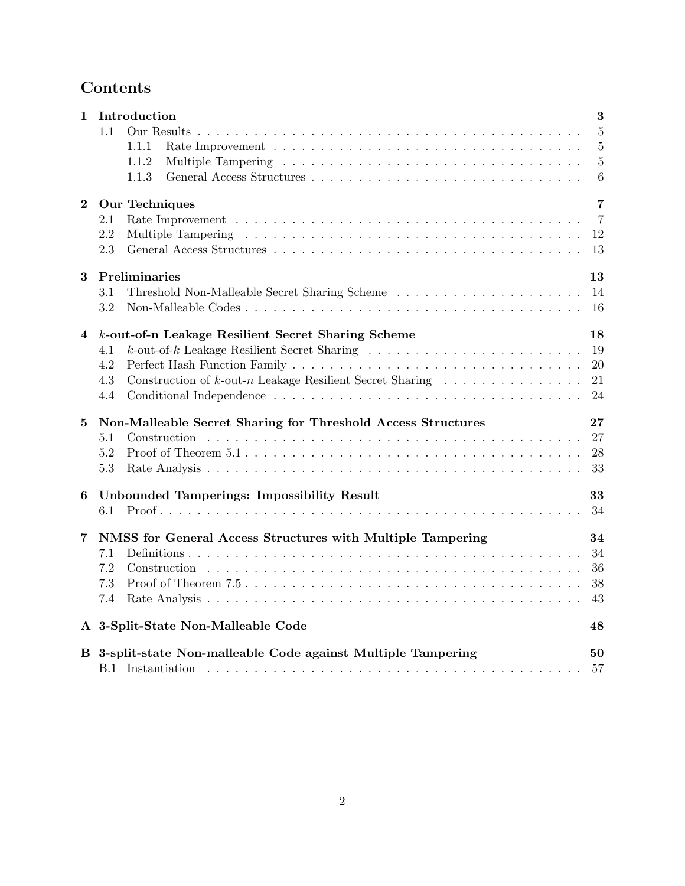# Contents

**1 Introduction** — **3**
- 1.1 Our Results — 5
  - 1.1.1 Rate Improvement — 5
  - 1.1.2 Multiple Tampering — 5
  - 1.1.3 General Access Structures — 6

**2 Our Techniques** — **7**
- 2.1 Rate Improvement — 7
- 2.2 Multiple Tampering — 12
- 2.3 General Access Structures — 13

**3 Preliminaries** — **13**
- 3.1 Threshold Non-Malleable Secret Sharing Scheme — 14
- 3.2 Non-Malleable Codes — 16

**4 $k$-out-of-n Leakage Resilient Secret Sharing Scheme** — **18**
- 4.1 $k$-out-of-$k$ Leakage Resilient Secret Sharing — 19
- 4.2 Perfect Hash Function Family — 20
- 4.3 Construction of $k$-out-$n$ Leakage Resilient Secret Sharing — 21
- 4.4 Conditional Independence — 24

**5 Non-Malleable Secret Sharing for Threshold Access Structures** — **27**
- 5.1 Construction — 27
- 5.2 Proof of Theorem 5.1 — 28
- 5.3 Rate Analysis — 33

**6 Unbounded Tamperings: Impossibility Result** — **33**
- 6.1 Proof — 34

**7 NMSS for General Access Structures with Multiple Tampering** — **34**
- 7.1 Definitions — 34
- 7.2 Construction — 36
- 7.3 Proof of Theorem 7.5 — 38
- 7.4 Rate Analysis — 43

**A 3-Split-State Non-Malleable Code** — **48**

**B 3-split-state Non-malleable Code against Multiple Tampering** — **50**
- B.1 Instantiation — 57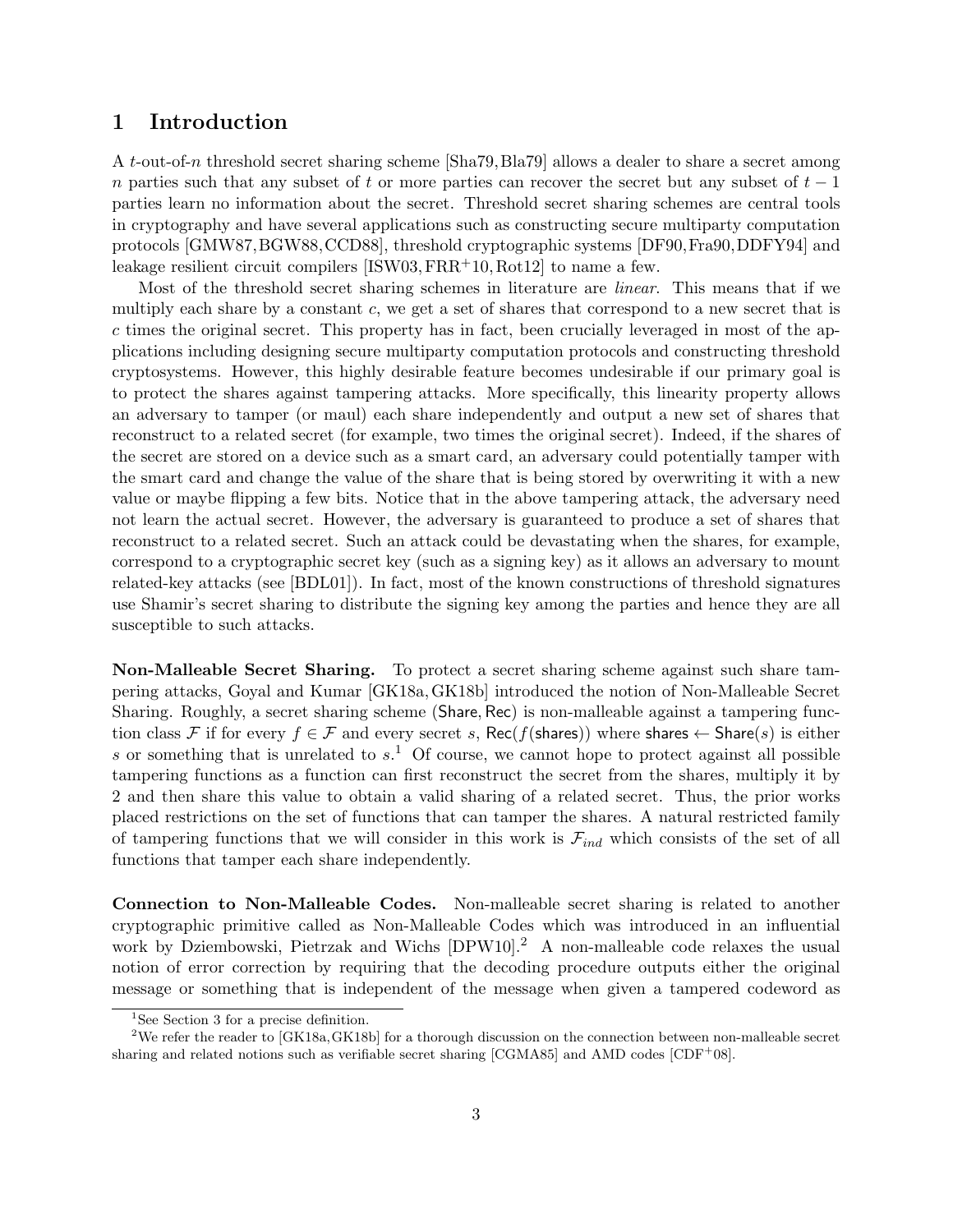# 1 Introduction

A $t$-out-of-$n$ threshold secret sharing scheme [Sha79, Bla79] allows a dealer to share a secret among $n$ parties such that any subset of $t$ or more parties can recover the secret but any subset of $t-1$ parties learn no information about the secret. Threshold secret sharing schemes are central tools in cryptography and have several applications such as constructing secure multiparty computation protocols [GMW87, BGW88, CCD88], threshold cryptographic systems [DF90, Fra90, DDFY94] and leakage resilient circuit compilers [ISW03, FRR+10, Rot12] to name a few.

Most of the threshold secret sharing schemes in literature are *linear*. This means that if we multiply each share by a constant $c$, we get a set of shares that correspond to a new secret that is $c$ times the original secret. This property has in fact, been crucially leveraged in most of the applications including designing secure multiparty computation protocols and constructing threshold cryptosystems. However, this highly desirable feature becomes undesirable if our primary goal is to protect the shares against tampering attacks. More specifically, this linearity property allows an adversary to tamper (or maul) each share independently and output a new set of shares that reconstruct to a related secret (for example, two times the original secret). Indeed, if the shares of the secret are stored on a device such as a smart card, an adversary could potentially tamper with the smart card and change the value of the share that is being stored by overwriting it with a new value or maybe flipping a few bits. Notice that in the above tampering attack, the adversary need not learn the actual secret. However, the adversary is guaranteed to produce a set of shares that reconstruct to a related secret. Such an attack could be devastating when the shares, for example, correspond to a cryptographic secret key (such as a signing key) as it allows an adversary to mount related-key attacks (see [BDL01]). In fact, most of the known constructions of threshold signatures use Shamir's secret sharing to distribute the signing key among the parties and hence they are all susceptible to such attacks.

**Non-Malleable Secret Sharing.** To protect a secret sharing scheme against such share tampering attacks, Goyal and Kumar [GK18a, GK18b] introduced the notion of Non-Malleable Secret Sharing. Roughly, a secret sharing scheme $(\mathsf{Share}, \mathsf{Rec})$ is non-malleable against a tampering function class $\mathcal{F}$ if for every $f \in \mathcal{F}$ and every secret $s$, $\mathsf{Rec}(f(\mathsf{shares}))$ where $\mathsf{shares} \leftarrow \mathsf{Share}(s)$ is either $s$ or something that is unrelated to $s$.[1] Of course, we cannot hope to protect against all possible tampering functions as a function can first reconstruct the secret from the shares, multiply it by 2 and then share this value to obtain a valid sharing of a related secret. Thus, the prior works placed restrictions on the set of functions that can tamper the shares. A natural restricted family of tampering functions that we will consider in this work is $\mathcal{F}_{ind}$ which consists of the set of all functions that tamper each share independently.

**Connection to Non-Malleable Codes.** Non-malleable secret sharing is related to another cryptographic primitive called as Non-Malleable Codes which was introduced in an influential work by Dziembowski, Pietrzak and Wichs [DPW10].[2] A non-malleable code relaxes the usual notion of error correction by requiring that the decoding procedure outputs either the original message or something that is independent of the message when given a tampered codeword as

[1] See Section 3 for a precise definition.

[2] We refer the reader to [GK18a, GK18b] for a thorough discussion on the connection between non-malleable secret sharing and related notions such as verifiable secret sharing [CGMA85] and AMD codes [CDF+08].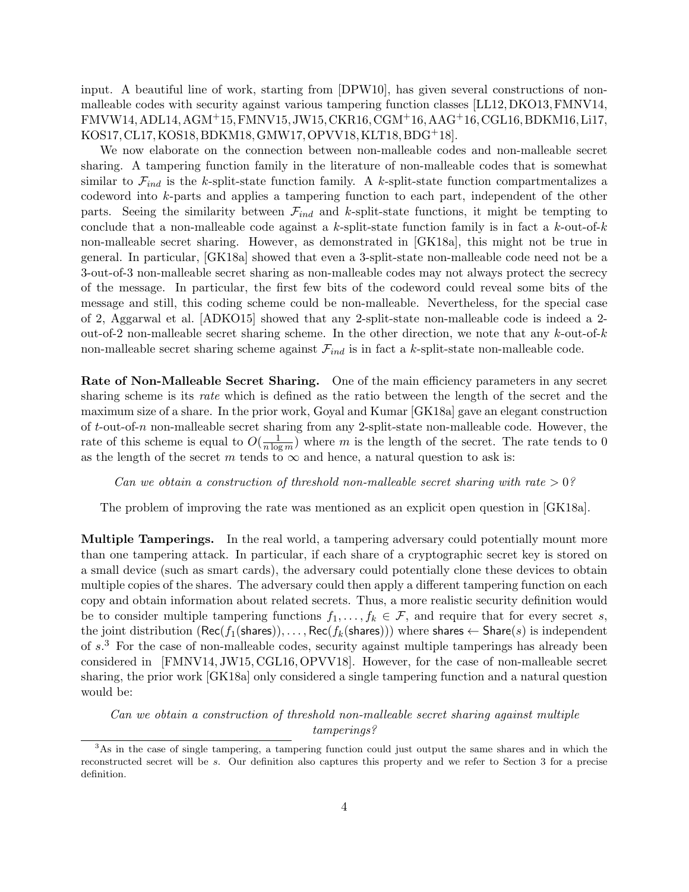input. A beautiful line of work, starting from [DPW10], has given several constructions of non-malleable codes with security against various tampering function classes [LL12, DKO13, FMNV14, FMVW14, ADL14, AGM+15, FMNV15, JW15, CKR16, CGM+16, AAG+16, CGL16, BDKM16, Li17, KOS17, CL17, KOS18, BDKM18, GMW17, OPVV18, KLT18, BDG+18].

We now elaborate on the connection between non-malleable codes and non-malleable secret sharing. A tampering function family in the literature of non-malleable codes that is somewhat similar to $\mathcal{F}_{ind}$ is the $k$-split-state function family. A $k$-split-state function compartmentalizes a codeword into $k$-parts and applies a tampering function to each part, independent of the other parts. Seeing the similarity between $\mathcal{F}_{ind}$ and $k$-split-state functions, it might be tempting to conclude that a non-malleable code against a $k$-split-state function family is in fact a $k$-out-of-$k$ non-malleable secret sharing. However, as demonstrated in [GK18a], this might not be true in general. In particular, [GK18a] showed that even a 3-split-state non-malleable code need not be a 3-out-of-3 non-malleable secret sharing as non-malleable codes may not always protect the secrecy of the message. In particular, the first few bits of the codeword could reveal some bits of the message and still, this coding scheme could be non-malleable. Nevertheless, for the special case of 2, Aggarwal et al. [ADKO15] showed that any 2-split-state non-malleable code is indeed a 2-out-of-2 non-malleable secret sharing scheme. In the other direction, we note that any $k$-out-of-$k$ non-malleable secret sharing scheme against $\mathcal{F}_{ind}$ is in fact a $k$-split-state non-malleable code.

**Rate of Non-Malleable Secret Sharing.** One of the main efficiency parameters in any secret sharing scheme is its *rate* which is defined as the ratio between the length of the secret and the maximum size of a share. In the prior work, Goyal and Kumar [GK18a] gave an elegant construction of $t$-out-of-$n$ non-malleable secret sharing from any 2-split-state non-malleable code. However, the rate of this scheme is equal to $O(\frac{1}{n \log m})$ where $m$ is the length of the secret. The rate tends to 0 as the length of the secret $m$ tends to $\infty$ and hence, a natural question to ask is:

*Can we obtain a construction of threshold non-malleable secret sharing with rate $> 0$?*

The problem of improving the rate was mentioned as an explicit open question in [GK18a].

**Multiple Tamperings.** In the real world, a tampering adversary could potentially mount more than one tampering attack. In particular, if each share of a cryptographic secret key is stored on a small device (such as smart cards), the adversary could potentially clone these devices to obtain multiple copies of the shares. The adversary could then apply a different tampering function on each copy and obtain information about related secrets. Thus, a more realistic security definition would be to consider multiple tampering functions $f_1, \ldots, f_k \in \mathcal{F}$, and require that for every secret $s$, the joint distribution $(\mathsf{Rec}(f_1(\mathsf{shares})), \ldots, \mathsf{Rec}(f_k(\mathsf{shares})))$ where $\mathsf{shares} \leftarrow \mathsf{Share}(s)$ is independent of $s$.[3] For the case of non-malleable codes, security against multiple tamperings has already been considered in [FMNV14, JW15, CGL16, OPVV18]. However, for the case of non-malleable secret sharing, the prior work [GK18a] only considered a single tampering function and a natural question would be:

*Can we obtain a construction of threshold non-malleable secret sharing against multiple tamperings?*

[3] As in the case of single tampering, a tampering function could just output the same shares and in which the reconstructed secret will be $s$. Our definition also captures this property and we refer to Section 3 for a precise definition.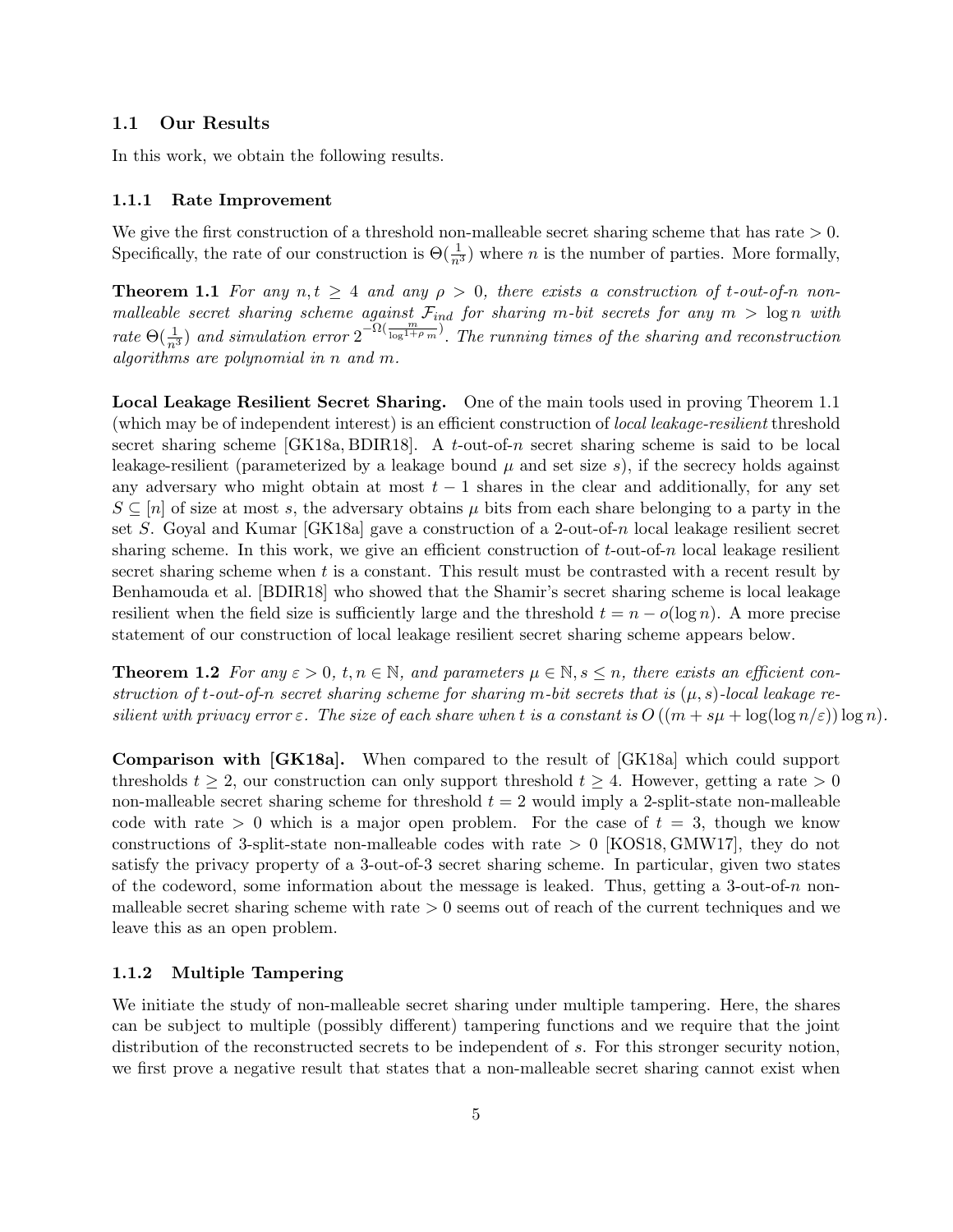### 1.1 Our Results

In this work, we obtain the following results.

#### 1.1.1 Rate Improvement

We give the first construction of a threshold non-malleable secret sharing scheme that has rate $> 0$. Specifically, the rate of our construction is $\Theta(\frac{1}{n^3})$ where $n$ is the number of parties. More formally,

**Theorem 1.1** *For any $n, t \geq 4$ and any $\rho > 0$, there exists a construction of $t$-out-of-$n$ non-malleable secret sharing scheme against $\mathcal{F}_{ind}$ for sharing $m$-bit secrets for any $m > \log n$ with rate $\Theta(\frac{1}{n^3})$ and simulation error $2^{-\Omega(\frac{m}{\log^{1+\rho} m})}$. The running times of the sharing and reconstruction algorithms are polynomial in $n$ and $m$.*

**Local Leakage Resilient Secret Sharing.** One of the main tools used in proving Theorem 1.1 (which may be of independent interest) is an efficient construction of *local leakage-resilient* threshold secret sharing scheme [GK18a, BDIR18]. A $t$-out-of-$n$ secret sharing scheme is said to be local leakage-resilient (parameterized by a leakage bound $\mu$ and set size $s$), if the secrecy holds against any adversary who might obtain at most $t-1$ shares in the clear and additionally, for any set $S \subseteq [n]$ of size at most $s$, the adversary obtains $\mu$ bits from each share belonging to a party in the set $S$. Goyal and Kumar [GK18a] gave a construction of a 2-out-of-$n$ local leakage resilient secret sharing scheme. In this work, we give an efficient construction of $t$-out-of-$n$ local leakage resilient secret sharing scheme when $t$ is a constant. This result must be contrasted with a recent result by Benhamouda et al. [BDIR18] who showed that the Shamir's secret sharing scheme is local leakage resilient when the field size is sufficiently large and the threshold $t = n - o(\log n)$. A more precise statement of our construction of local leakage resilient secret sharing scheme appears below.

**Theorem 1.2** *For any $\varepsilon > 0$, $t, n \in \mathbb{N}$, and parameters $\mu \in \mathbb{N}, s \leq n$, there exists an efficient construction of $t$-out-of-$n$ secret sharing scheme for sharing $m$-bit secrets that is $(\mu, s)$-local leakage resilient with privacy error $\varepsilon$. The size of each share when $t$ is a constant is $O\left((m + s\mu + \log(\log n/\varepsilon)) \log n\right)$.*

**Comparison with [GK18a].** When compared to the result of [GK18a] which could support thresholds $t \geq 2$, our construction can only support threshold $t \geq 4$. However, getting a rate $> 0$ non-malleable secret sharing scheme for threshold $t = 2$ would imply a 2-split-state non-malleable code with rate $> 0$ which is a major open problem. For the case of $t = 3$, though we know constructions of 3-split-state non-malleable codes with rate $> 0$ [KOS18, GMW17], they do not satisfy the privacy property of a 3-out-of-3 secret sharing scheme. In particular, given two states of the codeword, some information about the message is leaked. Thus, getting a 3-out-of-$n$ non-malleable secret sharing scheme with rate $> 0$ seems out of reach of the current techniques and we leave this as an open problem.

#### 1.1.2 Multiple Tampering

We initiate the study of non-malleable secret sharing under multiple tampering. Here, the shares can be subject to multiple (possibly different) tampering functions and we require that the joint distribution of the reconstructed secrets to be independent of $s$. For this stronger security notion, we first prove a negative result that states that a non-malleable secret sharing cannot exist when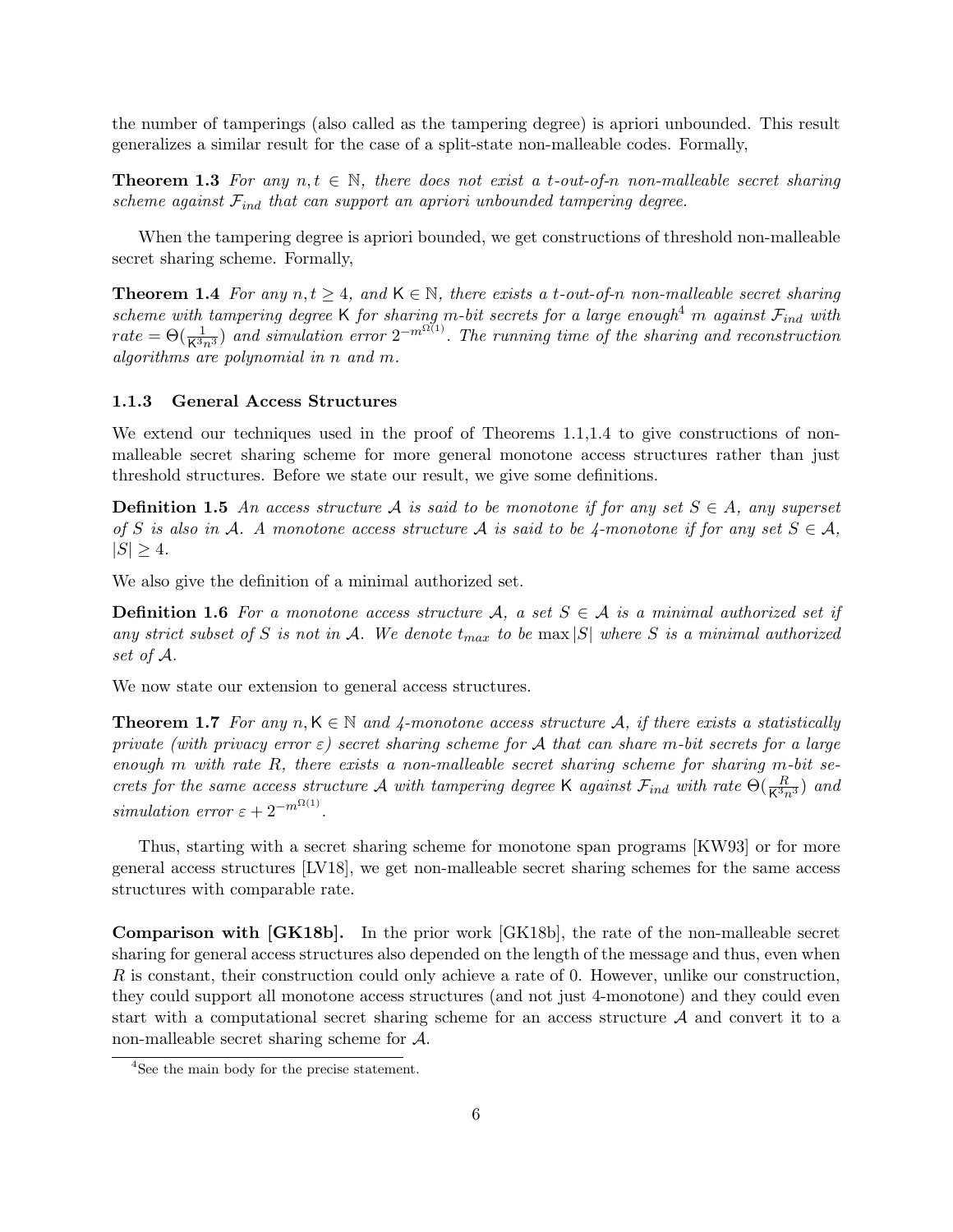the number of tamperings (also called as the tampering degree) is apriori unbounded. This result generalizes a similar result for the case of a split-state non-malleable codes. Formally,

**Theorem 1.3** *For any $n, t \in \mathbb{N}$, there does not exist a $t$-out-of-$n$ non-malleable secret sharing scheme against $\mathcal{F}_{ind}$ that can support an apriori unbounded tampering degree.*

When the tampering degree is apriori bounded, we get constructions of threshold non-malleable secret sharing scheme. Formally,

**Theorem 1.4** *For any $n, t \geq 4$, and $\mathsf{K} \in \mathbb{N}$, there exists a $t$-out-of-$n$ non-malleable secret sharing scheme with tampering degree $\mathsf{K}$ for sharing $m$-bit secrets for a large enough[4] $m$ against $\mathcal{F}_{ind}$ with rate $= \Theta(\frac{1}{\mathsf{K}^3 n^3})$ and simulation error $2^{-m^{\Omega(1)}}$. The running time of the sharing and reconstruction algorithms are polynomial in $n$ and $m$.*

### 1.1.3 General Access Structures

We extend our techniques used in the proof of Theorems 1.1,1.4 to give constructions of non-malleable secret sharing scheme for more general monotone access structures rather than just threshold structures. Before we state our result, we give some definitions.

**Definition 1.5** *An access structure $\mathcal{A}$ is said to be monotone if for any set $S \in A$, any superset of $S$ is also in $\mathcal{A}$. A monotone access structure $\mathcal{A}$ is said to be 4-monotone if for any set $S \in \mathcal{A}$, $|S| \geq 4$.*

We also give the definition of a minimal authorized set.

**Definition 1.6** *For a monotone access structure $\mathcal{A}$, a set $S \in \mathcal{A}$ is a minimal authorized set if any strict subset of $S$ is not in $\mathcal{A}$. We denote $t_{max}$ to be $\max |S|$ where $S$ is a minimal authorized set of $\mathcal{A}$.*

We now state our extension to general access structures.

**Theorem 1.7** *For any $n, \mathsf{K} \in \mathbb{N}$ and 4-monotone access structure $\mathcal{A}$, if there exists a statistically private (with privacy error $\varepsilon$) secret sharing scheme for $\mathcal{A}$ that can share $m$-bit secrets for a large enough $m$ with rate $R$, there exists a non-malleable secret sharing scheme for sharing $m$-bit secrets for the same access structure $\mathcal{A}$ with tampering degree $\mathsf{K}$ against $\mathcal{F}_{ind}$ with rate $\Theta(\frac{R}{\mathsf{K}^3 n^3})$ and simulation error $\varepsilon + 2^{-m^{\Omega(1)}}$.*

Thus, starting with a secret sharing scheme for monotone span programs [KW93] or for more general access structures [LV18], we get non-malleable secret sharing schemes for the same access structures with comparable rate.

**Comparison with [GK18b].** In the prior work [GK18b], the rate of the non-malleable secret sharing for general access structures also depended on the length of the message and thus, even when $R$ is constant, their construction could only achieve a rate of 0. However, unlike our construction, they could support all monotone access structures (and not just 4-monotone) and they could even start with a computational secret sharing scheme for an access structure $\mathcal{A}$ and convert it to a non-malleable secret sharing scheme for $\mathcal{A}$.

[4] See the main body for the precise statement.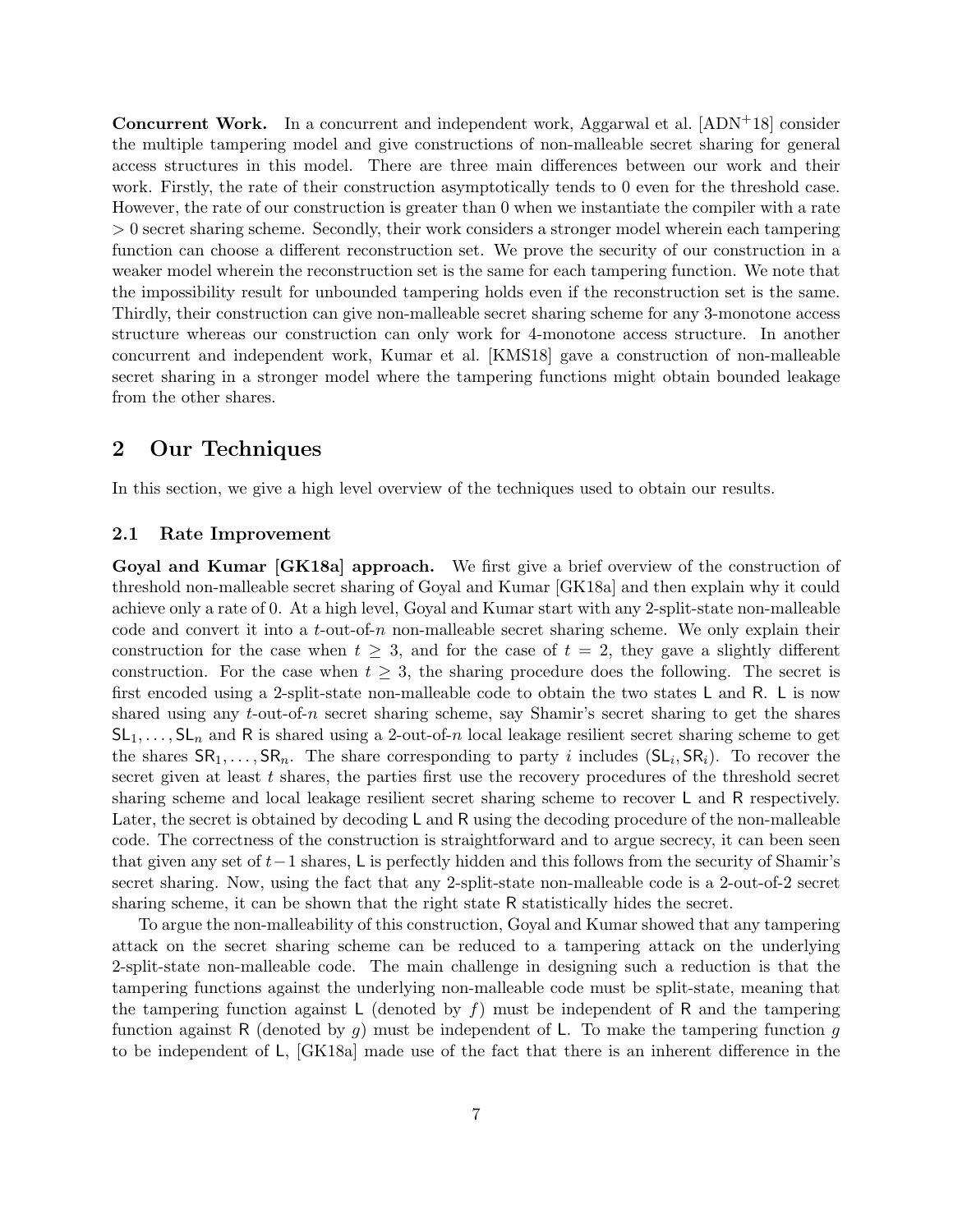**Concurrent Work.** In a concurrent and independent work, Aggarwal et al. [ADN+18] consider the multiple tampering model and give constructions of non-malleable secret sharing for general access structures in this model. There are three main differences between our work and their work. Firstly, the rate of their construction asymptotically tends to 0 even for the threshold case. However, the rate of our construction is greater than 0 when we instantiate the compiler with a rate $> 0$ secret sharing scheme. Secondly, their work considers a stronger model wherein each tampering function can choose a different reconstruction set. We prove the security of our construction in a weaker model wherein the reconstruction set is the same for each tampering function. We note that the impossibility result for unbounded tampering holds even if the reconstruction set is the same. Thirdly, their construction can give non-malleable secret sharing scheme for any 3-monotone access structure whereas our construction can only work for 4-monotone access structure. In another concurrent and independent work, Kumar et al. [KMS18] gave a construction of non-malleable secret sharing in a stronger model where the tampering functions might obtain bounded leakage from the other shares.

## 2 Our Techniques

In this section, we give a high level overview of the techniques used to obtain our results.

### 2.1 Rate Improvement

**Goyal and Kumar [GK18a] approach.** We first give a brief overview of the construction of threshold non-malleable secret sharing of Goyal and Kumar [GK18a] and then explain why it could achieve only a rate of 0. At a high level, Goyal and Kumar start with any 2-split-state non-malleable code and convert it into a $t$-out-of-$n$ non-malleable secret sharing scheme. We only explain their construction for the case when $t \geq 3$, and for the case of $t = 2$, they gave a slightly different construction. For the case when $t \geq 3$, the sharing procedure does the following. The secret is first encoded using a 2-split-state non-malleable code to obtain the two states $\mathsf{L}$ and $\mathsf{R}$. $\mathsf{L}$ is now shared using any $t$-out-of-$n$ secret sharing scheme, say Shamir's secret sharing to get the shares $\mathsf{SL}_1, \ldots, \mathsf{SL}_n$ and $\mathsf{R}$ is shared using a 2-out-of-$n$ local leakage resilient secret sharing scheme to get the shares $\mathsf{SR}_1, \ldots, \mathsf{SR}_n$. The share corresponding to party $i$ includes $(\mathsf{SL}_i, \mathsf{SR}_i)$. To recover the secret given at least $t$ shares, the parties first use the recovery procedures of the threshold secret sharing scheme and local leakage resilient secret sharing scheme to recover $\mathsf{L}$ and $\mathsf{R}$ respectively. Later, the secret is obtained by decoding $\mathsf{L}$ and $\mathsf{R}$ using the decoding procedure of the non-malleable code. The correctness of the construction is straightforward and to argue secrecy, it can been seen that given any set of $t-1$ shares, $\mathsf{L}$ is perfectly hidden and this follows from the security of Shamir's secret sharing. Now, using the fact that any 2-split-state non-malleable code is a 2-out-of-2 secret sharing scheme, it can be shown that the right state $\mathsf{R}$ statistically hides the secret.

To argue the non-malleability of this construction, Goyal and Kumar showed that any tampering attack on the secret sharing scheme can be reduced to a tampering attack on the underlying 2-split-state non-malleable code. The main challenge in designing such a reduction is that the tampering functions against the underlying non-malleable code must be split-state, meaning that the tampering function against $\mathsf{L}$ (denoted by $f$) must be independent of $\mathsf{R}$ and the tampering function against $\mathsf{R}$ (denoted by $g$) must be independent of $\mathsf{L}$. To make the tampering function $g$ to be independent of $\mathsf{L}$, [GK18a] made use of the fact that there is an inherent difference in the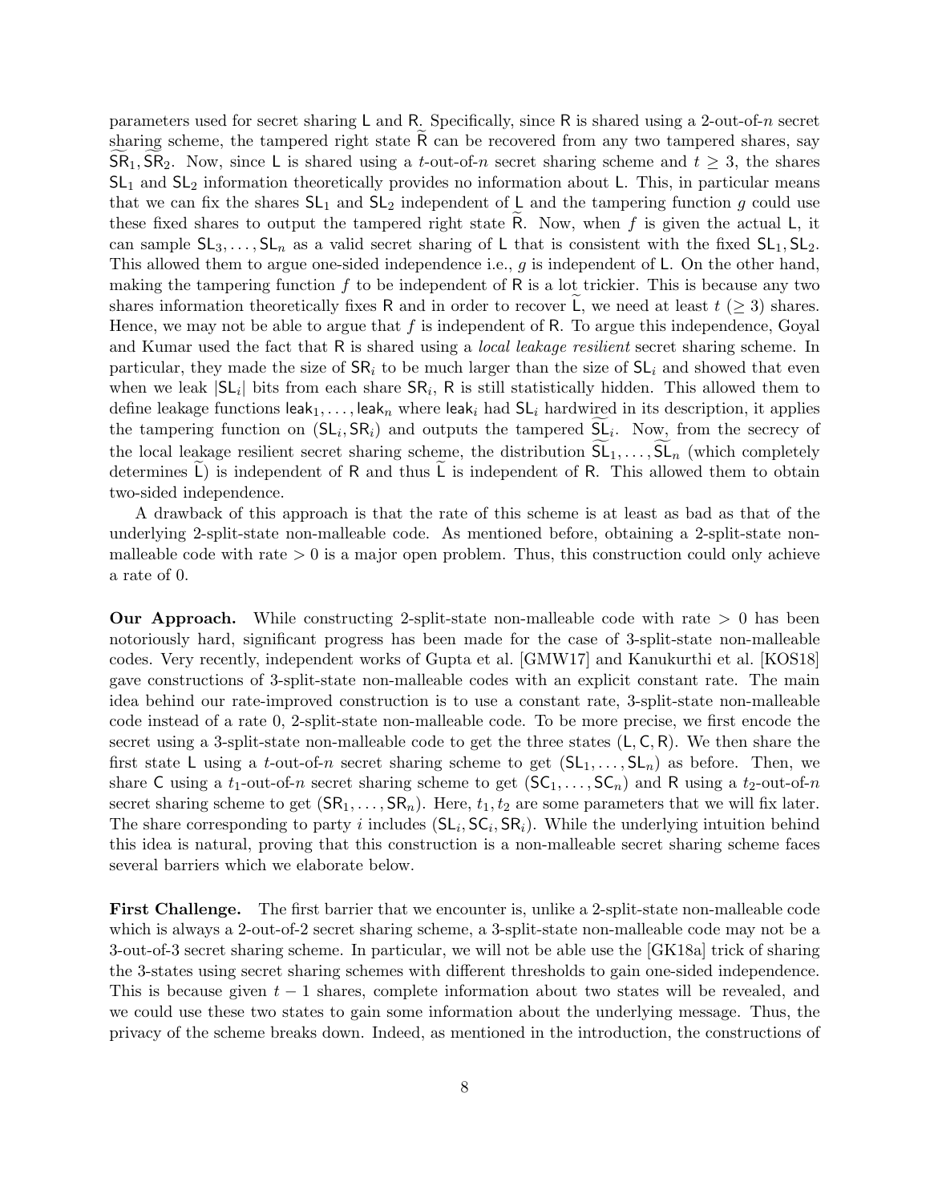parameters used for secret sharing $\mathsf{L}$ and $\mathsf{R}$. Specifically, since $\mathsf{R}$ is shared using a 2-out-of-$n$ secret sharing scheme, the tampered right state $\widetilde{\mathsf{R}}$ can be recovered from any two tampered shares, say $\widetilde{\mathsf{SR}}_1, \widetilde{\mathsf{SR}}_2$. Now, since $\mathsf{L}$ is shared using a $t$-out-of-$n$ secret sharing scheme and $t \geq 3$, the shares $\mathsf{SL}_1$ and $\mathsf{SL}_2$ information theoretically provides no information about $\mathsf{L}$. This, in particular means that we can fix the shares $\mathsf{SL}_1$ and $\mathsf{SL}_2$ independent of $\mathsf{L}$ and the tampering function $g$ could use these fixed shares to output the tampered right state $\widetilde{\mathsf{R}}$. Now, when $f$ is given the actual $\mathsf{L}$, it can sample $\mathsf{SL}_3, \ldots, \mathsf{SL}_n$ as a valid secret sharing of $\mathsf{L}$ that is consistent with the fixed $\mathsf{SL}_1, \mathsf{SL}_2$. This allowed them to argue one-sided independence i.e., $g$ is independent of $\mathsf{L}$. On the other hand, making the tampering function $f$ to be independent of $\mathsf{R}$ is a lot trickier. This is because any two shares information theoretically fixes $\mathsf{R}$ and in order to recover $\widetilde{\mathsf{L}}$, we need at least $t$ ($\geq 3$) shares. Hence, we may not be able to argue that $f$ is independent of $\mathsf{R}$. To argue this independence, Goyal and Kumar used the fact that $\mathsf{R}$ is shared using a *local leakage resilient* secret sharing scheme. In particular, they made the size of $\mathsf{SR}_i$ to be much larger than the size of $\mathsf{SL}_i$ and showed that even when we leak $|\mathsf{SL}_i|$ bits from each share $\mathsf{SR}_i$, $\mathsf{R}$ is still statistically hidden. This allowed them to define leakage functions $\mathsf{leak}_1, \ldots, \mathsf{leak}_n$ where $\mathsf{leak}_i$ had $\mathsf{SL}_i$ hardwired in its description, it applies the tampering function on $(\mathsf{SL}_i, \mathsf{SR}_i)$ and outputs the tampered $\widetilde{\mathsf{SL}}_i$. Now, from the secrecy of the local leakage resilient secret sharing scheme, the distribution $\widetilde{\mathsf{SL}}_1, \ldots, \widetilde{\mathsf{SL}}_n$ (which completely determines $\widetilde{\mathsf{L}}$) is independent of $\mathsf{R}$ and thus $\widetilde{\mathsf{L}}$ is independent of $\mathsf{R}$. This allowed them to obtain two-sided independence.

A drawback of this approach is that the rate of this scheme is at least as bad as that of the underlying 2-split-state non-malleable code. As mentioned before, obtaining a 2-split-state non-malleable code with rate $> 0$ is a major open problem. Thus, this construction could only achieve a rate of 0.

**Our Approach.** While constructing 2-split-state non-malleable code with rate $> 0$ has been notoriously hard, significant progress has been made for the case of 3-split-state non-malleable codes. Very recently, independent works of Gupta et al. [GMW17] and Kanukurthi et al. [KOS18] gave constructions of 3-split-state non-malleable codes with an explicit constant rate. The main idea behind our rate-improved construction is to use a constant rate, 3-split-state non-malleable code instead of a rate 0, 2-split-state non-malleable code. To be more precise, we first encode the secret using a 3-split-state non-malleable code to get the three states $(\mathsf{L}, \mathsf{C}, \mathsf{R})$. We then share the first state $\mathsf{L}$ using a $t$-out-of-$n$ secret sharing scheme to get $(\mathsf{SL}_1, \ldots, \mathsf{SL}_n)$ as before. Then, we share $\mathsf{C}$ using a $t_1$-out-of-$n$ secret sharing scheme to get $(\mathsf{SC}_1, \ldots, \mathsf{SC}_n)$ and $\mathsf{R}$ using a $t_2$-out-of-$n$ secret sharing scheme to get $(\mathsf{SR}_1, \ldots, \mathsf{SR}_n)$. Here, $t_1, t_2$ are some parameters that we will fix later. The share corresponding to party $i$ includes $(\mathsf{SL}_i, \mathsf{SC}_i, \mathsf{SR}_i)$. While the underlying intuition behind this idea is natural, proving that this construction is a non-malleable secret sharing scheme faces several barriers which we elaborate below.

**First Challenge.** The first barrier that we encounter is, unlike a 2-split-state non-malleable code which is always a 2-out-of-2 secret sharing scheme, a 3-split-state non-malleable code may not be a 3-out-of-3 secret sharing scheme. In particular, we will not be able use the [GK18a] trick of sharing the 3-states using secret sharing schemes with different thresholds to gain one-sided independence. This is because given $t - 1$ shares, complete information about two states will be revealed, and we could use these two states to gain some information about the underlying message. Thus, the privacy of the scheme breaks down. Indeed, as mentioned in the introduction, the constructions of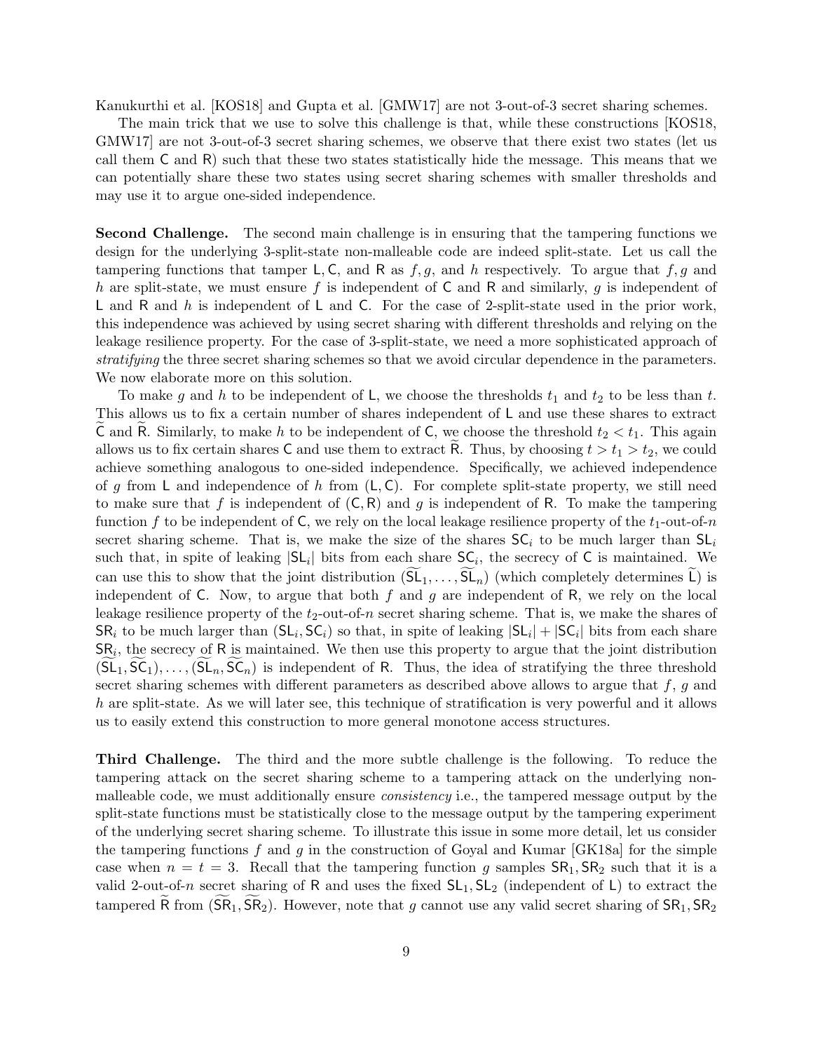Kanukurthi et al. [KOS18] and Gupta et al. [GMW17] are not 3-out-of-3 secret sharing schemes.

The main trick that we use to solve this challenge is that, while these constructions [KOS18, GMW17] are not 3-out-of-3 secret sharing schemes, we observe that there exist two states (let us call them $\mathsf{C}$ and $\mathsf{R}$) such that these two states statistically hide the message. This means that we can potentially share these two states using secret sharing schemes with smaller thresholds and may use it to argue one-sided independence.

**Second Challenge.** The second main challenge is in ensuring that the tampering functions we design for the underlying 3-split-state non-malleable code are indeed split-state. Let us call the tampering functions that tamper $\mathsf{L}, \mathsf{C}$, and $\mathsf{R}$ as $f, g$, and $h$ respectively. To argue that $f, g$ and $h$ are split-state, we must ensure $f$ is independent of $\mathsf{C}$ and $\mathsf{R}$ and similarly, $g$ is independent of $\mathsf{L}$ and $\mathsf{R}$ and $h$ is independent of $\mathsf{L}$ and $\mathsf{C}$. For the case of 2-split-state used in the prior work, this independence was achieved by using secret sharing with different thresholds and relying on the leakage resilience property. For the case of 3-split-state, we need a more sophisticated approach of *stratifying* the three secret sharing schemes so that we avoid circular dependence in the parameters. We now elaborate more on this solution.

To make $g$ and $h$ to be independent of $\mathsf{L}$, we choose the thresholds $t_1$ and $t_2$ to be less than $t$. This allows us to fix a certain number of shares independent of $\mathsf{L}$ and use these shares to extract $\widetilde{\mathsf{C}}$ and $\widetilde{\mathsf{R}}$. Similarly, to make $h$ to be independent of $\mathsf{C}$, we choose the threshold $t_2 < t_1$. This again allows us to fix certain shares $\mathsf{C}$ and use them to extract $\widetilde{\mathsf{R}}$. Thus, by choosing $t > t_1 > t_2$, we could achieve something analogous to one-sided independence. Specifically, we achieved independence of $g$ from $\mathsf{L}$ and independence of $h$ from $(\mathsf{L}, \mathsf{C})$. For complete split-state property, we still need to make sure that $f$ is independent of $(\mathsf{C}, \mathsf{R})$ and $g$ is independent of $\mathsf{R}$. To make the tampering function $f$ to be independent of $\mathsf{C}$, we rely on the local leakage resilience property of the $t_1$-out-of-$n$ secret sharing scheme. That is, we make the size of the shares $\mathsf{SC}_i$ to be much larger than $\mathsf{SL}_i$ such that, in spite of leaking $|\mathsf{SL}_i|$ bits from each share $\mathsf{SC}_i$, the secrecy of $\mathsf{C}$ is maintained. We can use this to show that the joint distribution $(\widetilde{\mathsf{SL}}_1, \ldots, \widetilde{\mathsf{SL}}_n)$ (which completely determines $\widetilde{\mathsf{L}}$) is independent of $\mathsf{C}$. Now, to argue that both $f$ and $g$ are independent of $\mathsf{R}$, we rely on the local leakage resilience property of the $t_2$-out-of-$n$ secret sharing scheme. That is, we make the shares of $\mathsf{SR}_i$ to be much larger than $(\mathsf{SL}_i, \mathsf{SC}_i)$ so that, in spite of leaking $|\mathsf{SL}_i| + |\mathsf{SC}_i|$ bits from each share $\mathsf{SR}_i$, the secrecy of $\mathsf{R}$ is maintained. We then use this property to argue that the joint distribution $(\widetilde{\mathsf{SL}}_1, \widetilde{\mathsf{SC}}_1), \ldots, (\widetilde{\mathsf{SL}}_n, \widetilde{\mathsf{SC}}_n)$ is independent of $\mathsf{R}$. Thus, the idea of stratifying the three threshold secret sharing schemes with different parameters as described above allows to argue that $f$, $g$ and $h$ are split-state. As we will later see, this technique of stratification is very powerful and it allows us to easily extend this construction to more general monotone access structures.

**Third Challenge.** The third and the more subtle challenge is the following. To reduce the tampering attack on the secret sharing scheme to a tampering attack on the underlying non-malleable code, we must additionally ensure *consistency* i.e., the tampered message output by the split-state functions must be statistically close to the message output by the tampering experiment of the underlying secret sharing scheme. To illustrate this issue in some more detail, let us consider the tampering functions $f$ and $g$ in the construction of Goyal and Kumar [GK18a] for the simple case when $n = t = 3$. Recall that the tampering function $g$ samples $\mathsf{SR}_1, \mathsf{SR}_2$ such that it is a valid 2-out-of-$n$ secret sharing of $\mathsf{R}$ and uses the fixed $\mathsf{SL}_1, \mathsf{SL}_2$ (independent of $\mathsf{L}$) to extract the tampered $\widetilde{\mathsf{R}}$ from $(\widetilde{\mathsf{SR}}_1, \widetilde{\mathsf{SR}}_2)$. However, note that $g$ cannot use any valid secret sharing of $\mathsf{SR}_1, \mathsf{SR}_2$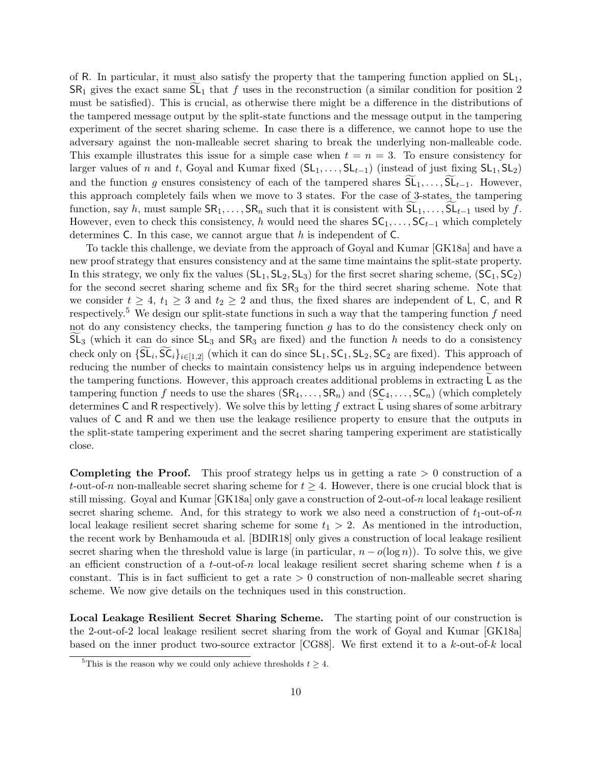of $\mathsf{R}$. In particular, it must also satisfy the property that the tampering function applied on $\mathsf{SL}_1$, $\mathsf{SR}_1$ gives the exact same $\widetilde{\mathsf{SL}}_1$ that $f$ uses in the reconstruction (a similar condition for position 2 must be satisfied). This is crucial, as otherwise there might be a difference in the distributions of the tampered message output by the split-state functions and the message output in the tampering experiment of the secret sharing scheme. In case there is a difference, we cannot hope to use the adversary against the non-malleable secret sharing to break the underlying non-malleable code. This example illustrates this issue for a simple case when $t = n = 3$. To ensure consistency for larger values of $n$ and $t$, Goyal and Kumar fixed $(\mathsf{SL}_1, \ldots, \mathsf{SL}_{t-1})$ (instead of just fixing $\mathsf{SL}_1, \mathsf{SL}_2$) and the function $g$ ensures consistency of each of the tampered shares $\widetilde{\mathsf{SL}}_1, \ldots, \widetilde{\mathsf{SL}}_{t-1}$. However, this approach completely fails when we move to 3 states. For the case of 3-states, the tampering function, say $h$, must sample $\mathsf{SR}_1, \ldots, \mathsf{SR}_n$ such that it is consistent with $\widetilde{\mathsf{SL}}_1, \ldots, \widetilde{\mathsf{SL}}_{t-1}$ used by $f$. However, even to check this consistency, $h$ would need the shares $\mathsf{SC}_1, \ldots, \mathsf{SC}_{t-1}$ which completely determines $\mathsf{C}$. In this case, we cannot argue that $h$ is independent of $\mathsf{C}$.

To tackle this challenge, we deviate from the approach of Goyal and Kumar [GK18a] and have a new proof strategy that ensures consistency and at the same time maintains the split-state property. In this strategy, we only fix the values $(\mathsf{SL}_1, \mathsf{SL}_2, \mathsf{SL}_3)$ for the first secret sharing scheme, $(\mathsf{SC}_1, \mathsf{SC}_2)$ for the second secret sharing scheme and fix $\mathsf{SR}_3$ for the third secret sharing scheme. Note that we consider $t \geq 4$, $t_1 \geq 3$ and $t_2 \geq 2$ and thus, the fixed shares are independent of $\mathsf{L}$, $\mathsf{C}$, and $\mathsf{R}$ respectively.[5] We design our split-state functions in such a way that the tampering function $f$ need not do any consistency checks, the tampering function $g$ has to do the consistency check only on $\widetilde{\mathsf{SL}}_3$ (which it can do since $\mathsf{SL}_3$ and $\mathsf{SR}_3$ are fixed) and the function $h$ needs to do a consistency check only on $\{\widetilde{\mathsf{SL}}_i, \widetilde{\mathsf{SC}}_i\}_{i \in [1,2]}$ (which it can do since $\mathsf{SL}_1, \mathsf{SC}_1, \mathsf{SL}_2, \mathsf{SC}_2$ are fixed). This approach of reducing the number of checks to maintain consistency helps us in arguing independence between the tampering functions. However, this approach creates additional problems in extracting $\widetilde{\mathsf{L}}$ as the tampering function $f$ needs to use the shares $(\mathsf{SR}_4, \ldots, \mathsf{SR}_n)$ and $(\mathsf{SC}_4, \ldots, \mathsf{SC}_n)$ (which completely determines $\mathsf{C}$ and $\mathsf{R}$ respectively). We solve this by letting $f$ extract $\widetilde{\mathsf{L}}$ using shares of some arbitrary values of $\mathsf{C}$ and $\mathsf{R}$ and we then use the leakage resilience property to ensure that the outputs in the split-state tampering experiment and the secret sharing tampering experiment are statistically close.

**Completing the Proof.** This proof strategy helps us in getting a rate $> 0$ construction of a $t$-out-of-$n$ non-malleable secret sharing scheme for $t \geq 4$. However, there is one crucial block that is still missing. Goyal and Kumar [GK18a] only gave a construction of 2-out-of-$n$ local leakage resilient secret sharing scheme. And, for this strategy to work we also need a construction of $t_1$-out-of-$n$ local leakage resilient secret sharing scheme for some $t_1 > 2$. As mentioned in the introduction, the recent work by Benhamouda et al. [BDIR18] only gives a construction of local leakage resilient secret sharing when the threshold value is large (in particular, $n - o(\log n)$). To solve this, we give an efficient construction of a $t$-out-of-$n$ local leakage resilient secret sharing scheme when $t$ is a constant. This is in fact sufficient to get a rate $> 0$ construction of non-malleable secret sharing scheme. We now give details on the techniques used in this construction.

**Local Leakage Resilient Secret Sharing Scheme.** The starting point of our construction is the 2-out-of-2 local leakage resilient secret sharing from the work of Goyal and Kumar [GK18a] based on the inner product two-source extractor [CG88]. We first extend it to a $k$-out-of-$k$ local

[5] This is the reason why we could only achieve thresholds $t \geq 4$.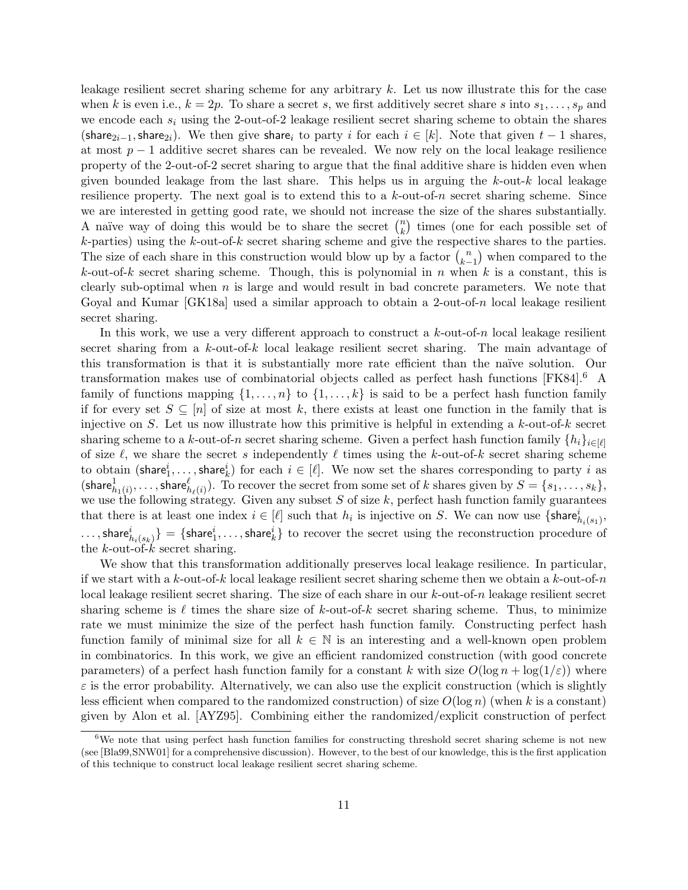leakage resilient secret sharing scheme for any arbitrary $k$. Let us now illustrate this for the case when $k$ is even i.e., $k = 2p$. To share a secret $s$, we first additively secret share $s$ into $s_1, \ldots, s_p$ and we encode each $s_i$ using the 2-out-of-2 leakage resilient secret sharing scheme to obtain the shares $(\mathsf{share}_{2i-1}, \mathsf{share}_{2i})$. We then give $\mathsf{share}_i$ to party $i$ for each $i \in [k]$. Note that given $t-1$ shares, at most $p-1$ additive secret shares can be revealed. We now rely on the local leakage resilience property of the 2-out-of-2 secret sharing to argue that the final additive share is hidden even when given bounded leakage from the last share. This helps us in arguing the $k$-out-$k$ local leakage resilience property. The next goal is to extend this to a $k$-out-of-$n$ secret sharing scheme. Since we are interested in getting good rate, we should not increase the size of the shares substantially. A naïve way of doing this would be to share the secret $\binom{n}{k}$ times (one for each possible set of $k$-parties) using the $k$-out-of-$k$ secret sharing scheme and give the respective shares to the parties. The size of each share in this construction would blow up by a factor $\binom{n}{k-1}$ when compared to the $k$-out-of-$k$ secret sharing scheme. Though, this is polynomial in $n$ when $k$ is a constant, this is clearly sub-optimal when $n$ is large and would result in bad concrete parameters. We note that Goyal and Kumar [GK18a] used a similar approach to obtain a 2-out-of-$n$ local leakage resilient secret sharing.

In this work, we use a very different approach to construct a $k$-out-of-$n$ local leakage resilient secret sharing from a $k$-out-of-$k$ local leakage resilient secret sharing. The main advantage of this transformation is that it is substantially more rate efficient than the naïve solution. Our transformation makes use of combinatorial objects called as perfect hash functions [FK84].[6] A family of functions mapping $\{1, \ldots, n\}$ to $\{1, \ldots, k\}$ is said to be a perfect hash function family if for every set $S \subseteq [n]$ of size at most $k$, there exists at least one function in the family that is injective on $S$. Let us now illustrate how this primitive is helpful in extending a $k$-out-of-$k$ secret sharing scheme to a $k$-out-of-$n$ secret sharing scheme. Given a perfect hash function family $\{h_i\}_{i \in [\ell]}$ of size $\ell$, we share the secret $s$ independently $\ell$ times using the $k$-out-of-$k$ secret sharing scheme to obtain $(\mathsf{share}^i_1, \ldots, \mathsf{share}^i_k)$ for each $i \in [\ell]$. We now set the shares corresponding to party $i$ as $(\mathsf{share}^1_{h_1(i)}, \ldots, \mathsf{share}^\ell_{h_\ell(i)})$. To recover the secret from some set of $k$ shares given by $S = \{s_1, \ldots, s_k\}$, we use the following strategy. Given any subset $S$ of size $k$, perfect hash function family guarantees that there is at least one index $i \in [\ell]$ such that $h_i$ is injective on $S$. We can now use $\{\mathsf{share}^i_{h_i(s_1)}, \ldots, \mathsf{share}^i_{h_i(s_k)}\} = \{\mathsf{share}^i_1, \ldots, \mathsf{share}^i_k\}$ to recover the secret using the reconstruction procedure of the $k$-out-of-$k$ secret sharing.

We show that this transformation additionally preserves local leakage resilience. In particular, if we start with a $k$-out-of-$k$ local leakage resilient secret sharing scheme then we obtain a $k$-out-of-$n$ local leakage resilient secret sharing. The size of each share in our $k$-out-of-$n$ leakage resilient secret sharing scheme is $\ell$ times the share size of $k$-out-of-$k$ secret sharing scheme. Thus, to minimize rate we must minimize the size of the perfect hash function family. Constructing perfect hash function family of minimal size for all $k \in \mathbb{N}$ is an interesting and a well-known open problem in combinatorics. In this work, we give an efficient randomized construction (with good concrete parameters) of a perfect hash function family for a constant $k$ with size $O(\log n + \log(1/\varepsilon))$ where $\varepsilon$ is the error probability. Alternatively, we can also use the explicit construction (which is slightly less efficient when compared to the randomized construction) of size $O(\log n)$ (when $k$ is a constant) given by Alon et al. [AYZ95]. Combining either the randomized/explicit construction of perfect

[6] We note that using perfect hash function families for constructing threshold secret sharing scheme is not new (see [Bla99,SNW01] for a comprehensive discussion). However, to the best of our knowledge, this is the first application of this technique to construct local leakage resilient secret sharing scheme.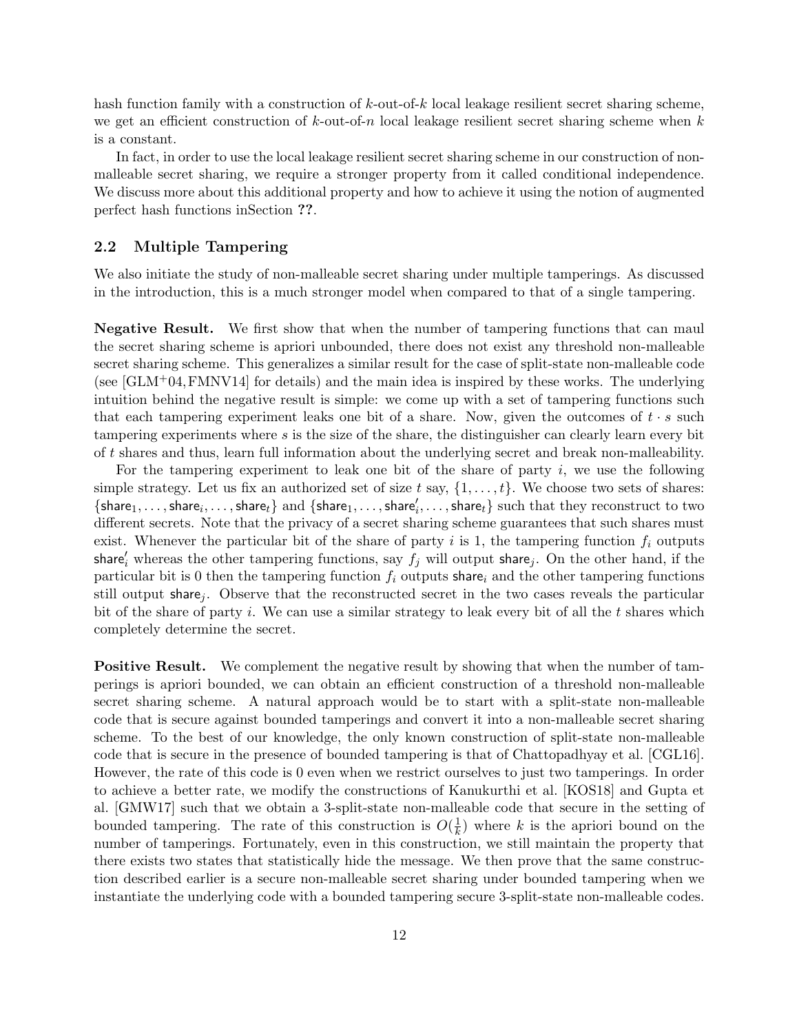hash function family with a construction of $k$-out-of-$k$ local leakage resilient secret sharing scheme, we get an efficient construction of $k$-out-of-$n$ local leakage resilient secret sharing scheme when $k$ is a constant.

In fact, in order to use the local leakage resilient secret sharing scheme in our construction of non-malleable secret sharing, we require a stronger property from it called conditional independence. We discuss more about this additional property and how to achieve it using the notion of augmented perfect hash functions inSection **??**.

## 2.2 Multiple Tampering

We also initiate the study of non-malleable secret sharing under multiple tamperings. As discussed in the introduction, this is a much stronger model when compared to that of a single tampering.

**Negative Result.** We first show that when the number of tampering functions that can maul the secret sharing scheme is apriori unbounded, there does not exist any threshold non-malleable secret sharing scheme. This generalizes a similar result for the case of split-state non-malleable code (see [GLM+04, FMNV14] for details) and the main idea is inspired by these works. The underlying intuition behind the negative result is simple: we come up with a set of tampering functions such that each tampering experiment leaks one bit of a share. Now, given the outcomes of $t \cdot s$ such tampering experiments where $s$ is the size of the share, the distinguisher can clearly learn every bit of $t$ shares and thus, learn full information about the underlying secret and break non-malleability.

For the tampering experiment to leak one bit of the share of party $i$, we use the following simple strategy. Let us fix an authorized set of size $t$ say, $\{1, \ldots, t\}$. We choose two sets of shares: $\{\mathsf{share}_1, \ldots, \mathsf{share}_i, \ldots, \mathsf{share}_t\}$ and $\{\mathsf{share}_1, \ldots, \mathsf{share}'_i, \ldots, \mathsf{share}_t\}$ such that they reconstruct to two different secrets. Note that the privacy of a secret sharing scheme guarantees that such shares must exist. Whenever the particular bit of the share of party $i$ is 1, the tampering function $f_i$ outputs $\mathsf{share}'_i$ whereas the other tampering functions, say $f_j$ will output $\mathsf{share}_j$. On the other hand, if the particular bit is 0 then the tampering function $f_i$ outputs $\mathsf{share}_i$ and the other tampering functions still output $\mathsf{share}_j$. Observe that the reconstructed secret in the two cases reveals the particular bit of the share of party $i$. We can use a similar strategy to leak every bit of all the $t$ shares which completely determine the secret.

**Positive Result.** We complement the negative result by showing that when the number of tamperings is apriori bounded, we can obtain an efficient construction of a threshold non-malleable secret sharing scheme. A natural approach would be to start with a split-state non-malleable code that is secure against bounded tamperings and convert it into a non-malleable secret sharing scheme. To the best of our knowledge, the only known construction of split-state non-malleable code that is secure in the presence of bounded tampering is that of Chattopadhyay et al. [CGL16]. However, the rate of this code is 0 even when we restrict ourselves to just two tamperings. In order to achieve a better rate, we modify the constructions of Kanukurthi et al. [KOS18] and Gupta et al. [GMW17] such that we obtain a 3-split-state non-malleable code that secure in the setting of bounded tampering. The rate of this construction is $O(\frac{1}{k})$ where $k$ is the apriori bound on the number of tamperings. Fortunately, even in this construction, we still maintain the property that there exists two states that statistically hide the message. We then prove that the same construction described earlier is a secure non-malleable secret sharing under bounded tampering when we instantiate the underlying code with a bounded tampering secure 3-split-state non-malleable codes.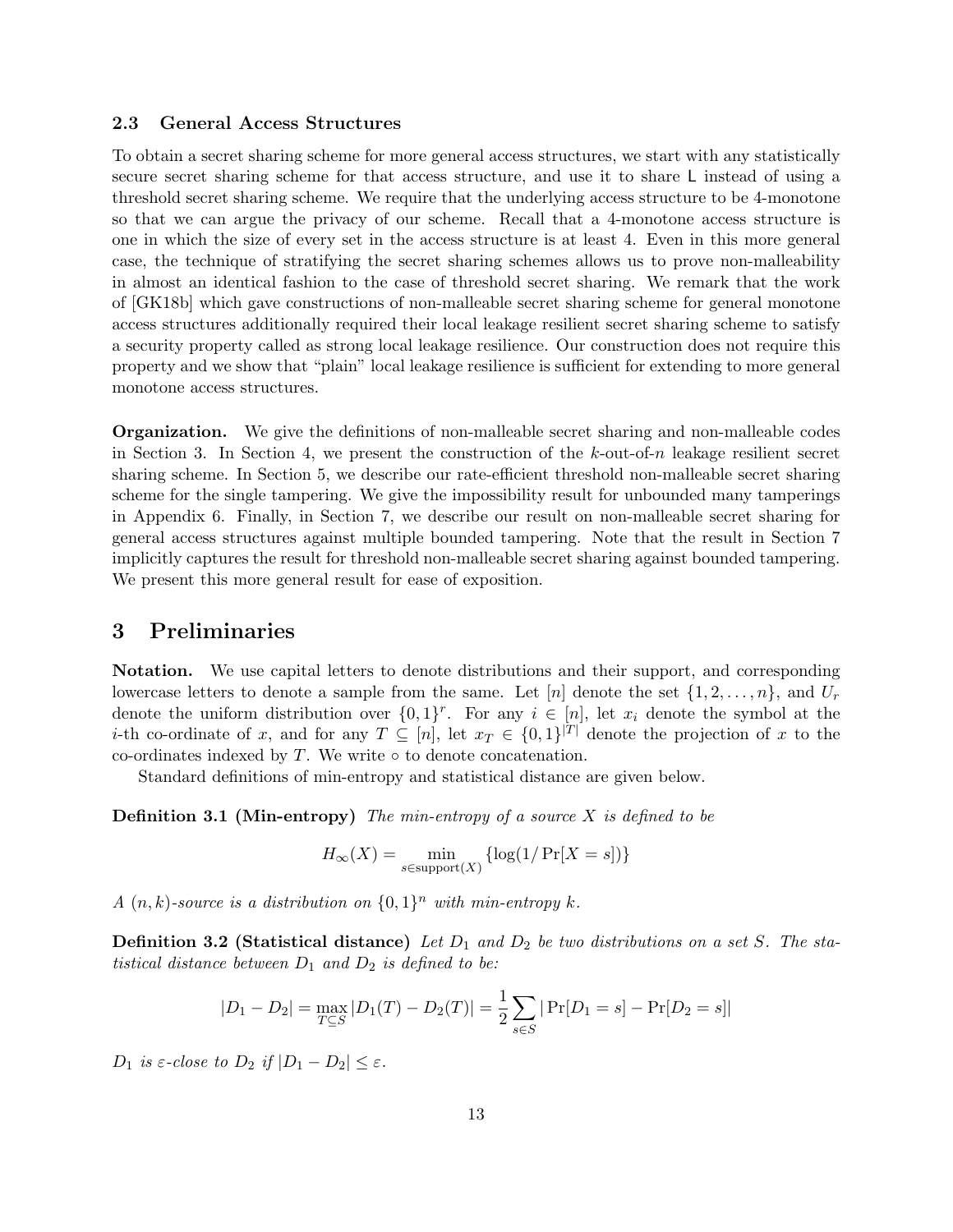### 2.3 General Access Structures

To obtain a secret sharing scheme for more general access structures, we start with any statistically secure secret sharing scheme for that access structure, and use it to share $\mathsf{L}$ instead of using a threshold secret sharing scheme. We require that the underlying access structure to be 4-monotone so that we can argue the privacy of our scheme. Recall that a 4-monotone access structure is one in which the size of every set in the access structure is at least 4. Even in this more general case, the technique of stratifying the secret sharing schemes allows us to prove non-malleability in almost an identical fashion to the case of threshold secret sharing. We remark that the work of [GK18b] which gave constructions of non-malleable secret sharing scheme for general monotone access structures additionally required their local leakage resilient secret sharing scheme to satisfy a security property called as strong local leakage resilience. Our construction does not require this property and we show that "plain" local leakage resilience is sufficient for extending to more general monotone access structures.

**Organization.** We give the definitions of non-malleable secret sharing and non-malleable codes in Section 3. In Section 4, we present the construction of the $k$-out-of-$n$ leakage resilient secret sharing scheme. In Section 5, we describe our rate-efficient threshold non-malleable secret sharing scheme for the single tampering. We give the impossibility result for unbounded many tamperings in Appendix 6. Finally, in Section 7, we describe our result on non-malleable secret sharing for general access structures against multiple bounded tampering. Note that the result in Section 7 implicitly captures the result for threshold non-malleable secret sharing against bounded tampering. We present this more general result for ease of exposition.

## 3 Preliminaries

**Notation.** We use capital letters to denote distributions and their support, and corresponding lowercase letters to denote a sample from the same. Let $[n]$ denote the set $\{1, 2, \ldots, n\}$, and $U_r$ denote the uniform distribution over $\{0,1\}^r$. For any $i \in [n]$, let $x_i$ denote the symbol at the $i$-th co-ordinate of $x$, and for any $T \subseteq [n]$, let $x_T \in \{0,1\}^{|T|}$ denote the projection of $x$ to the co-ordinates indexed by $T$. We write $\circ$ to denote concatenation.

Standard definitions of min-entropy and statistical distance are given below.

**Definition 3.1 (Min-entropy)** *The min-entropy of a source $X$ is defined to be*

$$H_\infty(X) = \min_{s \in \text{support}(X)} \{\log(1/\Pr[X = s])\}$$

*A $(n,k)$-source is a distribution on $\{0,1\}^n$ with min-entropy $k$.*

**Definition 3.2 (Statistical distance)** *Let $D_1$ and $D_2$ be two distributions on a set $S$. The statistical distance between $D_1$ and $D_2$ is defined to be:*

$$|D_1 - D_2| = \max_{T \subseteq S} |D_1(T) - D_2(T)| = \frac{1}{2} \sum_{s \in S} |\Pr[D_1 = s] - \Pr[D_2 = s]|$$

*$D_1$ is $\varepsilon$-close to $D_2$ if $|D_1 - D_2| \leq \varepsilon$.*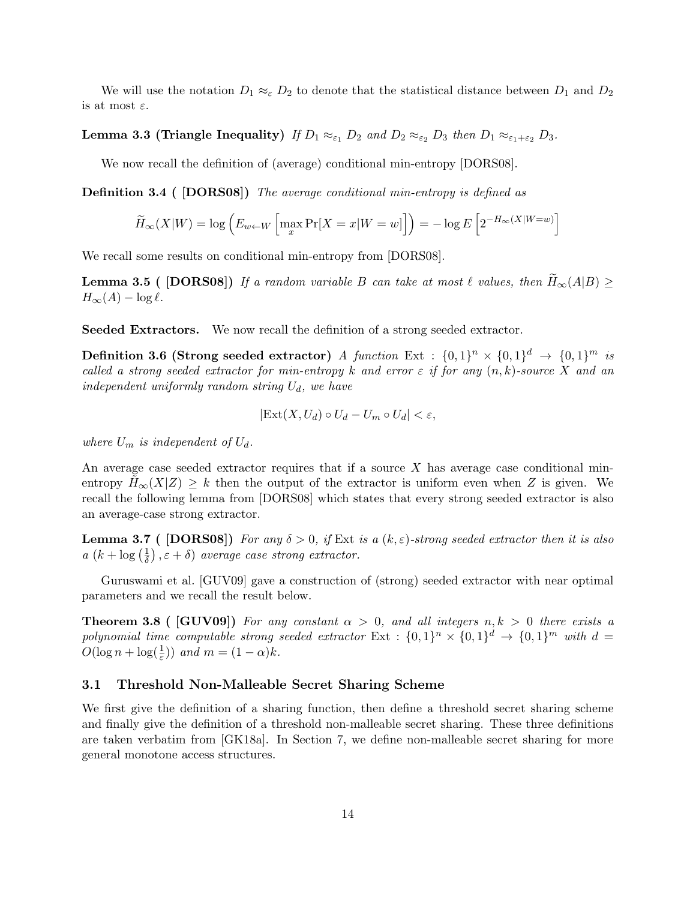We will use the notation $D_1 \approx_\varepsilon D_2$ to denote that the statistical distance between $D_1$ and $D_2$ is at most $\varepsilon$.

**Lemma 3.3 (Triangle Inequality)** *If $D_1 \approx_{\varepsilon_1} D_2$ and $D_2 \approx_{\varepsilon_2} D_3$ then $D_1 \approx_{\varepsilon_1+\varepsilon_2} D_3$.*

We now recall the definition of (average) conditional min-entropy [DORS08].

**Definition 3.4 ( [DORS08])** *The average conditional min-entropy is defined as*

$$\widetilde{H}_\infty(X|W) = \log\left(E_{w \leftarrow W}\left[\max_x \Pr[X = x|W = w]\right]\right) = -\log E\left[2^{-H_\infty(X|W=w)}\right]$$

We recall some results on conditional min-entropy from [DORS08].

**Lemma 3.5 ( [DORS08])** *If a random variable $B$ can take at most $\ell$ values, then $\widetilde{H}_\infty(A|B) \geq H_\infty(A) - \log \ell$.*

**Seeded Extractors.** We now recall the definition of a strong seeded extractor.

**Definition 3.6 (Strong seeded extractor)** *A function $\mathrm{Ext} : \{0,1\}^n \times \{0,1\}^d \rightarrow \{0,1\}^m$ is called a strong seeded extractor for min-entropy $k$ and error $\varepsilon$ if for any $(n,k)$-source $X$ and an independent uniformly random string $U_d$, we have*

$$|\mathrm{Ext}(X, U_d) \circ U_d - U_m \circ U_d| < \varepsilon,$$

*where $U_m$ is independent of $U_d$.*

An average case seeded extractor requires that if a source $X$ has average case conditional min-entropy $\widetilde{H}_\infty(X|Z) \geq k$ then the output of the extractor is uniform even when $Z$ is given. We recall the following lemma from [DORS08] which states that every strong seeded extractor is also an average-case strong extractor.

**Lemma 3.7 ( [DORS08])** *For any $\delta > 0$, if $\mathrm{Ext}$ is a $(k, \varepsilon)$-strong seeded extractor then it is also a $\left(k + \log\left(\frac{1}{\delta}\right), \varepsilon + \delta\right)$ average case strong extractor.*

Guruswami et al. [GUV09] gave a construction of (strong) seeded extractor with near optimal parameters and we recall the result below.

**Theorem 3.8 ( [GUV09])** *For any constant $\alpha > 0$, and all integers $n, k > 0$ there exists a polynomial time computable strong seeded extractor $\mathrm{Ext} : \{0,1\}^n \times \{0,1\}^d \rightarrow \{0,1\}^m$ with $d = O(\log n + \log(\frac{1}{\varepsilon}))$ and $m = (1 - \alpha)k$.*

### 3.1 Threshold Non-Malleable Secret Sharing Scheme

We first give the definition of a sharing function, then define a threshold secret sharing scheme and finally give the definition of a threshold non-malleable secret sharing. These three definitions are taken verbatim from [GK18a]. In Section 7, we define non-malleable secret sharing for more general monotone access structures.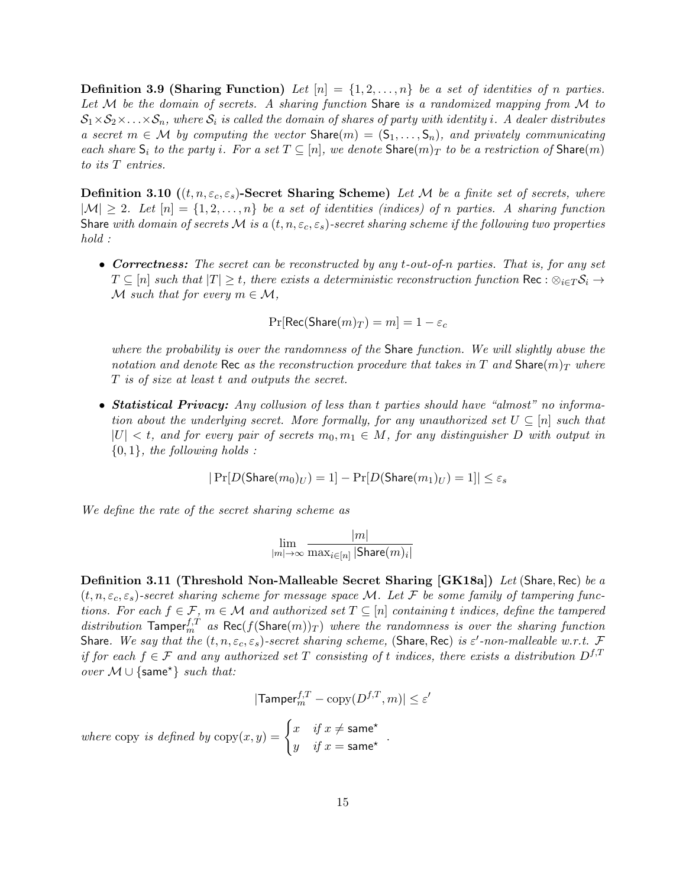**Definition 3.9 (Sharing Function)** *Let $[n] = \{1, 2, \ldots, n\}$ be a set of identities of $n$ parties. Let $\mathcal{M}$ be the domain of secrets. A sharing function* Share *is a randomized mapping from $\mathcal{M}$ to $\mathcal{S}_1 \times \mathcal{S}_2 \times \ldots \times \mathcal{S}_n$, where $\mathcal{S}_i$ is called the domain of shares of party with identity $i$. A dealer distributes a secret $m \in \mathcal{M}$ by computing the vector $\mathsf{Share}(m) = (\mathsf{S}_1, \ldots, \mathsf{S}_n)$, and privately communicating each share $\mathsf{S}_i$ to the party $i$. For a set $T \subseteq [n]$, we denote $\mathsf{Share}(m)_T$ to be a restriction of $\mathsf{Share}(m)$ to its $T$ entries.*

**Definition 3.10 ($(t, n, \varepsilon_c, \varepsilon_s)$-Secret Sharing Scheme)** *Let $\mathcal{M}$ be a finite set of secrets, where $|\mathcal{M}| \geq 2$. Let $[n] = \{1, 2, \ldots, n\}$ be a set of identities (indices) of $n$ parties. A sharing function* Share *with domain of secrets $\mathcal{M}$ is a $(t, n, \varepsilon_c, \varepsilon_s)$-secret sharing scheme if the following two properties hold :*

- ***Correctness:*** *The secret can be reconstructed by any $t$-out-of-$n$ parties. That is, for any set $T \subseteq [n]$ such that $|T| \geq t$, there exists a deterministic reconstruction function $\mathsf{Rec} : \otimes_{i \in T} \mathcal{S}_i \to \mathcal{M}$ such that for every $m \in \mathcal{M}$,*

  $$\Pr[\mathsf{Rec}(\mathsf{Share}(m)_T) = m] = 1 - \varepsilon_c$$

  *where the probability is over the randomness of the* Share *function. We will slightly abuse the notation and denote* Rec *as the reconstruction procedure that takes in $T$ and $\mathsf{Share}(m)_T$ where $T$ is of size at least $t$ and outputs the secret.*

- ***Statistical Privacy:*** *Any collusion of less than $t$ parties should have "almost" no information about the underlying secret. More formally, for any unauthorized set $U \subseteq [n]$ such that $|U| < t$, and for every pair of secrets $m_0, m_1 \in M$, for any distinguisher $D$ with output in $\{0, 1\}$, the following holds :*

  $$|\Pr[D(\mathsf{Share}(m_0)_U) = 1] - \Pr[D(\mathsf{Share}(m_1)_U) = 1]| \leq \varepsilon_s$$

*We define the rate of the secret sharing scheme as*

$$\lim_{|m| \to \infty} \frac{|m|}{\max_{i \in [n]} |\mathsf{Share}(m)_i|}$$

**Definition 3.11 (Threshold Non-Malleable Secret Sharing [GK18a])** *Let* (Share, Rec) *be a $(t, n, \varepsilon_c, \varepsilon_s)$-secret sharing scheme for message space $\mathcal{M}$. Let $\mathcal{F}$ be some family of tampering functions. For each $f \in \mathcal{F}$, $m \in \mathcal{M}$ and authorized set $T \subseteq [n]$ containing $t$ indices, define the tampered distribution $\mathsf{Tamper}_m^{f,T}$ as $\mathsf{Rec}(f(\mathsf{Share}(m))_T)$ where the randomness is over the sharing function* Share. *We say that the $(t, n, \varepsilon_c, \varepsilon_s)$-secret sharing scheme,* (Share, Rec) *is $\varepsilon'$-non-malleable w.r.t. $\mathcal{F}$ if for each $f \in \mathcal{F}$ and any authorized set $T$ consisting of $t$ indices, there exists a distribution $D^{f,T}$ over $\mathcal{M} \cup \{\mathsf{same}^\star\}$ such that:*

$$|\mathsf{Tamper}_m^{f,T} - \mathrm{copy}(D^{f,T}, m)| \leq \varepsilon'$$

*where* copy *is defined by* $\mathrm{copy}(x, y) = \begin{cases} x & \text{if } x \neq \mathsf{same}^\star \\ y & \text{if } x = \mathsf{same}^\star \end{cases}$ .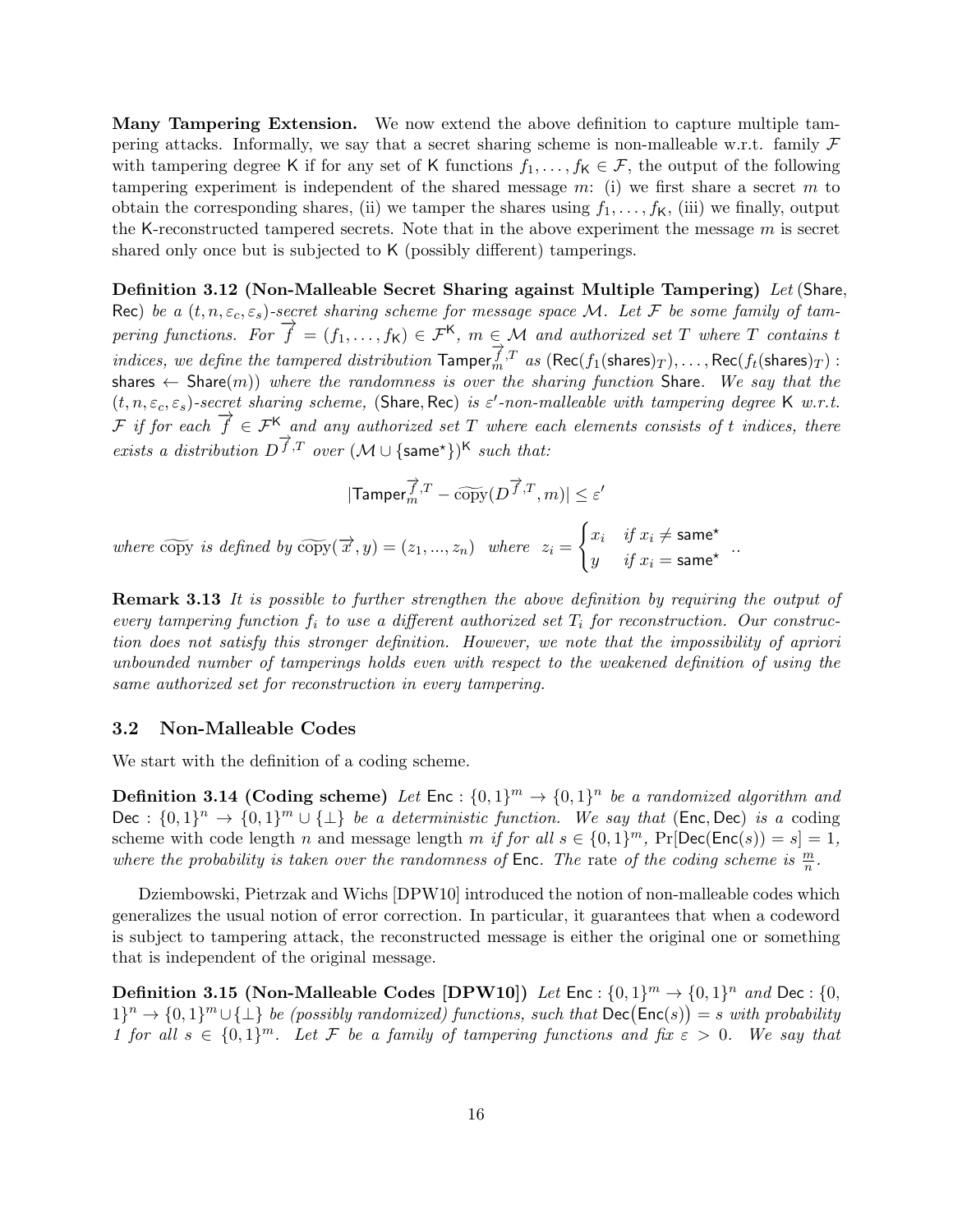**Many Tampering Extension.** We now extend the above definition to capture multiple tampering attacks. Informally, we say that a secret sharing scheme is non-malleable w.r.t. family $\mathcal{F}$ with tampering degree $\mathsf{K}$ if for any set of $\mathsf{K}$ functions $f_1, \ldots, f_{\mathsf{K}} \in \mathcal{F}$, the output of the following tampering experiment is independent of the shared message $m$: (i) we first share a secret $m$ to obtain the corresponding shares, (ii) we tamper the shares using $f_1, \ldots, f_{\mathsf{K}}$, (iii) we finally, output the $\mathsf{K}$-reconstructed tampered secrets. Note that in the above experiment the message $m$ is secret shared only once but is subjected to $\mathsf{K}$ (possibly different) tamperings.

**Definition 3.12 (Non-Malleable Secret Sharing against Multiple Tampering)** *Let* $(\mathsf{Share}, \mathsf{Rec})$ *be a* $(t, n, \varepsilon_c, \varepsilon_s)$*-secret sharing scheme for message space* $\mathcal{M}$*. Let* $\mathcal{F}$ *be some family of tampering functions. For* $\overrightarrow{f} = (f_1, \ldots, f_{\mathsf{K}}) \in \mathcal{F}^{\mathsf{K}}$*,* $m \in \mathcal{M}$ *and authorized set* $T$ *where* $T$ *contains* $t$ *indices, we define the tampered distribution* $\mathsf{Tamper}_m^{\overrightarrow{f},T}$ *as* $(\mathsf{Rec}(f_1(\mathsf{shares})_T), \ldots, \mathsf{Rec}(f_t(\mathsf{shares})_T) : \mathsf{shares} \leftarrow \mathsf{Share}(m))$ *where the randomness is over the sharing function* $\mathsf{Share}$*. We say that the* $(t, n, \varepsilon_c, \varepsilon_s)$*-secret sharing scheme,* $(\mathsf{Share}, \mathsf{Rec})$ *is* $\varepsilon'$*-non-malleable with tampering degree* $\mathsf{K}$ *w.r.t.* $\mathcal{F}$ *if for each* $\overrightarrow{f} \in \mathcal{F}^{\mathsf{K}}$ *and any authorized set* $T$ *where each elements consists of* $t$ *indices, there exists a distribution* $D^{\overrightarrow{f},T}$ *over* $(\mathcal{M} \cup \{\mathsf{same}^\star\})^{\mathsf{K}}$ *such that:*

$$|\mathsf{Tamper}_m^{\overrightarrow{f},T} - \widetilde{\mathrm{copy}}(D^{\overrightarrow{f},T}, m)| \leq \varepsilon'$$

*where* $\widetilde{\mathrm{copy}}$ *is defined by* $\widetilde{\mathrm{copy}}(\overrightarrow{x}, y) = (z_1, ..., z_n)$ *where* $z_i = \begin{cases} x_i & \text{if } x_i \neq \mathsf{same}^\star \\ y & \text{if } x_i = \mathsf{same}^\star \end{cases}$ *..*

**Remark 3.13** *It is possible to further strengthen the above definition by requiring the output of every tampering function* $f_i$ *to use a different authorized set* $T_i$ *for reconstruction. Our construction does not satisfy this stronger definition. However, we note that the impossibility of apriori unbounded number of tamperings holds even with respect to the weakened definition of using the same authorized set for reconstruction in every tampering.*

## 3.2 Non-Malleable Codes

We start with the definition of a coding scheme.

**Definition 3.14 (Coding scheme)** *Let* $\mathsf{Enc} : \{0,1\}^m \to \{0,1\}^n$ *be a randomized algorithm and* $\mathsf{Dec} : \{0,1\}^n \to \{0,1\}^m \cup \{\perp\}$ *be a deterministic function. We say that* $(\mathsf{Enc}, \mathsf{Dec})$ *is a* coding scheme with code length $n$ and message length $m$ *if for all* $s \in \{0,1\}^m$*,* $\Pr[\mathsf{Dec}(\mathsf{Enc}(s)) = s] = 1$*, where the probability is taken over the randomness of* $\mathsf{Enc}$*. The* rate *of the coding scheme is* $\frac{m}{n}$*.*

Dziembowski, Pietrzak and Wichs [DPW10] introduced the notion of non-malleable codes which generalizes the usual notion of error correction. In particular, it guarantees that when a codeword is subject to tampering attack, the reconstructed message is either the original one or something that is independent of the original message.

**Definition 3.15 (Non-Malleable Codes [DPW10])** *Let* $\mathsf{Enc} : \{0,1\}^m \to \{0,1\}^n$ *and* $\mathsf{Dec} : \{0,1\}^n \to \{0,1\}^m \cup \{\perp\}$ *be (possibly randomized) functions, such that* $\mathsf{Dec}(\mathsf{Enc}(s)) = s$ *with probability 1 for all* $s \in \{0,1\}^m$*. Let* $\mathcal{F}$ *be a family of tampering functions and fix* $\varepsilon > 0$*. We say that*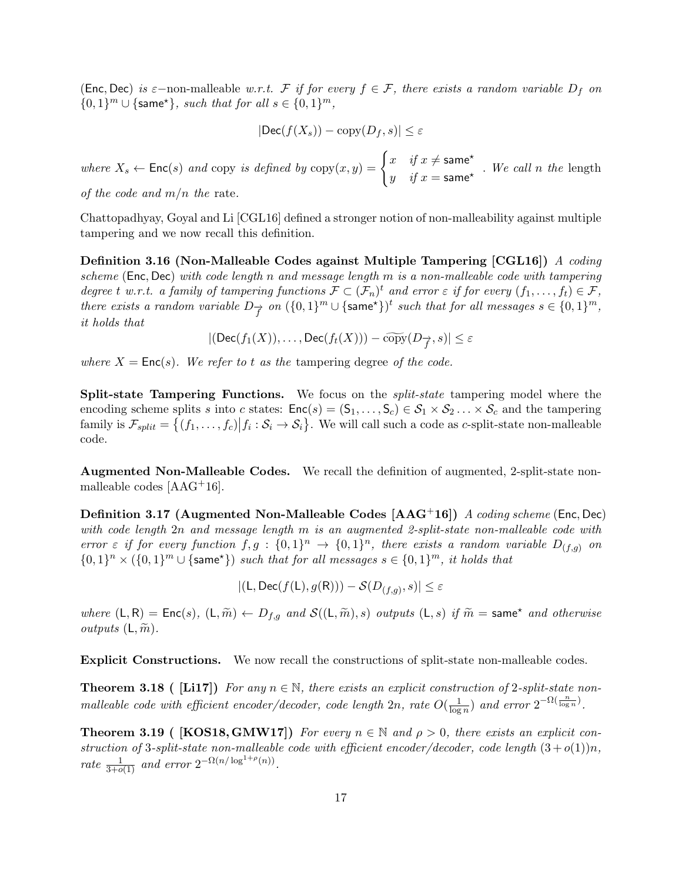$(\mathsf{Enc}, \mathsf{Dec})$ *is* $\varepsilon$*−*non-malleable *w.r.t.* $\mathcal{F}$ *if for every* $f \in \mathcal{F}$*, there exists a random variable* $D_f$ *on* $\{0,1\}^m \cup \{\mathsf{same}^\star\}$*, such that for all* $s \in \{0,1\}^m$*,*

$$|\mathsf{Dec}(f(X_s)) - \text{copy}(D_f, s)| \leq \varepsilon$$

*where* $X_s \leftarrow \mathsf{Enc}(s)$ *and* copy *is defined by* $\text{copy}(x, y) = \begin{cases} x & \text{if } x \neq \mathsf{same}^\star \\ y & \text{if } x = \mathsf{same}^\star \end{cases}$*. We call* $n$ *the* length *of the code and* $m/n$ *the* rate*.*

Chattopadhyay, Goyal and Li [CGL16] defined a stronger notion of non-malleability against multiple tampering and we now recall this definition.

**Definition 3.16 (Non-Malleable Codes against Multiple Tampering [CGL16])** *A coding scheme* $(\mathsf{Enc}, \mathsf{Dec})$ *with code length* $n$ *and message length* $m$ *is a non-malleable code with tampering degree* $t$ *w.r.t. a family of tampering functions* $\mathcal{F} \subset (\mathcal{F}_n)^t$ *and error* $\varepsilon$ *if for every* $(f_1, \ldots, f_t) \in \mathcal{F}$*, there exists a random variable* $D_{\overrightarrow{f}}$ *on* $(\{0,1\}^m \cup \{\mathsf{same}^\star\})^t$ *such that for all messages* $s \in \{0,1\}^m$*, it holds that*

$$|(\mathsf{Dec}(f_1(X)), \ldots, \mathsf{Dec}(f_t(X))) - \widetilde{\text{copy}}(D_{\overrightarrow{f}}, s)| \leq \varepsilon$$

*where* $X = \mathsf{Enc}(s)$*. We refer to* $t$ *as the* tampering degree *of the code.*

**Split-state Tampering Functions.** We focus on the *split-state* tampering model where the encoding scheme splits $s$ into $c$ states: $\mathsf{Enc}(s) = (\mathsf{S}_1, \ldots, \mathsf{S}_c) \in \mathcal{S}_1 \times \mathcal{S}_2 \ldots \times \mathcal{S}_c$ and the tampering family is $\mathcal{F}_{split} = \{(f_1, \ldots, f_c) | f_i : \mathcal{S}_i \rightarrow \mathcal{S}_i\}$. We will call such a code as $c$-split-state non-malleable code.

**Augmented Non-Malleable Codes.** We recall the definition of augmented, 2-split-state non-malleable codes [AAG+16].

**Definition 3.17 (Augmented Non-Malleable Codes [AAG+16])** *A coding scheme* $(\mathsf{Enc}, \mathsf{Dec})$ *with code length* $2n$ *and message length* $m$ *is an augmented 2-split-state non-malleable code with error* $\varepsilon$ *if for every function* $f, g : \{0,1\}^n \rightarrow \{0,1\}^n$*, there exists a random variable* $D_{(f,g)}$ *on* $\{0,1\}^n \times (\{0,1\}^m \cup \{\mathsf{same}^\star\})$ *such that for all messages* $s \in \{0,1\}^m$*, it holds that*

$$|(\mathsf{L}, \mathsf{Dec}(f(\mathsf{L}), g(\mathsf{R}))) - \mathcal{S}(D_{(f,g)}, s)| \leq \varepsilon$$

*where* $(\mathsf{L}, \mathsf{R}) = \mathsf{Enc}(s)$*,* $(\mathsf{L}, \widetilde{m}) \leftarrow D_{f,g}$ *and* $\mathcal{S}((\mathsf{L}, \widetilde{m}), s)$ *outputs* $(\mathsf{L}, s)$ *if* $\widetilde{m} = \mathsf{same}^\star$ *and otherwise outputs* $(\mathsf{L}, \widetilde{m})$*.*

**Explicit Constructions.** We now recall the constructions of split-state non-malleable codes.

**Theorem 3.18 ( [Li17])** *For any* $n \in \mathbb{N}$*, there exists an explicit construction of 2-split-state non-malleable code with efficient encoder/decoder, code length* $2n$*, rate* $O(\frac{1}{\log n})$ *and error* $2^{-\Omega(\frac{n}{\log n})}$*.*

**Theorem 3.19 ( [KOS18, GMW17])** *For every* $n \in \mathbb{N}$ *and* $\rho > 0$*, there exists an explicit construction of 3-split-state non-malleable code with efficient encoder/decoder, code length* $(3 + o(1))n$*, rate* $\frac{1}{3+o(1)}$ *and error* $2^{-\Omega(n/\log^{1+\rho}(n))}$*.*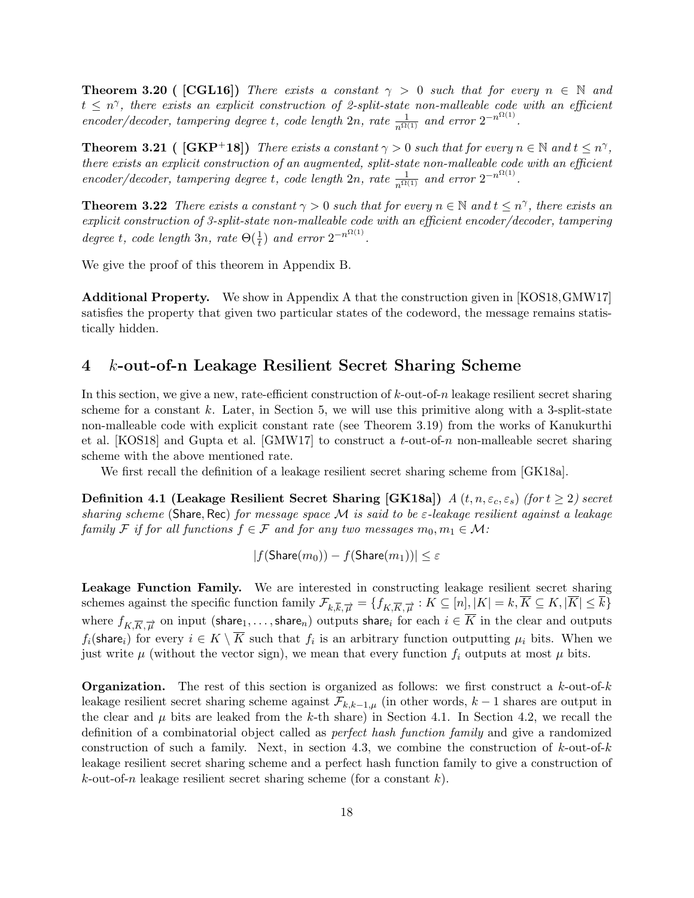**Theorem 3.20 ( [CGL16])** *There exists a constant $\gamma > 0$ such that for every $n \in \mathbb{N}$ and $t \leq n^{\gamma}$, there exists an explicit construction of 2-split-state non-malleable code with an efficient encoder/decoder, tampering degree $t$, code length $2n$, rate $\frac{1}{n^{\Omega(1)}}$ and error $2^{-n^{\Omega(1)}}$.*

**Theorem 3.21 ( [GKP+18])** *There exists a constant $\gamma > 0$ such that for every $n \in \mathbb{N}$ and $t \leq n^{\gamma}$, there exists an explicit construction of an augmented, split-state non-malleable code with an efficient encoder/decoder, tampering degree $t$, code length $2n$, rate $\frac{1}{n^{\Omega(1)}}$ and error $2^{-n^{\Omega(1)}}$.*

**Theorem 3.22** *There exists a constant $\gamma > 0$ such that for every $n \in \mathbb{N}$ and $t \leq n^{\gamma}$, there exists an explicit construction of 3-split-state non-malleable code with an efficient encoder/decoder, tampering degree $t$, code length $3n$, rate $\Theta(\frac{1}{t})$ and error $2^{-n^{\Omega(1)}}$.*

We give the proof of this theorem in Appendix B.

**Additional Property.** We show in Appendix A that the construction given in [KOS18, GMW17] satisfies the property that given two particular states of the codeword, the message remains statistically hidden.

## 4 $k$-out-of-n Leakage Resilient Secret Sharing Scheme

In this section, we give a new, rate-efficient construction of $k$-out-of-$n$ leakage resilient secret sharing scheme for a constant $k$. Later, in Section 5, we will use this primitive along with a 3-split-state non-malleable code with explicit constant rate (see Theorem 3.19) from the works of Kanukurthi et al. [KOS18] and Gupta et al. [GMW17] to construct a $t$-out-of-$n$ non-malleable secret sharing scheme with the above mentioned rate.

We first recall the definition of a leakage resilient secret sharing scheme from [GK18a].

**Definition 4.1 (Leakage Resilient Secret Sharing [GK18a])** *A $(t, n, \varepsilon_c, \varepsilon_s)$ (for $t \geq 2$) secret sharing scheme $(\mathsf{Share}, \mathsf{Rec})$ for message space $\mathcal{M}$ is said to be $\varepsilon$-leakage resilient against a leakage family $\mathcal{F}$ if for all functions $f \in \mathcal{F}$ and for any two messages $m_0, m_1 \in \mathcal{M}$:*

$$|f(\mathsf{Share}(m_0)) - f(\mathsf{Share}(m_1))| \leq \varepsilon$$

**Leakage Function Family.** We are interested in constructing leakage resilient secret sharing schemes against the specific function family $\mathcal{F}_{k,\overline{k},\overrightarrow{\mu}} = \{f_{K,\overline{K},\overrightarrow{\mu}} : K \subseteq [n], |K| = k, \overline{K} \subseteq K, |\overline{K}| \leq \overline{k}\}$ where $f_{K,\overline{K},\overrightarrow{\mu}}$ on input $(\mathsf{share}_1, \ldots, \mathsf{share}_n)$ outputs $\mathsf{share}_i$ for each $i \in \overline{K}$ in the clear and outputs $f_i(\mathsf{share}_i)$ for every $i \in K \setminus \overline{K}$ such that $f_i$ is an arbitrary function outputting $\mu_i$ bits. When we just write $\mu$ (without the vector sign), we mean that every function $f_i$ outputs at most $\mu$ bits.

**Organization.** The rest of this section is organized as follows: we first construct a $k$-out-of-$k$ leakage resilient secret sharing scheme against $\mathcal{F}_{k,k-1,\mu}$ (in other words, $k-1$ shares are output in the clear and $\mu$ bits are leaked from the $k$-th share) in Section 4.1. In Section 4.2, we recall the definition of a combinatorial object called as *perfect hash function family* and give a randomized construction of such a family. Next, in section 4.3, we combine the construction of $k$-out-of-$k$ leakage resilient secret sharing scheme and a perfect hash function family to give a construction of $k$-out-of-$n$ leakage resilient secret sharing scheme (for a constant $k$).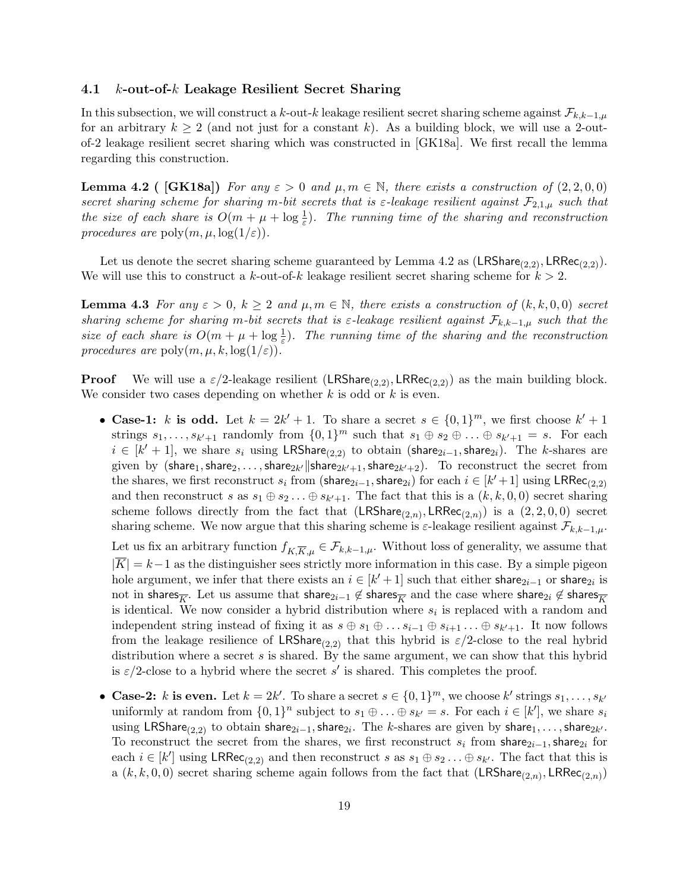### 4.1 $k$-out-of-$k$ Leakage Resilient Secret Sharing

In this subsection, we will construct a $k$-out-$k$ leakage resilient secret sharing scheme against $\mathcal{F}_{k,k-1,\mu}$ for an arbitrary $k \geq 2$ (and not just for a constant $k$). As a building block, we will use a 2-out-of-2 leakage resilient secret sharing which was constructed in [GK18a]. We first recall the lemma regarding this construction.

**Lemma 4.2 ( [GK18a])** *For any $\varepsilon > 0$ and $\mu, m \in \mathbb{N}$, there exists a construction of $(2, 2, 0, 0)$ secret sharing scheme for sharing $m$-bit secrets that is $\varepsilon$-leakage resilient against $\mathcal{F}_{2,1,\mu}$ such that the size of each share is $O(m + \mu + \log \frac{1}{\varepsilon})$. The running time of the sharing and reconstruction procedures are $\text{poly}(m, \mu, \log(1/\varepsilon))$.*

Let us denote the secret sharing scheme guaranteed by Lemma 4.2 as $(\mathsf{LRShare}_{(2,2)}, \mathsf{LRRec}_{(2,2)})$. We will use this to construct a $k$-out-of-$k$ leakage resilient secret sharing scheme for $k > 2$.

**Lemma 4.3** *For any $\varepsilon > 0$, $k \geq 2$ and $\mu, m \in \mathbb{N}$, there exists a construction of $(k, k, 0, 0)$ secret sharing scheme for sharing $m$-bit secrets that is $\varepsilon$-leakage resilient against $\mathcal{F}_{k,k-1,\mu}$ such that the size of each share is $O(m + \mu + \log \frac{1}{\varepsilon})$. The running time of the sharing and the reconstruction procedures are $\text{poly}(m, \mu, k, \log(1/\varepsilon))$.*

**Proof** We will use a $\varepsilon/2$-leakage resilient $(\mathsf{LRShare}_{(2,2)}, \mathsf{LRRec}_{(2,2)})$ as the main building block. We consider two cases depending on whether $k$ is odd or $k$ is even.

- **Case-1:** $k$ **is odd.** Let $k = 2k' + 1$. To share a secret $s \in \{0, 1\}^m$, we first choose $k' + 1$ strings $s_1, \ldots, s_{k'+1}$ randomly from $\{0, 1\}^m$ such that $s_1 \oplus s_2 \oplus \ldots \oplus s_{k'+1} = s$. For each $i \in [k' + 1]$, we share $s_i$ using $\mathsf{LRShare}_{(2,2)}$ to obtain $(\mathsf{share}_{2i-1}, \mathsf{share}_{2i})$. The $k$-shares are given by $(\mathsf{share}_1, \mathsf{share}_2, \ldots, \mathsf{share}_{2k'} \| \mathsf{share}_{2k'+1}, \mathsf{share}_{2k'+2})$. To reconstruct the secret from the shares, we first reconstruct $s_i$ from $(\mathsf{share}_{2i-1}, \mathsf{share}_{2i})$ for each $i \in [k'+1]$ using $\mathsf{LRRec}_{(2,2)}$ and then reconstruct $s$ as $s_1 \oplus s_2 \ldots \oplus s_{k'+1}$. The fact that this is a $(k, k, 0, 0)$ secret sharing scheme follows directly from the fact that $(\mathsf{LRShare}_{(2,n)}, \mathsf{LRRec}_{(2,n)})$ is a $(2, 2, 0, 0)$ secret sharing scheme. We now argue that this sharing scheme is $\varepsilon$-leakage resilient against $\mathcal{F}_{k,k-1,\mu}$.

  Let us fix an arbitrary function $f_{K,\overline{K},\mu} \in \mathcal{F}_{k,k-1,\mu}$. Without loss of generality, we assume that $|\overline{K}| = k-1$ as the distinguisher sees strictly more information in this case. By a simple pigeon hole argument, we infer that there exists an $i \in [k' + 1]$ such that either $\mathsf{share}_{2i-1}$ or $\mathsf{share}_{2i}$ is not in $\mathsf{shares}_{\overline{K}}$. Let us assume that $\mathsf{share}_{2i-1} \notin \mathsf{shares}_{\overline{K}}$ and the case where $\mathsf{share}_{2i} \notin \mathsf{shares}_{\overline{K}}$ is identical. We now consider a hybrid distribution where $s_i$ is replaced with a random and independent string instead of fixing it as $s \oplus s_1 \oplus \ldots s_{i-1} \oplus s_{i+1} \ldots \oplus s_{k'+1}$. It now follows from the leakage resilience of $\mathsf{LRShare}_{(2,2)}$ that this hybrid is $\varepsilon/2$-close to the real hybrid distribution where a secret $s$ is shared. By the same argument, we can show that this hybrid is $\varepsilon/2$-close to a hybrid where the secret $s'$ is shared. This completes the proof.

- **Case-2:** $k$ **is even.** Let $k = 2k'$. To share a secret $s \in \{0, 1\}^m$, we choose $k'$ strings $s_1, \ldots, s_{k'}$ uniformly at random from $\{0, 1\}^n$ subject to $s_1 \oplus \ldots \oplus s_{k'} = s$. For each $i \in [k']$, we share $s_i$ using $\mathsf{LRShare}_{(2,2)}$ to obtain $\mathsf{share}_{2i-1}, \mathsf{share}_{2i}$. The $k$-shares are given by $\mathsf{share}_1, \ldots, \mathsf{share}_{2k'}$. To reconstruct the secret from the shares, we first reconstruct $s_i$ from $\mathsf{share}_{2i-1}, \mathsf{share}_{2i}$ for each $i \in [k']$ using $\mathsf{LRRec}_{(2,2)}$ and then reconstruct $s$ as $s_1 \oplus s_2 \ldots \oplus s_{k'}$. The fact that this is a $(k, k, 0, 0)$ secret sharing scheme again follows from the fact that $(\mathsf{LRShare}_{(2,n)}, \mathsf{LRRec}_{(2,n)})$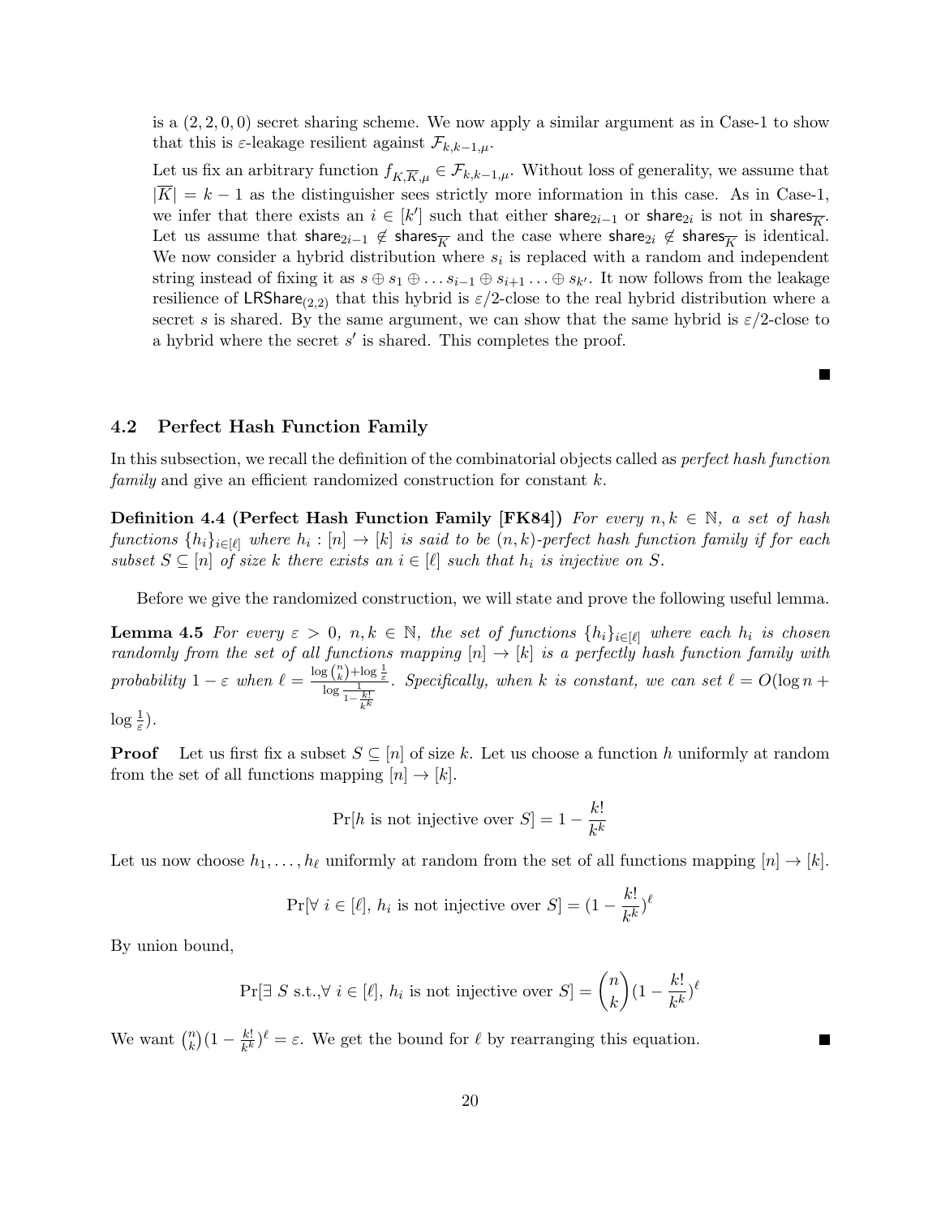is a $(2, 2, 0, 0)$ secret sharing scheme. We now apply a similar argument as in Case-1 to show that this is $\varepsilon$-leakage resilient against $\mathcal{F}_{k,k-1,\mu}$.

Let us fix an arbitrary function $f_{K,\overline{K},\mu} \in \mathcal{F}_{k,k-1,\mu}$. Without loss of generality, we assume that $|\overline{K}| = k-1$ as the distinguisher sees strictly more information in this case. As in Case-1, we infer that there exists an $i \in [k']$ such that either $\mathsf{share}_{2i-1}$ or $\mathsf{share}_{2i}$ is not in $\mathsf{shares}_{\overline{K}}$. Let us assume that $\mathsf{share}_{2i-1} \notin \mathsf{shares}_{\overline{K}}$ and the case where $\mathsf{share}_{2i} \notin \mathsf{shares}_{\overline{K}}$ is identical. We now consider a hybrid distribution where $s_i$ is replaced with a random and independent string instead of fixing it as $s \oplus s_1 \oplus \ldots s_{i-1} \oplus s_{i+1} \ldots \oplus s_{k'}$. It now follows from the leakage resilience of $\mathsf{LRShare}_{(2,2)}$ that this hybrid is $\varepsilon/2$-close to the real hybrid distribution where a secret $s$ is shared. By the same argument, we can show that the same hybrid is $\varepsilon/2$-close to a hybrid where the secret $s'$ is shared. This completes the proof. ■

### 4.2 Perfect Hash Function Family

In this subsection, we recall the definition of the combinatorial objects called as *perfect hash function family* and give an efficient randomized construction for constant $k$.

**Definition 4.4 (Perfect Hash Function Family [FK84])** *For every $n, k \in \mathbb{N}$, a set of hash functions $\{h_i\}_{i \in [\ell]}$ where $h_i : [n] \to [k]$ is said to be $(n, k)$-perfect hash function family if for each subset $S \subseteq [n]$ of size $k$ there exists an $i \in [\ell]$ such that $h_i$ is injective on $S$.*

Before we give the randomized construction, we will state and prove the following useful lemma.

**Lemma 4.5** *For every $\varepsilon > 0$, $n, k \in \mathbb{N}$, the set of functions $\{h_i\}_{i \in [\ell]}$ where each $h_i$ is chosen randomly from the set of all functions mapping $[n] \to [k]$ is a perfectly hash function family with probability $1 - \varepsilon$ when $\ell = \frac{\log \binom{n}{k} + \log \frac{1}{\varepsilon}}{\log \frac{1}{1 - \frac{k!}{k^k}}}$. Specifically, when $k$ is constant, we can set $\ell = O(\log n + \log \frac{1}{\varepsilon})$.*

**Proof** Let us first fix a subset $S \subseteq [n]$ of size $k$. Let us choose a function $h$ uniformly at random from the set of all functions mapping $[n] \to [k]$.

$$\Pr[h \text{ is not injective over } S] = 1 - \frac{k!}{k^k}$$

Let us now choose $h_1, \ldots, h_\ell$ uniformly at random from the set of all functions mapping $[n] \to [k]$.

$$\Pr[\forall\ i \in [\ell],\ h_i \text{ is not injective over } S] = (1 - \frac{k!}{k^k})^\ell$$

By union bound,

$$\Pr[\exists\ S \text{ s.t.}, \forall\ i \in [\ell],\ h_i \text{ is not injective over } S] = \binom{n}{k}(1 - \frac{k!}{k^k})^\ell$$

We want $\binom{n}{k}(1 - \frac{k!}{k^k})^\ell = \varepsilon$. We get the bound for $\ell$ by rearranging this equation. ■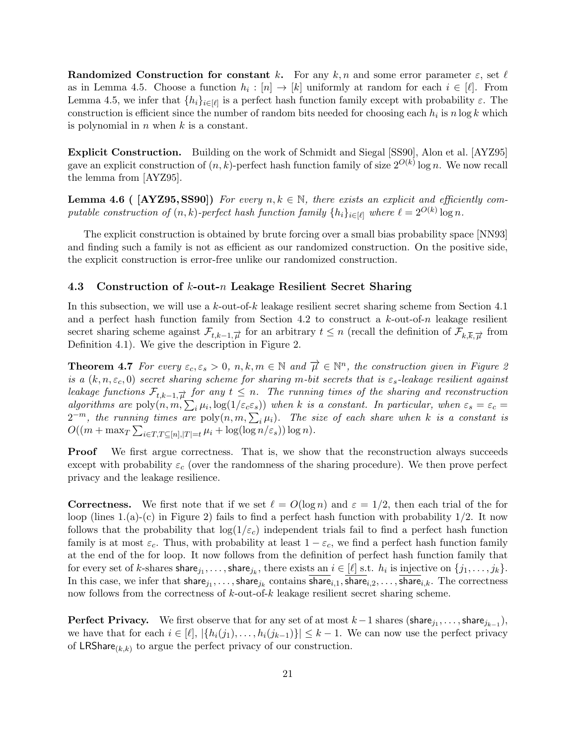**Randomized Construction for constant $k$.** For any $k, n$ and some error parameter $\varepsilon$, set $\ell$ as in Lemma 4.5. Choose a function $h_i : [n] \to [k]$ uniformly at random for each $i \in [\ell]$. From Lemma 4.5, we infer that $\{h_i\}_{i\in[\ell]}$ is a perfect hash function family except with probability $\varepsilon$. The construction is efficient since the number of random bits needed for choosing each $h_i$ is $n \log k$ which is polynomial in $n$ when $k$ is a constant.

**Explicit Construction.** Building on the work of Schmidt and Siegal [SS90], Alon et al. [AYZ95] gave an explicit construction of $(n, k)$-perfect hash function family of size $2^{O(k)} \log n$. We now recall the lemma from [AYZ95].

**Lemma 4.6 ( [AYZ95, SS90])** *For every $n, k \in \mathbb{N}$, there exists an explicit and efficiently computable construction of $(n, k)$-perfect hash function family $\{h_i\}_{i\in[\ell]}$ where $\ell = 2^{O(k)} \log n$.*

The explicit construction is obtained by brute forcing over a small bias probability space [NN93] and finding such a family is not as efficient as our randomized construction. On the positive side, the explicit construction is error-free unlike our randomized construction.

### 4.3 Construction of $k$-out-$n$ Leakage Resilient Secret Sharing

In this subsection, we will use a $k$-out-of-$k$ leakage resilient secret sharing scheme from Section 4.1 and a perfect hash function family from Section 4.2 to construct a $k$-out-of-$n$ leakage resilient secret sharing scheme against $\mathcal{F}_{t,k-1,\overrightarrow{\mu}}$ for an arbitrary $t \leq n$ (recall the definition of $\mathcal{F}_{k,\overline{k},\overrightarrow{\mu}}$ from Definition 4.1). We give the description in Figure 2.

**Theorem 4.7** *For every $\varepsilon_c, \varepsilon_s > 0$, $n, k, m \in \mathbb{N}$ and $\overrightarrow{\mu} \in \mathbb{N}^n$, the construction given in Figure 2 is a $(k, n, \varepsilon_c, 0)$ secret sharing scheme for sharing $m$-bit secrets that is $\varepsilon_s$-leakage resilient against leakage functions $\mathcal{F}_{t,k-1,\overrightarrow{\mu}}$ for any $t \leq n$. The running times of the sharing and reconstruction algorithms are $\text{poly}(n, m, \sum_i \mu_i, \log(1/\varepsilon_c\varepsilon_s))$ when $k$ is a constant. In particular, when $\varepsilon_s = \varepsilon_c = 2^{-m}$, the running times are $\text{poly}(n, m, \sum_i \mu_i)$. The size of each share when $k$ is a constant is $O((m + \max_T \sum_{i\in T, T\subseteq[n], |T|=t} \mu_i + \log(\log n/\varepsilon_s)) \log n)$.*

**Proof** We first argue correctness. That is, we show that the reconstruction always succeeds except with probability $\varepsilon_c$ (over the randomness of the sharing procedure). We then prove perfect privacy and the leakage resilience.

**Correctness.** We first note that if we set $\ell = O(\log n)$ and $\varepsilon = 1/2$, then each trial of the for loop (lines 1.(a)-(c) in Figure 2) fails to find a perfect hash function with probability 1/2. It now follows that the probability that $\log(1/\varepsilon_c)$ independent trials fail to find a perfect hash function family is at most $\varepsilon_c$. Thus, with probability at least $1 - \varepsilon_c$, we find a perfect hash function family at the end of the for loop. It now follows from the definition of perfect hash function family that for every set of $k$-shares $\mathsf{share}_{j_1}, \ldots, \mathsf{share}_{j_k}$, there exists an $i \in [\ell]$ s.t. $h_i$ is injective on $\{j_1, \ldots, j_k\}$. In this case, we infer that $\mathsf{share}_{j_1}, \ldots, \mathsf{share}_{j_k}$ contains $\overline{\mathsf{share}}_{i,1}, \overline{\mathsf{share}}_{i,2}, \ldots, \overline{\mathsf{share}}_{i,k}$. The correctness now follows from the correctness of $k$-out-of-$k$ leakage resilient secret sharing scheme.

**Perfect Privacy.** We first observe that for any set of at most $k-1$ shares $(\mathsf{share}_{j_1}, \ldots, \mathsf{share}_{j_{k-1}})$, we have that for each $i \in [\ell]$, $|\{h_i(j_1), \ldots, h_i(j_{k-1})\}| \leq k - 1$. We can now use the perfect privacy of $\mathsf{LRShare}_{(k,k)}$ to argue the perfect privacy of our construction.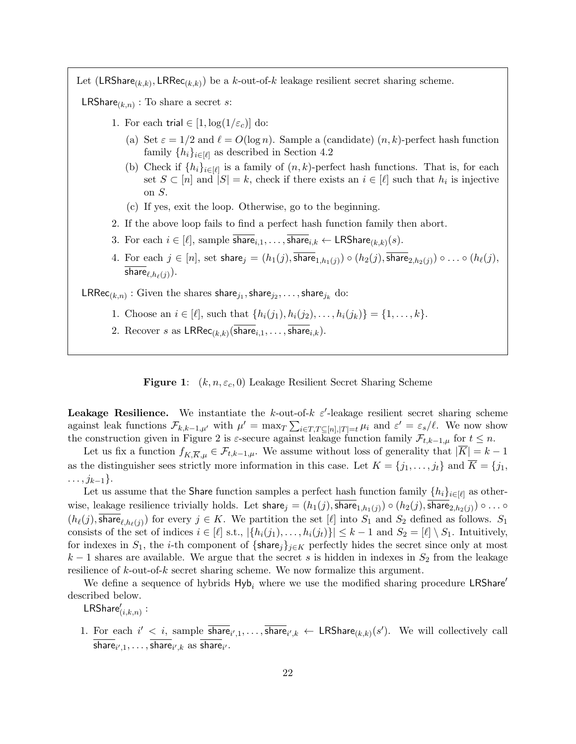Let $(\mathsf{LRShare}_{(k,k)}, \mathsf{LRRec}_{(k,k)})$ be a $k$-out-of-$k$ leakage resilient secret sharing scheme.

$\mathsf{LRShare}_{(k,n)}$ : To share a secret $s$:

1. For each $\mathsf{trial} \in [1, \log(1/\varepsilon_c)]$ do:
   (a) Set $\varepsilon = 1/2$ and $\ell = O(\log n)$. Sample a (candidate) $(n,k)$-perfect hash function family $\{h_i\}_{i \in [\ell]}$ as described in Section 4.2
   (b) Check if $\{h_i\}_{i\in[\ell]}$ is a family of $(n,k)$-perfect hash functions. That is, for each set $S \subset [n]$ and $|S| = k$, check if there exists an $i \in [\ell]$ such that $h_i$ is injective on $S$.
   (c) If yes, exit the loop. Otherwise, go to the beginning.
2. If the above loop fails to find a perfect hash function family then abort.
3. For each $i \in [\ell]$, sample $\overline{\mathsf{share}}_{i,1}, \ldots, \overline{\mathsf{share}}_{i,k} \leftarrow \mathsf{LRShare}_{(k,k)}(s)$.
4. For each $j \in [n]$, set $\mathsf{share}_j = (h_1(j), \overline{\mathsf{share}}_{1,h_1(j)}) \circ (h_2(j), \overline{\mathsf{share}}_{2,h_2(j)}) \circ \ldots \circ (h_\ell(j), \overline{\mathsf{share}}_{\ell,h_\ell(j)})$.

$\mathsf{LRRec}_{(k,n)}$ : Given the shares $\mathsf{share}_{j_1}, \mathsf{share}_{j_2}, \ldots, \mathsf{share}_{j_k}$ do:

1. Choose an $i \in [\ell]$, such that $\{h_i(j_1), h_i(j_2), \ldots, h_i(j_k)\} = \{1, \ldots, k\}$.
2. Recover $s$ as $\mathsf{LRRec}_{(k,k)}(\overline{\mathsf{share}}_{i,1}, \ldots, \overline{\mathsf{share}}_{i,k})$.

**Figure 1**: $(k, n, \varepsilon_c, 0)$ Leakage Resilient Secret Sharing Scheme

**Leakage Resilience.** We instantiate the $k$-out-of-$k$ $\varepsilon'$-leakage resilient secret sharing scheme against leak functions $\mathcal{F}_{k,k-1,\mu'}$ with $\mu' = \max_T \sum_{i \in T, T\subseteq[n],|T|=t} \mu_i$ and $\varepsilon' = \varepsilon_s/\ell$. We now show the construction given in Figure 2 is $\varepsilon$-secure against leakage function family $\mathcal{F}_{t,k-1,\mu}$ for $t \leq n$.

Let us fix a function $f_{K,\overline{K},\mu} \in \mathcal{F}_{t,k-1,\mu}$. We assume without loss of generality that $|\overline{K}| = k-1$ as the distinguisher sees strictly more information in this case. Let $K = \{j_1, \ldots, j_t\}$ and $\overline{K} = \{j_1, \ldots, j_{k-1}\}$.

Let us assume that the $\mathsf{Share}$ function samples a perfect hash function family $\{h_i\}_{i\in[\ell]}$ as otherwise, leakage resilience trivially holds. Let $\mathsf{share}_j = (h_1(j), \overline{\mathsf{share}}_{1,h_1(j)}) \circ (h_2(j), \overline{\mathsf{share}}_{2,h_2(j)}) \circ \ldots \circ (h_\ell(j), \overline{\mathsf{share}}_{\ell,h_\ell(j)})$ for every $j \in K$. We partition the set $[\ell]$ into $S_1$ and $S_2$ defined as follows. $S_1$ consists of the set of indices $i \in [\ell]$ s.t., $|\{h_i(j_1), \ldots, h_i(j_t)\}| \leq k-1$ and $S_2 = [\ell] \setminus S_1$. Intuitively, for indexes in $S_1$, the $i$-th component of $\{\mathsf{share}_j\}_{j\in K}$ perfectly hides the secret since only at most $k-1$ shares are available. We argue that the secret $s$ is hidden in indexes in $S_2$ from the leakage resilience of $k$-out-of-$k$ secret sharing scheme. We now formalize this argument.

We define a sequence of hybrids $\mathsf{Hyb}_i$ where we use the modified sharing procedure $\mathsf{LRShare}'$ described below.

$\mathsf{LRShare}'_{(i,k,n)}$ :

1. For each $i' < i$, sample $\overline{\mathsf{share}}_{i',1}, \ldots, \overline{\mathsf{share}}_{i',k} \leftarrow \mathsf{LRShare}_{(k,k)}(s')$. We will collectively call $\overline{\mathsf{share}}_{i',1}, \ldots, \overline{\mathsf{share}}_{i',k}$ as $\overline{\mathsf{share}}_{i'}$.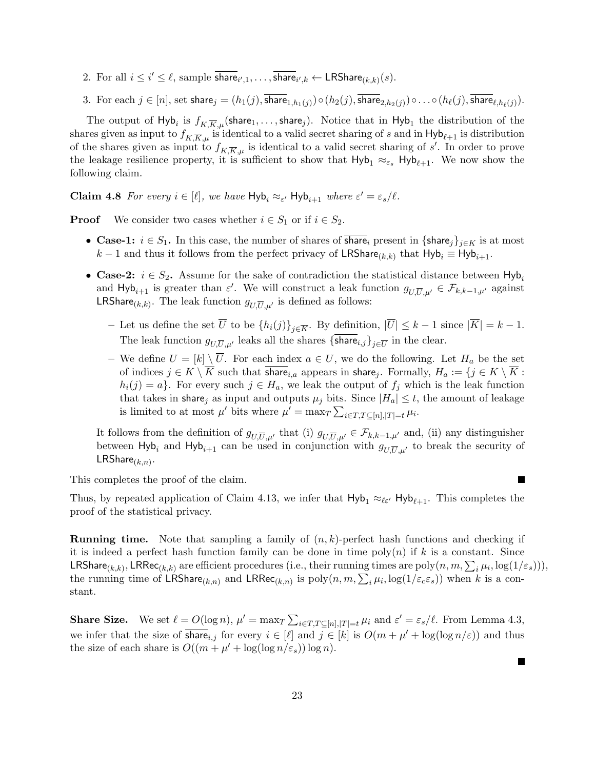2. For all $i \leq i' \leq \ell$, sample $\overline{\mathsf{share}}_{i',1}, \ldots, \overline{\mathsf{share}}_{i',k} \leftarrow \mathsf{LRShare}_{(k,k)}(s)$.

3. For each $j \in [n]$, set $\mathsf{share}_j = (h_1(j), \overline{\mathsf{share}}_{1,h_1(j)}) \circ (h_2(j), \overline{\mathsf{share}}_{2,h_2(j)}) \circ \ldots \circ (h_\ell(j), \overline{\mathsf{share}}_{\ell,h_\ell(j)})$.

The output of $\mathsf{Hyb}_i$ is $f_{K,\overline{K},\mu}(\mathsf{share}_1, \ldots, \mathsf{share}_j)$. Notice that in $\mathsf{Hyb}_1$ the distribution of the shares given as input to $f_{K,\overline{K},\mu}$ is identical to a valid secret sharing of $s$ and in $\mathsf{Hyb}_{\ell+1}$ is distribution of the shares given as input to $f_{K,\overline{K},\mu}$ is identical to a valid secret sharing of $s'$. In order to prove the leakage resilience property, it is sufficient to show that $\mathsf{Hyb}_1 \approx_{\varepsilon_s} \mathsf{Hyb}_{\ell+1}$. We now show the following claim.

**Claim 4.8** *For every $i \in [\ell]$, we have $\mathsf{Hyb}_i \approx_{\varepsilon'} \mathsf{Hyb}_{i+1}$ where $\varepsilon' = \varepsilon_s/\ell$.*

**Proof** We consider two cases whether $i \in S_1$ or if $i \in S_2$.

- **Case-1: $i \in S_1$.** In this case, the number of shares of $\overline{\mathsf{share}}_i$ present in $\{\mathsf{share}_j\}_{j \in K}$ is at most $k-1$ and thus it follows from the perfect privacy of $\mathsf{LRShare}_{(k,k)}$ that $\mathsf{Hyb}_i \equiv \mathsf{Hyb}_{i+1}$.

- **Case-2: $i \in S_2$.** Assume for the sake of contradiction the statistical distance between $\mathsf{Hyb}_i$ and $\mathsf{Hyb}_{i+1}$ is greater than $\varepsilon'$. We will construct a leak function $g_{U,\overline{U},\mu'} \in \mathcal{F}_{k,k-1,\mu'}$ against $\mathsf{LRShare}_{(k,k)}$. The leak function $g_{U,\overline{U},\mu'}$ is defined as follows:
  - Let us define the set $\overline{U}$ to be $\{h_i(j)\}_{j \in \overline{K}}$. By definition, $|\overline{U}| \leq k-1$ since $|\overline{K}| = k-1$. The leak function $g_{U,\overline{U},\mu'}$ leaks all the shares $\{\overline{\mathsf{share}}_{i,j}\}_{j \in \overline{U}}$ in the clear.
  - We define $U = [k] \setminus \overline{U}$. For each index $a \in U$, we do the following. Let $H_a$ be the set of indices $j \in K \setminus \overline{K}$ such that $\overline{\mathsf{share}}_{i,a}$ appears in $\mathsf{share}_j$. Formally, $H_a := \{j \in K \setminus \overline{K} : h_i(j) = a\}$. For every such $j \in H_a$, we leak the output of $f_j$ which is the leak function that takes in $\mathsf{share}_j$ as input and outputs $\mu_j$ bits. Since $|H_a| \leq t$, the amount of leakage is limited to at most $\mu'$ bits where $\mu' = \max_T \sum_{i \in T, T \subseteq [n], |T| = t} \mu_i$.

  It follows from the definition of $g_{U,\overline{U},\mu'}$ that (i) $g_{U,\overline{U},\mu'} \in \mathcal{F}_{k,k-1,\mu'}$ and, (ii) any distinguisher between $\mathsf{Hyb}_i$ and $\mathsf{Hyb}_{i+1}$ can be used in conjunction with $g_{U,\overline{U},\mu'}$ to break the security of $\mathsf{LRShare}_{(k,n)}$.

This completes the proof of the claim. ∎

Thus, by repeated application of Claim 4.13, we infer that $\mathsf{Hyb}_1 \approx_{\ell\varepsilon'} \mathsf{Hyb}_{\ell+1}$. This completes the proof of the statistical privacy.

**Running time.** Note that sampling a family of $(n,k)$-perfect hash functions and checking if it is indeed a perfect hash function family can be done in time $\mathrm{poly}(n)$ if $k$ is a constant. Since $\mathsf{LRShare}_{(k,k)}, \mathsf{LRRec}_{(k,k)}$ are efficient procedures (i.e., their running times are $\mathrm{poly}(n, m, \sum_i \mu_i, \log(1/\varepsilon_s))$), the running time of $\mathsf{LRShare}_{(k,n)}$ and $\mathsf{LRRec}_{(k,n)}$ is $\mathrm{poly}(n, m, \sum_i \mu_i, \log(1/\varepsilon_c \varepsilon_s))$ when $k$ is a constant.

**Share Size.** We set $\ell = O(\log n)$, $\mu' = \max_T \sum_{i \in T, T \subseteq [n], |T| = t} \mu_i$ and $\varepsilon' = \varepsilon_s/\ell$. From Lemma 4.3, we infer that the size of $\overline{\mathsf{share}}_{i,j}$ for every $i \in [\ell]$ and $j \in [k]$ is $O(m + \mu' + \log(\log n/\varepsilon))$ and thus the size of each share is $O((m + \mu' + \log(\log n/\varepsilon_s)) \log n)$. ∎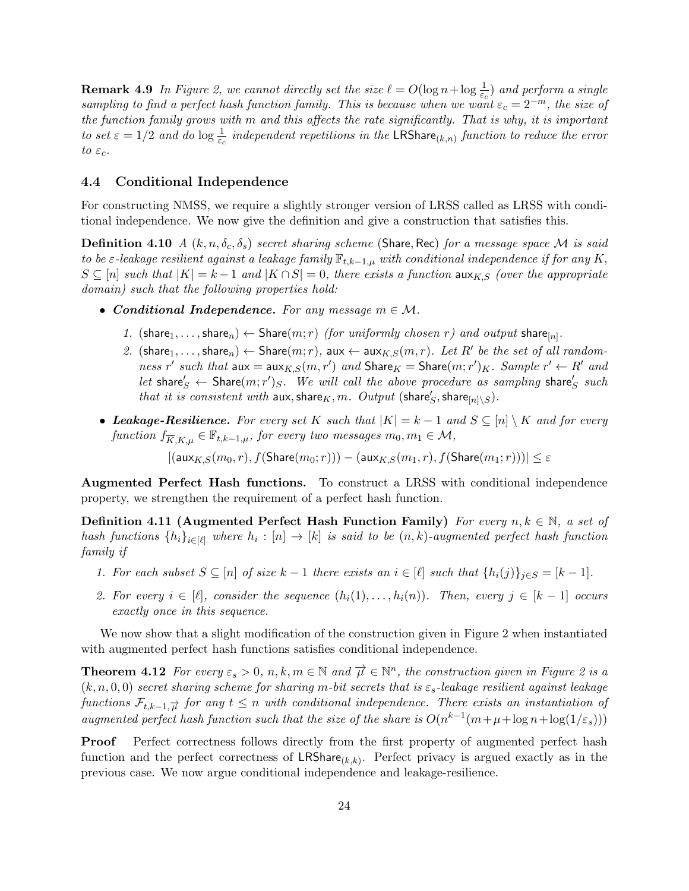**Remark 4.9** *In Figure 2, we cannot directly set the size $\ell = O(\log n + \log \frac{1}{\varepsilon_c})$ and perform a single sampling to find a perfect hash function family. This is because when we want $\varepsilon_c = 2^{-m}$, the size of the function family grows with $m$ and this affects the rate significantly. That is why, it is important to set $\varepsilon = 1/2$ and do $\log \frac{1}{\varepsilon_c}$ independent repetitions in the $\mathsf{LRShare}_{(k,n)}$ function to reduce the error to $\varepsilon_c$.*

### 4.4 Conditional Independence

For constructing NMSS, we require a slightly stronger version of LRSS called as LRSS with conditional independence. We now give the definition and give a construction that satisfies this.

**Definition 4.10** *A $(k, n, \delta_c, \delta_s)$ secret sharing scheme ($\mathsf{Share}, \mathsf{Rec}$) for a message space $\mathcal{M}$ is said to be $\varepsilon$-leakage resilient against a leakage family $\mathbb{F}_{t,k-1,\mu}$ with conditional independence if for any $K$, $S \subseteq [n]$ such that $|K| = k-1$ and $|K \cap S| = 0$, there exists a function $\mathsf{aux}_{K,S}$ (over the appropriate domain) such that the following properties hold:*

- ***Conditional Independence.*** *For any message $m \in \mathcal{M}$.*
  1. *$(\mathsf{share}_1, \ldots, \mathsf{share}_n) \leftarrow \mathsf{Share}(m; r)$ (for uniformly chosen $r$) and output $\mathsf{share}_{[n]}$.*
  2. *$(\mathsf{share}_1, \ldots, \mathsf{share}_n) \leftarrow \mathsf{Share}(m; r)$, $\mathsf{aux} \leftarrow \mathsf{aux}_{K,S}(m, r)$. Let $R'$ be the set of all randomness $r'$ such that $\mathsf{aux} = \mathsf{aux}_{K,S}(m, r')$ and $\mathsf{Share}_K = \mathsf{Share}(m; r')_K$. Sample $r' \leftarrow R'$ and let $\mathsf{share}'_S \leftarrow \mathsf{Share}(m; r')_S$. We will call the above procedure as sampling $\mathsf{share}'_S$ such that it is consistent with $\mathsf{aux}, \mathsf{share}_K, m$. Output $(\mathsf{share}'_S, \mathsf{share}_{[n]\setminus S})$.*
- ***Leakage-Resilience.*** *For every set $K$ such that $|K| = k-1$ and $S \subseteq [n] \setminus K$ and for every function $f_{\overline{K},K,\mu} \in \mathbb{F}_{t,k-1,\mu}$, for every two messages $m_0, m_1 \in \mathcal{M}$,*

$$|(\mathsf{aux}_{K,S}(m_0, r), f(\mathsf{Share}(m_0; r))) - (\mathsf{aux}_{K,S}(m_1, r), f(\mathsf{Share}(m_1; r)))| \leq \varepsilon$$

**Augmented Perfect Hash functions.** To construct a LRSS with conditional independence property, we strengthen the requirement of a perfect hash function.

**Definition 4.11 (Augmented Perfect Hash Function Family)** *For every $n, k \in \mathbb{N}$, a set of hash functions $\{h_i\}_{i \in [\ell]}$ where $h_i : [n] \to [k]$ is said to be $(n, k)$-augmented perfect hash function family if*

1. *For each subset $S \subseteq [n]$ of size $k-1$ there exists an $i \in [\ell]$ such that $\{h_i(j)\}_{j \in S} = [k-1]$.*
2. *For every $i \in [\ell]$, consider the sequence $(h_i(1), \ldots, h_i(n))$. Then, every $j \in [k-1]$ occurs exactly once in this sequence.*

We now show that a slight modification of the construction given in Figure 2 when instantiated with augmented perfect hash functions satisfies conditional independence.

**Theorem 4.12** *For every $\varepsilon_s > 0$, $n, k, m \in \mathbb{N}$ and $\overrightarrow{\mu} \in \mathbb{N}^n$, the construction given in Figure 2 is a $(k, n, 0, 0)$ secret sharing scheme for sharing $m$-bit secrets that is $\varepsilon_s$-leakage resilient against leakage functions $\mathcal{F}_{t,k-1,\overrightarrow{\mu}}$ for any $t \leq n$ with conditional independence. There exists an instantiation of augmented perfect hash function such that the size of the share is $O(n^{k-1}(m + \mu + \log n + \log(1/\varepsilon_s)))$*

**Proof** Perfect correctness follows directly from the first property of augmented perfect hash function and the perfect correctness of $\mathsf{LRShare}_{(k,k)}$. Perfect privacy is argued exactly as in the previous case. We now argue conditional independence and leakage-resilience.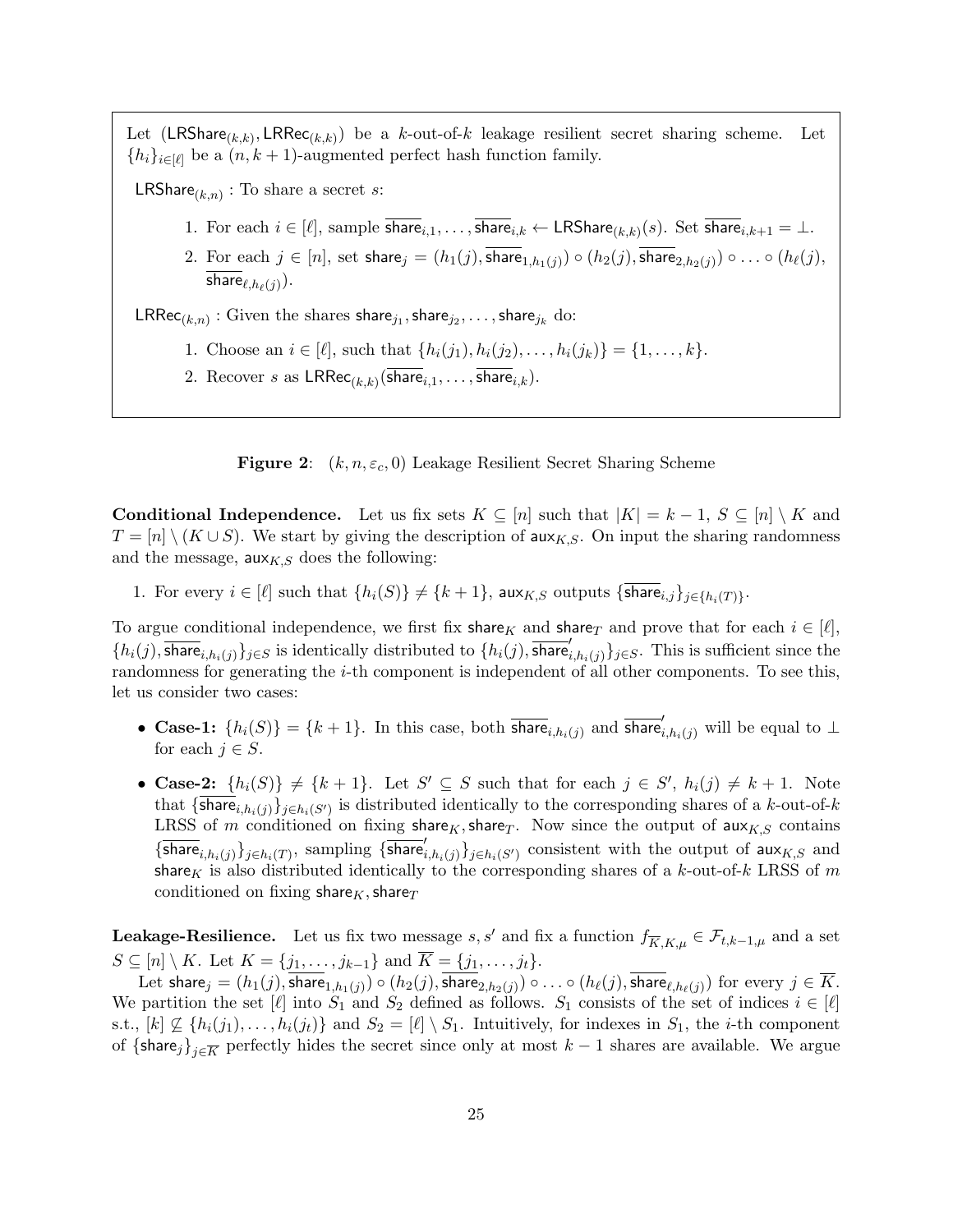Let $(\mathsf{LRShare}_{(k,k)}, \mathsf{LRRec}_{(k,k)})$ be a $k$-out-of-$k$ leakage resilient secret sharing scheme. Let $\{h_i\}_{i \in [\ell]}$ be a $(n, k+1)$-augmented perfect hash function family.

$\mathsf{LRShare}_{(k,n)}$ : To share a secret $s$:

1. For each $i \in [\ell]$, sample $\overline{\mathsf{share}}_{i,1}, \ldots, \overline{\mathsf{share}}_{i,k} \leftarrow \mathsf{LRShare}_{(k,k)}(s)$. Set $\overline{\mathsf{share}}_{i,k+1} = \perp$.
2. For each $j \in [n]$, set $\mathsf{share}_j = (h_1(j), \overline{\mathsf{share}}_{1,h_1(j)}) \circ (h_2(j), \overline{\mathsf{share}}_{2,h_2(j)}) \circ \ldots \circ (h_\ell(j), \overline{\mathsf{share}}_{\ell,h_\ell(j)})$.

$\mathsf{LRRec}_{(k,n)}$ : Given the shares $\mathsf{share}_{j_1}, \mathsf{share}_{j_2}, \ldots, \mathsf{share}_{j_k}$ do:

1. Choose an $i \in [\ell]$, such that $\{h_i(j_1), h_i(j_2), \ldots, h_i(j_k)\} = \{1, \ldots, k\}$.
2. Recover $s$ as $\mathsf{LRRec}_{(k,k)}(\overline{\mathsf{share}}_{i,1}, \ldots, \overline{\mathsf{share}}_{i,k})$.

**Figure 2**: $(k, n, \varepsilon_c, 0)$ Leakage Resilient Secret Sharing Scheme

**Conditional Independence.** Let us fix sets $K \subseteq [n]$ such that $|K| = k-1$, $S \subseteq [n] \setminus K$ and $T = [n] \setminus (K \cup S)$. We start by giving the description of $\mathsf{aux}_{K,S}$. On input the sharing randomness and the message, $\mathsf{aux}_{K,S}$ does the following:

1. For every $i \in [\ell]$ such that $\{h_i(S)\} \neq \{k+1\}$, $\mathsf{aux}_{K,S}$ outputs $\{\overline{\mathsf{share}}_{i,j}\}_{j \in \{h_i(T)\}}$.

To argue conditional independence, we first fix $\mathsf{share}_K$ and $\mathsf{share}_T$ and prove that for each $i \in [\ell]$, $\{h_i(j), \overline{\mathsf{share}}_{i,h_i(j)}\}_{j \in S}$ is identically distributed to $\{h_i(j), \overline{\mathsf{share}}'_{i,h_i(j)}\}_{j \in S}$. This is sufficient since the randomness for generating the $i$-th component is independent of all other components. To see this, let us consider two cases:

- **Case-1:** $\{h_i(S)\} = \{k+1\}$. In this case, both $\overline{\mathsf{share}}_{i,h_i(j)}$ and $\overline{\mathsf{share}}'_{i,h_i(j)}$ will be equal to $\perp$ for each $j \in S$.
- **Case-2:** $\{h_i(S)\} \neq \{k+1\}$. Let $S' \subseteq S$ such that for each $j \in S'$, $h_i(j) \neq k+1$. Note that $\{\overline{\mathsf{share}}_{i,h_i(j)}\}_{j \in h_i(S')}$ is distributed identically to the corresponding shares of a $k$-out-of-$k$ LRSS of $m$ conditioned on fixing $\mathsf{share}_K, \mathsf{share}_T$. Now since the output of $\mathsf{aux}_{K,S}$ contains $\{\overline{\mathsf{share}}_{i,h_i(j)}\}_{j \in h_i(T)}$, sampling $\{\overline{\mathsf{share}}'_{i,h_i(j)}\}_{j \in h_i(S')}$ consistent with the output of $\mathsf{aux}_{K,S}$ and $\mathsf{share}_K$ is also distributed identically to the corresponding shares of a $k$-out-of-$k$ LRSS of $m$ conditioned on fixing $\mathsf{share}_K, \mathsf{share}_T$

**Leakage-Resilience.** Let us fix two message $s, s'$ and fix a function $f_{\overline{K},K,\mu} \in \mathcal{F}_{t,k-1,\mu}$ and a set $S \subseteq [n] \setminus K$. Let $K = \{j_1, \ldots, j_{k-1}\}$ and $\overline{K} = \{j_1, \ldots, j_t\}$.

Let $\mathsf{share}_j = (h_1(j), \overline{\mathsf{share}}_{1,h_1(j)}) \circ (h_2(j), \overline{\mathsf{share}}_{2,h_2(j)}) \circ \ldots \circ (h_\ell(j), \overline{\mathsf{share}}_{\ell,h_\ell(j)})$ for every $j \in \overline{K}$. We partition the set $[\ell]$ into $S_1$ and $S_2$ defined as follows. $S_1$ consists of the set of indices $i \in [\ell]$ s.t., $[k] \not\subseteq \{h_i(j_1), \ldots, h_i(j_t)\}$ and $S_2 = [\ell] \setminus S_1$. Intuitively, for indexes in $S_1$, the $i$-th component of $\{\mathsf{share}_j\}_{j \in \overline{K}}$ perfectly hides the secret since only at most $k-1$ shares are available. We argue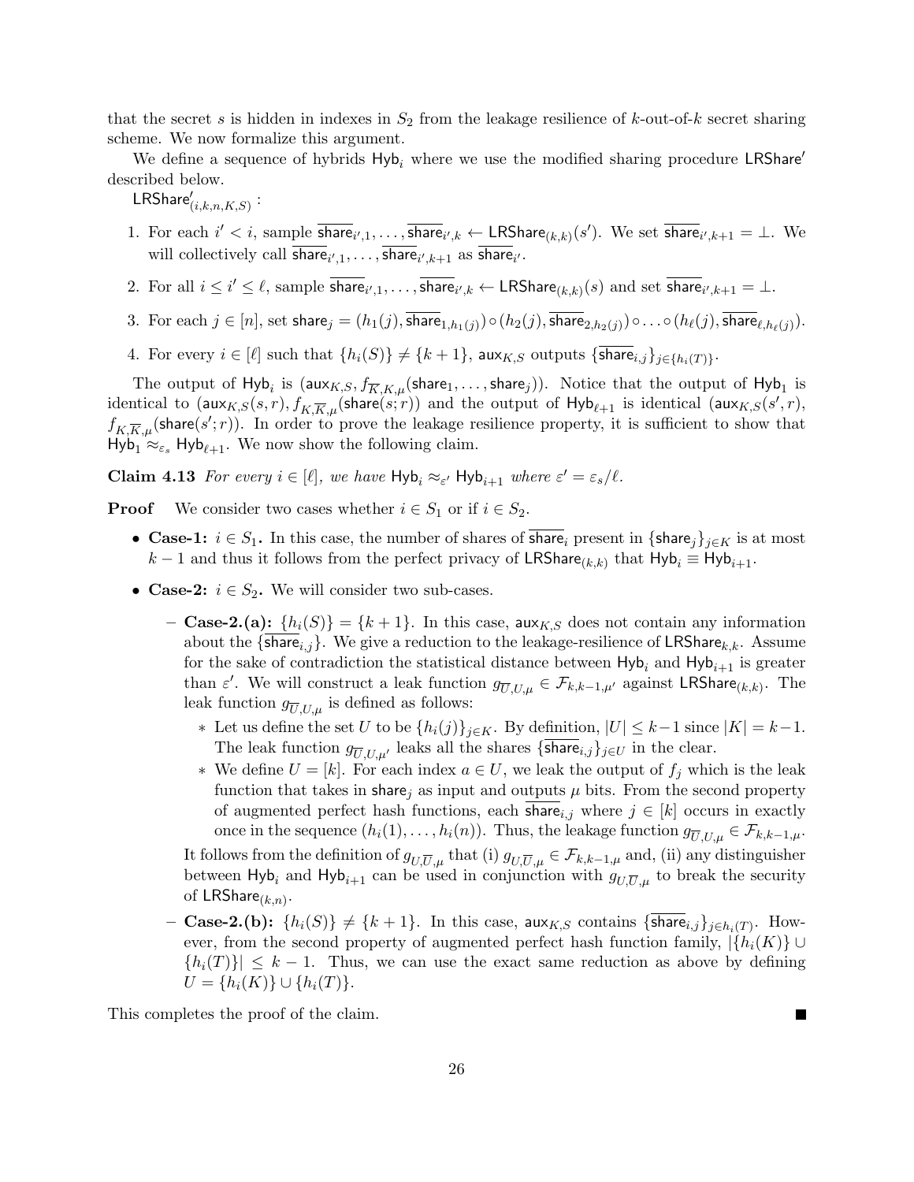that the secret $s$ is hidden in indexes in $S_2$ from the leakage resilience of $k$-out-of-$k$ secret sharing scheme. We now formalize this argument.

We define a sequence of hybrids $\mathsf{Hyb}_i$ where we use the modified sharing procedure $\mathsf{LRShare}'$ described below.

$\mathsf{LRShare}'_{(i,k,n,K,S)}$ :

1. For each $i' < i$, sample $\overline{\mathsf{share}}_{i',1}, \ldots, \overline{\mathsf{share}}_{i',k} \leftarrow \mathsf{LRShare}_{(k,k)}(s')$. We set $\overline{\mathsf{share}}_{i',k+1} = \perp$. We will collectively call $\overline{\mathsf{share}}_{i',1}, \ldots, \overline{\mathsf{share}}_{i',k+1}$ as $\overline{\mathsf{share}}_{i'}$.
2. For all $i \leq i' \leq \ell$, sample $\overline{\mathsf{share}}_{i',1}, \ldots, \overline{\mathsf{share}}_{i',k} \leftarrow \mathsf{LRShare}_{(k,k)}(s)$ and set $\overline{\mathsf{share}}_{i',k+1} = \perp$.
3. For each $j \in [n]$, set $\mathsf{share}_j = (h_1(j), \overline{\mathsf{share}}_{1,h_1(j)}) \circ (h_2(j), \overline{\mathsf{share}}_{2,h_2(j)}) \circ \ldots \circ (h_\ell(j), \overline{\mathsf{share}}_{\ell,h_\ell(j)})$.
4. For every $i \in [\ell]$ such that $\{h_i(S)\} \neq \{k+1\}$, $\mathsf{aux}_{K,S}$ outputs $\{\overline{\mathsf{share}}_{i,j}\}_{j \in \{h_i(T)\}}$.

The output of $\mathsf{Hyb}_i$ is $(\mathsf{aux}_{K,S}, f_{\overline{K},K,\mu}(\mathsf{share}_1, \ldots, \mathsf{share}_j))$. Notice that the output of $\mathsf{Hyb}_1$ is identical to $(\mathsf{aux}_{K,S}(s,r), f_{K,\overline{K},\mu}(\mathsf{share}(s;r))$ and the output of $\mathsf{Hyb}_{\ell+1}$ is identical $(\mathsf{aux}_{K,S}(s',r),$ $f_{K,\overline{K},\mu}(\mathsf{share}(s';r))$. In order to prove the leakage resilience property, it is sufficient to show that $\mathsf{Hyb}_1 \approx_{\varepsilon_s} \mathsf{Hyb}_{\ell+1}$. We now show the following claim.

**Claim 4.13** *For every $i \in [\ell]$, we have $\mathsf{Hyb}_i \approx_{\varepsilon'} \mathsf{Hyb}_{i+1}$ where $\varepsilon' = \varepsilon_s/\ell$.*

**Proof** We consider two cases whether $i \in S_1$ or if $i \in S_2$.

- **Case-1: $i \in S_1$.** In this case, the number of shares of $\overline{\mathsf{share}}_i$ present in $\{\mathsf{share}_j\}_{j \in K}$ is at most $k-1$ and thus it follows from the perfect privacy of $\mathsf{LRShare}_{(k,k)}$ that $\mathsf{Hyb}_i \equiv \mathsf{Hyb}_{i+1}$.
- **Case-2: $i \in S_2$.** We will consider two sub-cases.
  - **Case-2.(a): $\{h_i(S)\} = \{k+1\}$.** In this case, $\mathsf{aux}_{K,S}$ does not contain any information about the $\{\overline{\mathsf{share}}_{i,j}\}$. We give a reduction to the leakage-resilience of $\mathsf{LRShare}_{k,k}$. Assume for the sake of contradiction the statistical distance between $\mathsf{Hyb}_i$ and $\mathsf{Hyb}_{i+1}$ is greater than $\varepsilon'$. We will construct a leak function $g_{\overline{U},U,\mu} \in \mathcal{F}_{k,k-1,\mu'}$ against $\mathsf{LRShare}_{(k,k)}$. The leak function $g_{\overline{U},U,\mu}$ is defined as follows:
    - Let us define the set $U$ to be $\{h_i(j)\}_{j \in K}$. By definition, $|U| \leq k-1$ since $|K| = k-1$. The leak function $g_{\overline{U},U,\mu'}$ leaks all the shares $\{\overline{\mathsf{share}}_{i,j}\}_{j \in U}$ in the clear.
    - We define $U = [k]$. For each index $a \in U$, we leak the output of $f_j$ which is the leak function that takes in $\mathsf{share}_j$ as input and outputs $\mu$ bits. From the second property of augmented perfect hash functions, each $\overline{\mathsf{share}}_{i,j}$ where $j \in [k]$ occurs in exactly once in the sequence $(h_i(1), \ldots, h_i(n))$. Thus, the leakage function $g_{\overline{U},U,\mu} \in \mathcal{F}_{k,k-1,\mu}$.

    It follows from the definition of $g_{U,\overline{U},\mu}$ that (i) $g_{U,\overline{U},\mu} \in \mathcal{F}_{k,k-1,\mu}$ and, (ii) any distinguisher between $\mathsf{Hyb}_i$ and $\mathsf{Hyb}_{i+1}$ can be used in conjunction with $g_{U,\overline{U},\mu}$ to break the security of $\mathsf{LRShare}_{(k,n)}$.
  - **Case-2.(b): $\{h_i(S)\} \neq \{k+1\}$.** In this case, $\mathsf{aux}_{K,S}$ contains $\{\overline{\mathsf{share}}_{i,j}\}_{j \in h_i(T)}$. However, from the second property of augmented perfect hash function family, $|\{h_i(K)\} \cup \{h_i(T)\}| \leq k-1$. Thus, we can use the exact same reduction as above by defining $U = \{h_i(K)\} \cup \{h_i(T)\}$.

This completes the proof of the claim. ■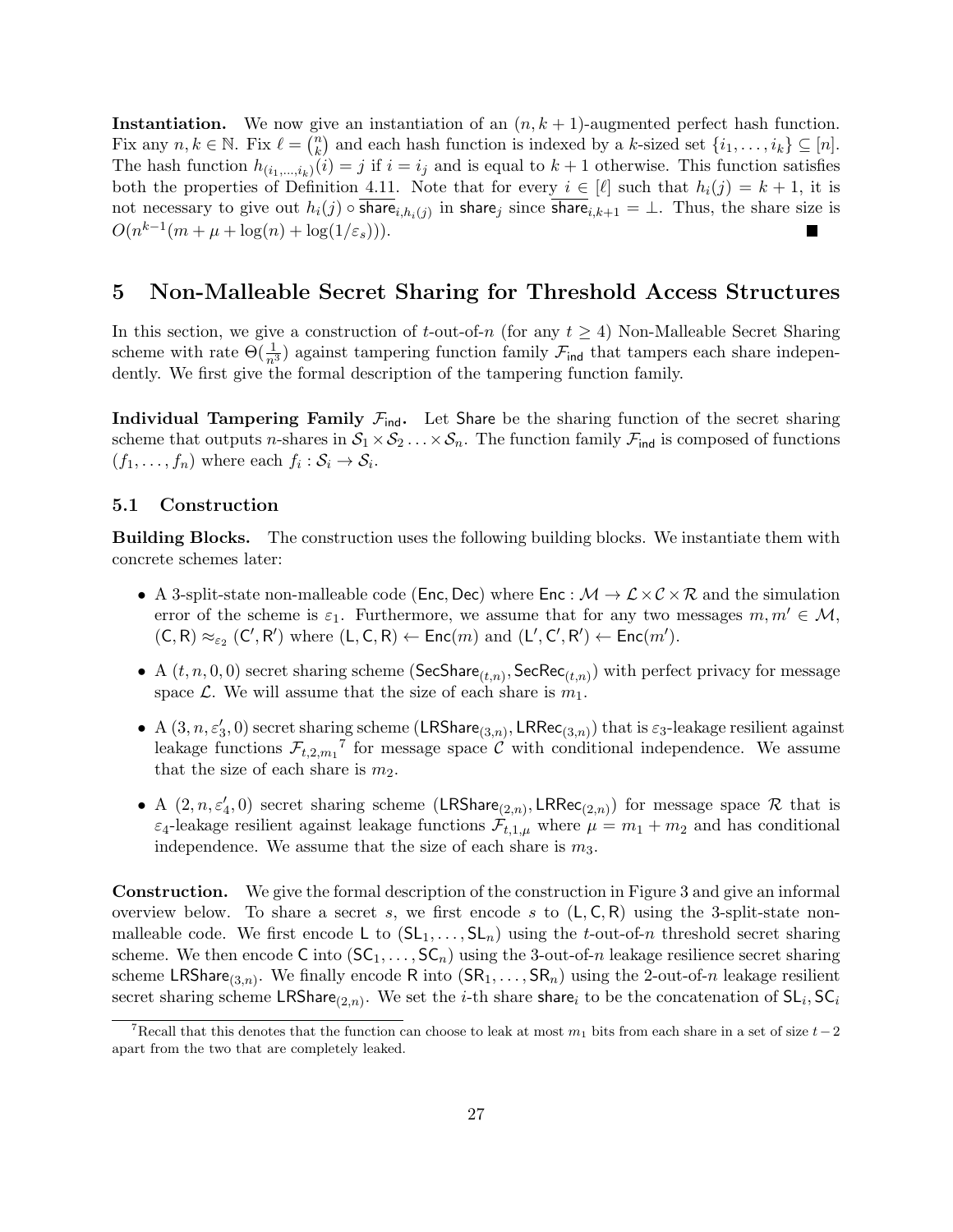**Instantiation.** We now give an instantiation of an $(n, k+1)$-augmented perfect hash function. Fix any $n, k \in \mathbb{N}$. Fix $\ell = \binom{n}{k}$ and each hash function is indexed by a $k$-sized set $\{i_1, \ldots, i_k\} \subseteq [n]$. The hash function $h_{(i_1,\ldots,i_k)}(i) = j$ if $i = i_j$ and is equal to $k+1$ otherwise. This function satisfies both the properties of Definition 4.11. Note that for every $i \in [\ell]$ such that $h_i(j) = k+1$, it is not necessary to give out $h_i(j) \circ \overline{\mathsf{share}}_{i,h_i(j)}$ in $\mathsf{share}_j$ since $\overline{\mathsf{share}}_{i,k+1} = \perp$. Thus, the share size is $O(n^{k-1}(m + \mu + \log(n) + \log(1/\varepsilon_s)))$. ■

# 5 Non-Malleable Secret Sharing for Threshold Access Structures

In this section, we give a construction of $t$-out-of-$n$ (for any $t \geq 4$) Non-Malleable Secret Sharing scheme with rate $\Theta(\frac{1}{n^3})$ against tampering function family $\mathcal{F}_{\mathsf{ind}}$ that tampers each share independently. We first give the formal description of the tampering function family.

**Individual Tampering Family $\mathcal{F}_{\mathsf{ind}}$.** Let $\mathsf{Share}$ be the sharing function of the secret sharing scheme that outputs $n$-shares in $\mathcal{S}_1 \times \mathcal{S}_2 \ldots \times \mathcal{S}_n$. The function family $\mathcal{F}_{\mathsf{ind}}$ is composed of functions $(f_1, \ldots, f_n)$ where each $f_i : \mathcal{S}_i \to \mathcal{S}_i$.

## 5.1 Construction

**Building Blocks.** The construction uses the following building blocks. We instantiate them with concrete schemes later:

- A 3-split-state non-malleable code $(\mathsf{Enc}, \mathsf{Dec})$ where $\mathsf{Enc} : \mathcal{M} \to \mathcal{L} \times \mathcal{C} \times \mathcal{R}$ and the simulation error of the scheme is $\varepsilon_1$. Furthermore, we assume that for any two messages $m, m' \in \mathcal{M}$, $(\mathsf{C}, \mathsf{R}) \approx_{\varepsilon_2} (\mathsf{C}', \mathsf{R}')$ where $(\mathsf{L}, \mathsf{C}, \mathsf{R}) \leftarrow \mathsf{Enc}(m)$ and $(\mathsf{L}', \mathsf{C}', \mathsf{R}') \leftarrow \mathsf{Enc}(m')$.
- A $(t, n, 0, 0)$ secret sharing scheme $(\mathsf{SecShare}_{(t,n)}, \mathsf{SecRec}_{(t,n)})$ with perfect privacy for message space $\mathcal{L}$. We will assume that the size of each share is $m_1$.
- A $(3, n, \varepsilon_3', 0)$ secret sharing scheme $(\mathsf{LRShare}_{(3,n)}, \mathsf{LRRec}_{(3,n)})$ that is $\varepsilon_3$-leakage resilient against leakage functions $\mathcal{F}_{t,2,m_1}$[7] for message space $\mathcal{C}$ with conditional independence. We assume that the size of each share is $m_2$.
- A $(2, n, \varepsilon_4', 0)$ secret sharing scheme $(\mathsf{LRShare}_{(2,n)}, \mathsf{LRRec}_{(2,n)})$ for message space $\mathcal{R}$ that is $\varepsilon_4$-leakage resilient against leakage functions $\mathcal{F}_{t,1,\mu}$ where $\mu = m_1 + m_2$ and has conditional independence. We assume that the size of each share is $m_3$.

**Construction.** We give the formal description of the construction in Figure 3 and give an informal overview below. To share a secret $s$, we first encode $s$ to $(\mathsf{L}, \mathsf{C}, \mathsf{R})$ using the 3-split-state non-malleable code. We first encode $\mathsf{L}$ to $(\mathsf{SL}_1, \ldots, \mathsf{SL}_n)$ using the $t$-out-of-$n$ threshold secret sharing scheme. We then encode $\mathsf{C}$ into $(\mathsf{SC}_1, \ldots, \mathsf{SC}_n)$ using the 3-out-of-$n$ leakage resilience secret sharing scheme $\mathsf{LRShare}_{(3,n)}$. We finally encode $\mathsf{R}$ into $(\mathsf{SR}_1, \ldots, \mathsf{SR}_n)$ using the 2-out-of-$n$ leakage resilient secret sharing scheme $\mathsf{LRShare}_{(2,n)}$. We set the $i$-th share $\mathsf{share}_i$ to be the concatenation of $\mathsf{SL}_i, \mathsf{SC}_i$

[7] Recall that this denotes that the function can choose to leak at most $m_1$ bits from each share in a set of size $t-2$ apart from the two that are completely leaked.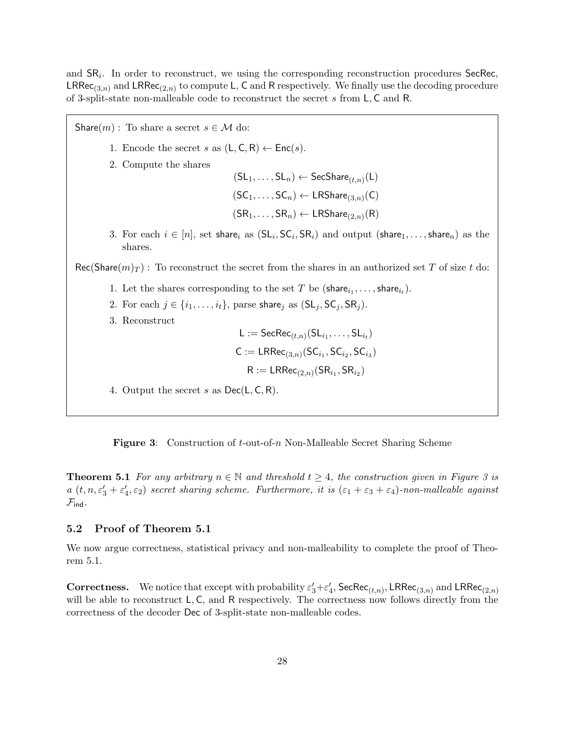and $\mathsf{SR}_i$. In order to reconstruct, we using the corresponding reconstruction procedures $\mathsf{SecRec}$, $\mathsf{LRRec}_{(3,n)}$ and $\mathsf{LRRec}_{(2,n)}$ to compute $\mathsf{L}$, $\mathsf{C}$ and $\mathsf{R}$ respectively. We finally use the decoding procedure of 3-split-state non-malleable code to reconstruct the secret $s$ from $\mathsf{L}$, $\mathsf{C}$ and $\mathsf{R}$.

$\mathsf{Share}(m)$ : To share a secret $s \in \mathcal{M}$ do:

1. Encode the secret $s$ as $(\mathsf{L}, \mathsf{C}, \mathsf{R}) \leftarrow \mathsf{Enc}(s)$.
2. Compute the shares

$$(\mathsf{SL}_1, \ldots, \mathsf{SL}_n) \leftarrow \mathsf{SecShare}_{(t,n)}(\mathsf{L})$$
$$(\mathsf{SC}_1, \ldots, \mathsf{SC}_n) \leftarrow \mathsf{LRShare}_{(3,n)}(\mathsf{C})$$
$$(\mathsf{SR}_1, \ldots, \mathsf{SR}_n) \leftarrow \mathsf{LRShare}_{(2,n)}(\mathsf{R})$$

3. For each $i \in [n]$, set $\mathsf{share}_i$ as $(\mathsf{SL}_i, \mathsf{SC}_i, \mathsf{SR}_i)$ and output $(\mathsf{share}_1, \ldots, \mathsf{share}_n)$ as the shares.

$\mathsf{Rec}(\mathsf{Share}(m)_T)$ : To reconstruct the secret from the shares in an authorized set $T$ of size $t$ do:

1. Let the shares corresponding to the set $T$ be $(\mathsf{share}_{i_1}, \ldots, \mathsf{share}_{i_t})$.
2. For each $j \in \{i_1, \ldots, i_t\}$, parse $\mathsf{share}_j$ as $(\mathsf{SL}_j, \mathsf{SC}_j, \mathsf{SR}_j)$.
3. Reconstruct

$$\mathsf{L} := \mathsf{SecRec}_{(t,n)}(\mathsf{SL}_{i_1}, \ldots, \mathsf{SL}_{i_t})$$
$$\mathsf{C} := \mathsf{LRRec}_{(3,n)}(\mathsf{SC}_{i_1}, \mathsf{SC}_{i_2}, \mathsf{SC}_{i_3})$$
$$\mathsf{R} := \mathsf{LRRec}_{(2,n)}(\mathsf{SR}_{i_1}, \mathsf{SR}_{i_2})$$

4. Output the secret $s$ as $\mathsf{Dec}(\mathsf{L}, \mathsf{C}, \mathsf{R})$.

**Figure 3**: Construction of $t$-out-of-$n$ Non-Malleable Secret Sharing Scheme

**Theorem 5.1** *For any arbitrary $n \in \mathbb{N}$ and threshold $t \geq 4$, the construction given in Figure 3 is a $(t, n, \varepsilon_3' + \varepsilon_4', \varepsilon_2)$ secret sharing scheme. Furthermore, it is $(\varepsilon_1 + \varepsilon_3 + \varepsilon_4)$-non-malleable against $\mathcal{F}_{\mathsf{ind}}$.*

### 5.2 Proof of Theorem 5.1

We now argue correctness, statistical privacy and non-malleability to complete the proof of Theorem 5.1.

**Correctness.** We notice that except with probability $\varepsilon_3' + \varepsilon_4'$, $\mathsf{SecRec}_{(t,n)}$, $\mathsf{LRRec}_{(3,n)}$ and $\mathsf{LRRec}_{(2,n)}$ will be able to reconstruct $\mathsf{L}, \mathsf{C}$, and $\mathsf{R}$ respectively. The correctness now follows directly from the correctness of the decoder $\mathsf{Dec}$ of 3-split-state non-malleable codes.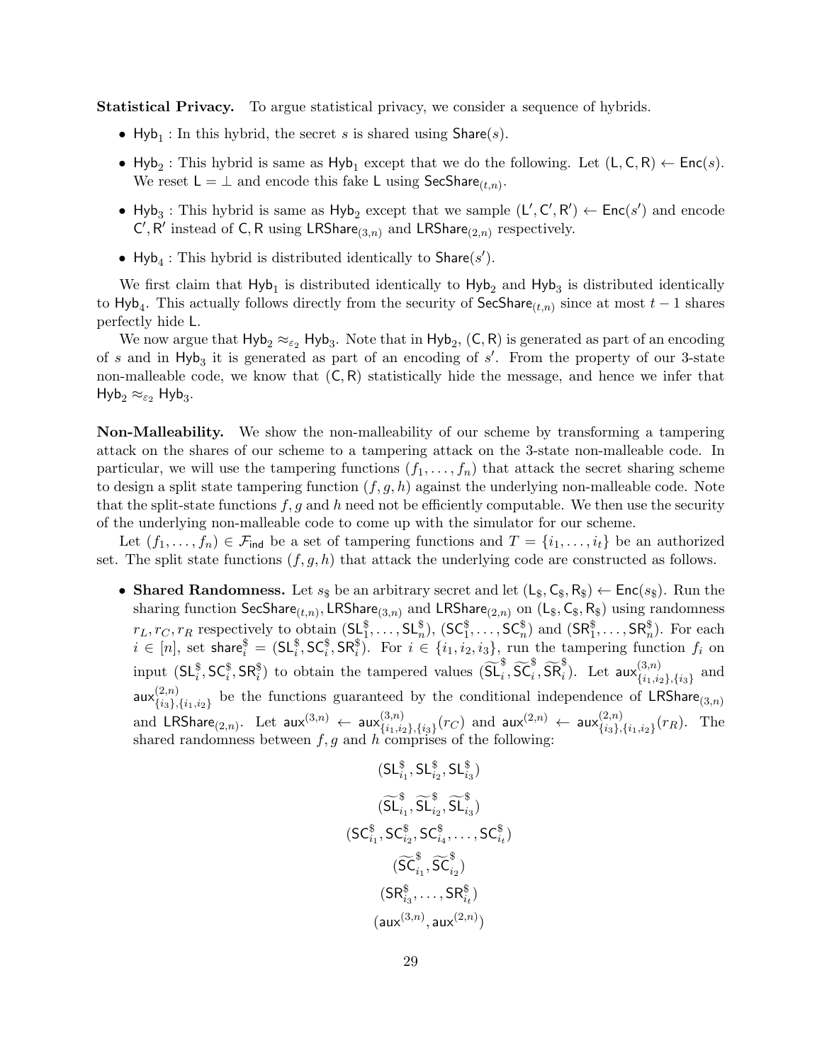**Statistical Privacy.** To argue statistical privacy, we consider a sequence of hybrids.

- $\mathsf{Hyb}_1$ : In this hybrid, the secret $s$ is shared using $\mathsf{Share}(s)$.
- $\mathsf{Hyb}_2$ : This hybrid is same as $\mathsf{Hyb}_1$ except that we do the following. Let $(\mathsf{L}, \mathsf{C}, \mathsf{R}) \leftarrow \mathsf{Enc}(s)$. We reset $\mathsf{L} = \perp$ and encode this fake $\mathsf{L}$ using $\mathsf{SecShare}_{(t,n)}$.
- $\mathsf{Hyb}_3$ : This hybrid is same as $\mathsf{Hyb}_2$ except that we sample $(\mathsf{L}', \mathsf{C}', \mathsf{R}') \leftarrow \mathsf{Enc}(s')$ and encode $\mathsf{C}', \mathsf{R}'$ instead of $\mathsf{C}, \mathsf{R}$ using $\mathsf{LRShare}_{(3,n)}$ and $\mathsf{LRShare}_{(2,n)}$ respectively.
- $\mathsf{Hyb}_4$ : This hybrid is distributed identically to $\mathsf{Share}(s')$.

We first claim that $\mathsf{Hyb}_1$ is distributed identically to $\mathsf{Hyb}_2$ and $\mathsf{Hyb}_3$ is distributed identically to $\mathsf{Hyb}_4$. This actually follows directly from the security of $\mathsf{SecShare}_{(t,n)}$ since at most $t-1$ shares perfectly hide $\mathsf{L}$.

We now argue that $\mathsf{Hyb}_2 \approx_{\varepsilon_2} \mathsf{Hyb}_3$. Note that in $\mathsf{Hyb}_2$, $(\mathsf{C}, \mathsf{R})$ is generated as part of an encoding of $s$ and in $\mathsf{Hyb}_3$ it is generated as part of an encoding of $s'$. From the property of our 3-state non-malleable code, we know that $(\mathsf{C}, \mathsf{R})$ statistically hide the message, and hence we infer that $\mathsf{Hyb}_2 \approx_{\varepsilon_2} \mathsf{Hyb}_3$.

**Non-Malleability.** We show the non-malleability of our scheme by transforming a tampering attack on the shares of our scheme to a tampering attack on the 3-state non-malleable code. In particular, we will use the tampering functions $(f_1, \ldots, f_n)$ that attack the secret sharing scheme to design a split state tampering function $(f, g, h)$ against the underlying non-malleable code. Note that the split-state functions $f, g$ and $h$ need not be efficiently computable. We then use the security of the underlying non-malleable code to come up with the simulator for our scheme.

Let $(f_1, \ldots, f_n) \in \mathcal{F}_{\mathsf{ind}}$ be a set of tampering functions and $T = \{i_1, \ldots, i_t\}$ be an authorized set. The split state functions $(f, g, h)$ that attack the underlying code are constructed as follows.

- **Shared Randomness.** Let $s_\$$ be an arbitrary secret and let $(\mathsf{L}_\$, \mathsf{C}_\$, \mathsf{R}_\$) \leftarrow \mathsf{Enc}(s_\$)$. Run the sharing function $\mathsf{SecShare}_{(t,n)}, \mathsf{LRShare}_{(3,n)}$ and $\mathsf{LRShare}_{(2,n)}$ on $(\mathsf{L}_\$, \mathsf{C}_\$, \mathsf{R}_\$)$ using randomness $r_L, r_C, r_R$ respectively to obtain $(\mathsf{SL}^\$_1, \ldots, \mathsf{SL}^\$_n)$, $(\mathsf{SC}^\$_1, \ldots, \mathsf{SC}^\$_n)$ and $(\mathsf{SR}^\$_1, \ldots, \mathsf{SR}^\$_n)$. For each $i \in [n]$, set $\mathsf{share}^\$_i = (\mathsf{SL}^\$_i, \mathsf{SC}^\$_i, \mathsf{SR}^\$_i)$. For $i \in \{i_1, i_2, i_3\}$, run the tampering function $f_i$ on input $(\mathsf{SL}^\$_i, \mathsf{SC}^\$_i, \mathsf{SR}^\$_i)$ to obtain the tampered values $(\widetilde{\mathsf{SL}}^\$_i, \widetilde{\mathsf{SC}}^\$_i, \widetilde{\mathsf{SR}}^\$_i)$. Let $\mathsf{aux}^{(3,n)}_{\{i_1,i_2\},\{i_3\}}$ and $\mathsf{aux}^{(2,n)}_{\{i_3\},\{i_1,i_2\}}$ be the functions guaranteed by the conditional independence of $\mathsf{LRShare}_{(3,n)}$ and $\mathsf{LRShare}_{(2,n)}$. Let $\mathsf{aux}^{(3,n)} \leftarrow \mathsf{aux}^{(3,n)}_{\{i_1,i_2\},\{i_3\}}(r_C)$ and $\mathsf{aux}^{(2,n)} \leftarrow \mathsf{aux}^{(2,n)}_{\{i_3\},\{i_1,i_2\}}(r_R)$. The shared randomness between $f, g$ and $h$ comprises of the following:

$$(\mathsf{SL}^\$_{i_1}, \mathsf{SL}^\$_{i_2}, \mathsf{SL}^\$_{i_3})$$

$$(\widetilde{\mathsf{SL}}^\$_{i_1}, \widetilde{\mathsf{SL}}^\$_{i_2}, \widetilde{\mathsf{SL}}^\$_{i_3})$$

$$(\mathsf{SC}^\$_{i_1}, \mathsf{SC}^\$_{i_2}, \mathsf{SC}^\$_{i_4}, \ldots, \mathsf{SC}^\$_{i_t})$$

$$(\widetilde{\mathsf{SC}}^\$_{i_1}, \widetilde{\mathsf{SC}}^\$_{i_2})$$

$$(\mathsf{SR}^\$_{i_3}, \ldots, \mathsf{SR}^\$_{i_t})$$

$$(\mathsf{aux}^{(3,n)}, \mathsf{aux}^{(2,n)})$$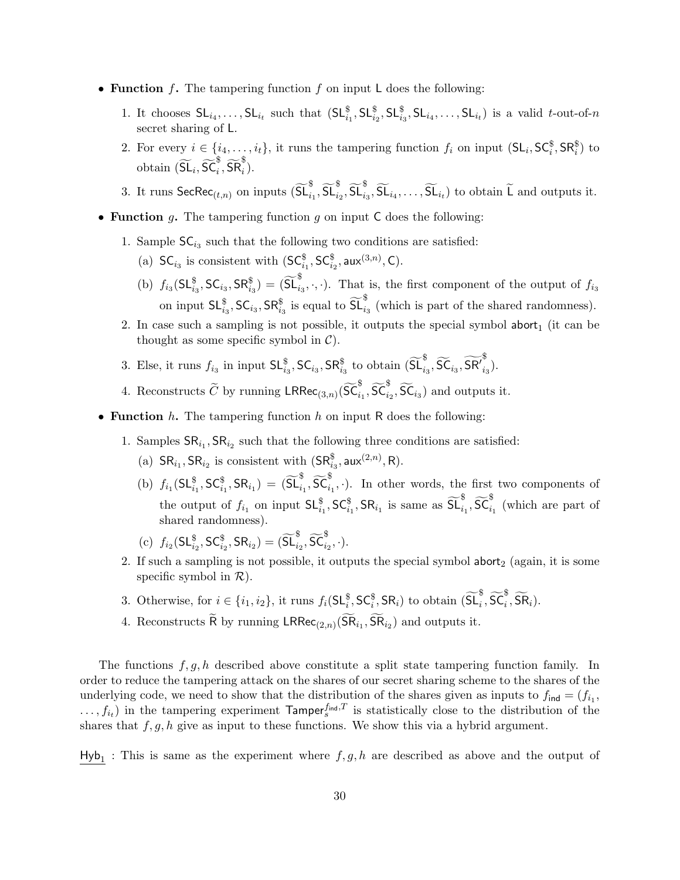- **Function $f$.** The tampering function $f$ on input $\mathsf{L}$ does the following:

  1. It chooses $\mathsf{SL}_{i_4}, \ldots, \mathsf{SL}_{i_t}$ such that $(\mathsf{SL}^{\$}_{i_1}, \mathsf{SL}^{\$}_{i_2}, \mathsf{SL}^{\$}_{i_3}, \mathsf{SL}_{i_4}, \ldots, \mathsf{SL}_{i_t})$ is a valid $t$-out-of-$n$ secret sharing of $\mathsf{L}$.
  2. For every $i \in \{i_4, \ldots, i_t\}$, it runs the tampering function $f_i$ on input $(\mathsf{SL}_i, \mathsf{SC}^{\$}_i, \mathsf{SR}^{\$}_i)$ to obtain $(\widetilde{\mathsf{SL}}_i, \widetilde{\mathsf{SC}}^{\$}_i, \widetilde{\mathsf{SR}}^{\$}_i)$.
  3. It runs $\mathsf{SecRec}_{(t,n)}$ on inputs $(\widetilde{\mathsf{SL}}^{\$}_{i_1}, \widetilde{\mathsf{SL}}^{\$}_{i_2}, \widetilde{\mathsf{SL}}^{\$}_{i_3}, \widetilde{\mathsf{SL}}_{i_4}, \ldots, \widetilde{\mathsf{SL}}_{i_t})$ to obtain $\widetilde{\mathsf{L}}$ and outputs it.

- **Function $g$.** The tampering function $g$ on input $\mathsf{C}$ does the following:

  1. Sample $\mathsf{SC}_{i_3}$ such that the following two conditions are satisfied:
     (a) $\mathsf{SC}_{i_3}$ is consistent with $(\mathsf{SC}^{\$}_{i_1}, \mathsf{SC}^{\$}_{i_2}, \mathsf{aux}^{(3,n)}, \mathsf{C})$.
     (b) $f_{i_3}(\mathsf{SL}^{\$}_{i_3}, \mathsf{SC}_{i_3}, \mathsf{SR}^{\$}_{i_3}) = (\widetilde{\mathsf{SL}}^{\$}_{i_3}, \cdot, \cdot)$. That is, the first component of the output of $f_{i_3}$ on input $\mathsf{SL}^{\$}_{i_3}, \mathsf{SC}_{i_3}, \mathsf{SR}^{\$}_{i_3}$ is equal to $\widetilde{\mathsf{SL}}^{\$}_{i_3}$ (which is part of the shared randomness).
  2. In case such a sampling is not possible, it outputs the special symbol $\mathsf{abort}_1$ (it can be thought as some specific symbol in $\mathcal{C}$).
  3. Else, it runs $f_{i_3}$ in input $\mathsf{SL}^{\$}_{i_3}, \mathsf{SC}_{i_3}, \mathsf{SR}^{\$}_{i_3}$ to obtain $(\widetilde{\mathsf{SL}}^{\$}_{i_3}, \widetilde{\mathsf{SC}}_{i_3}, \widetilde{\mathsf{SR}'}^{\$}_{i_3})$.
  4. Reconstructs $\widetilde{C}$ by running $\mathsf{LRRec}_{(3,n)}(\widetilde{\mathsf{SC}}^{\$}_{i_1}, \widetilde{\mathsf{SC}}^{\$}_{i_2}, \widetilde{\mathsf{SC}}_{i_3})$ and outputs it.

- **Function $h$.** The tampering function $h$ on input $\mathsf{R}$ does the following:

  1. Samples $\mathsf{SR}_{i_1}, \mathsf{SR}_{i_2}$ such that the following three conditions are satisfied:
     (a) $\mathsf{SR}_{i_1}, \mathsf{SR}_{i_2}$ is consistent with $(\mathsf{SR}^{\$}_{i_3}, \mathsf{aux}^{(2,n)}, \mathsf{R})$.
     (b) $f_{i_1}(\mathsf{SL}^{\$}_{i_1}, \mathsf{SC}^{\$}_{i_1}, \mathsf{SR}_{i_1}) = (\widetilde{\mathsf{SL}}^{\$}_{i_1}, \widetilde{\mathsf{SC}}^{\$}_{i_1}, \cdot)$. In other words, the first two components of the output of $f_{i_1}$ on input $\mathsf{SL}^{\$}_{i_1}, \mathsf{SC}^{\$}_{i_1}, \mathsf{SR}_{i_1}$ is same as $\widetilde{\mathsf{SL}}^{\$}_{i_1}, \widetilde{\mathsf{SC}}^{\$}_{i_1}$ (which are part of shared randomness).
     (c) $f_{i_2}(\mathsf{SL}^{\$}_{i_2}, \mathsf{SC}^{\$}_{i_2}, \mathsf{SR}_{i_2}) = (\widetilde{\mathsf{SL}}^{\$}_{i_2}, \widetilde{\mathsf{SC}}^{\$}_{i_2}, \cdot)$.
  2. If such a sampling is not possible, it outputs the special symbol $\mathsf{abort}_2$ (again, it is some specific symbol in $\mathcal{R}$).
  3. Otherwise, for $i \in \{i_1, i_2\}$, it runs $f_i(\mathsf{SL}^{\$}_i, \mathsf{SC}^{\$}_i, \mathsf{SR}_i)$ to obtain $(\widetilde{\mathsf{SL}}^{\$}_i, \widetilde{\mathsf{SC}}^{\$}_i, \widetilde{\mathsf{SR}}_i)$.
  4. Reconstructs $\widetilde{\mathsf{R}}$ by running $\mathsf{LRRec}_{(2,n)}(\widetilde{\mathsf{SR}}_{i_1}, \widetilde{\mathsf{SR}}_{i_2})$ and outputs it.

The functions $f, g, h$ described above constitute a split state tampering function family. In order to reduce the tampering attack on the shares of our secret sharing scheme to the shares of the underlying code, we need to show that the distribution of the shares given as inputs to $f_{\mathsf{ind}} = (f_{i_1}, \ldots, f_{i_t})$ in the tampering experiment $\mathsf{Tamper}^{f_{\mathsf{ind}}, T}_s$ is statistically close to the distribution of the shares that $f, g, h$ give as input to these functions. We show this via a hybrid argument.

$\underline{\mathsf{Hyb}_1}$ : This is same as the experiment where $f, g, h$ are described as above and the output of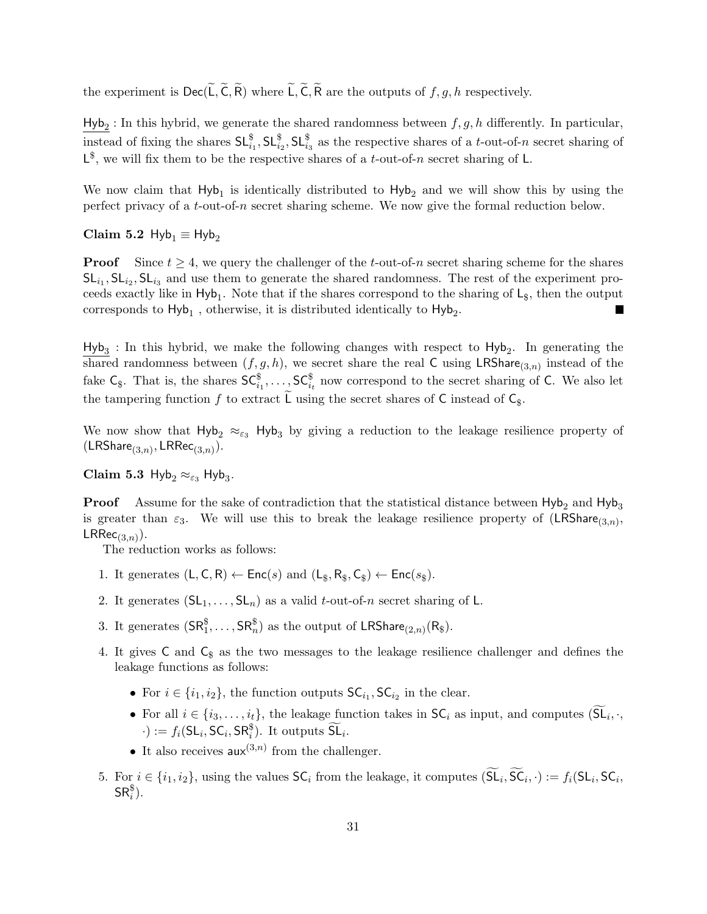the experiment is $\mathsf{Dec}(\widetilde{\mathsf{L}}, \widetilde{\mathsf{C}}, \widetilde{\mathsf{R}})$ where $\widetilde{\mathsf{L}}, \widetilde{\mathsf{C}}, \widetilde{\mathsf{R}}$ are the outputs of $f, g, h$ respectively.

$\underline{\mathsf{Hyb}_2}$ : In this hybrid, we generate the shared randomness between $f, g, h$ differently. In particular, instead of fixing the shares $\mathsf{SL}^{\$}_{i_1}, \mathsf{SL}^{\$}_{i_2}, \mathsf{SL}^{\$}_{i_3}$ as the respective shares of a $t$-out-of-$n$ secret sharing of $\mathsf{L}^{\$}$, we will fix them to be the respective shares of a $t$-out-of-$n$ secret sharing of $\mathsf{L}$.

We now claim that $\mathsf{Hyb}_1$ is identically distributed to $\mathsf{Hyb}_2$ and we will show this by using the perfect privacy of a $t$-out-of-$n$ secret sharing scheme. We now give the formal reduction below.

**Claim 5.2** $\mathsf{Hyb}_1 \equiv \mathsf{Hyb}_2$

**Proof** Since $t \geq 4$, we query the challenger of the $t$-out-of-$n$ secret sharing scheme for the shares $\mathsf{SL}_{i_1}, \mathsf{SL}_{i_2}, \mathsf{SL}_{i_3}$ and use them to generate the shared randomness. The rest of the experiment proceeds exactly like in $\mathsf{Hyb}_1$. Note that if the shares correspond to the sharing of $\mathsf{L}_{\$}$, then the output corresponds to $\mathsf{Hyb}_1$ , otherwise, it is distributed identically to $\mathsf{Hyb}_2$. ■

$\underline{\mathsf{Hyb}_3}$ : In this hybrid, we make the following changes with respect to $\mathsf{Hyb}_2$. In generating the shared randomness between $(f, g, h)$, we secret share the real $\mathsf{C}$ using $\mathsf{LRShare}_{(3,n)}$ instead of the fake $\mathsf{C}_{\$}$. That is, the shares $\mathsf{SC}^{\$}_{i_1}, \ldots, \mathsf{SC}^{\$}_{i_t}$ now correspond to the secret sharing of $\mathsf{C}$. We also let the tampering function $f$ to extract $\widetilde{\mathsf{L}}$ using the secret shares of $\mathsf{C}$ instead of $\mathsf{C}_{\$}$.

We now show that $\mathsf{Hyb}_2 \approx_{\varepsilon_3} \mathsf{Hyb}_3$ by giving a reduction to the leakage resilience property of $(\mathsf{LRShare}_{(3,n)}, \mathsf{LRRec}_{(3,n)})$.

**Claim 5.3** $\mathsf{Hyb}_2 \approx_{\varepsilon_3} \mathsf{Hyb}_3$.

**Proof** Assume for the sake of contradiction that the statistical distance between $\mathsf{Hyb}_2$ and $\mathsf{Hyb}_3$ is greater than $\varepsilon_3$. We will use this to break the leakage resilience property of $(\mathsf{LRShare}_{(3,n)}, \mathsf{LRRec}_{(3,n)})$.

The reduction works as follows:

1. It generates $(\mathsf{L}, \mathsf{C}, \mathsf{R}) \leftarrow \mathsf{Enc}(s)$ and $(\mathsf{L}_{\$}, \mathsf{R}_{\$}, \mathsf{C}_{\$}) \leftarrow \mathsf{Enc}(s_{\$})$.
2. It generates $(\mathsf{SL}_1, \ldots, \mathsf{SL}_n)$ as a valid $t$-out-of-$n$ secret sharing of $\mathsf{L}$.
3. It generates $(\mathsf{SR}^{\$}_1, \ldots, \mathsf{SR}^{\$}_n)$ as the output of $\mathsf{LRShare}_{(2,n)}(\mathsf{R}_{\$})$.
4. It gives $\mathsf{C}$ and $\mathsf{C}_{\$}$ as the two messages to the leakage resilience challenger and defines the leakage functions as follows:
   - For $i \in \{i_1, i_2\}$, the function outputs $\mathsf{SC}_{i_1}, \mathsf{SC}_{i_2}$ in the clear.
   - For all $i \in \{i_3, \ldots, i_t\}$, the leakage function takes in $\mathsf{SC}_i$ as input, and computes $(\widetilde{\mathsf{SL}}_i, \cdot, \cdot) := f_i(\mathsf{SL}_i, \mathsf{SC}_i, \mathsf{SR}^{\$}_i)$. It outputs $\widetilde{\mathsf{SL}}_i$.
   - It also receives $\mathsf{aux}^{(3,n)}$ from the challenger.
5. For $i \in \{i_1, i_2\}$, using the values $\mathsf{SC}_i$ from the leakage, it computes $(\widetilde{\mathsf{SL}}_i, \widetilde{\mathsf{SC}}_i, \cdot) := f_i(\mathsf{SL}_i, \mathsf{SC}_i, \mathsf{SR}^{\$}_i)$.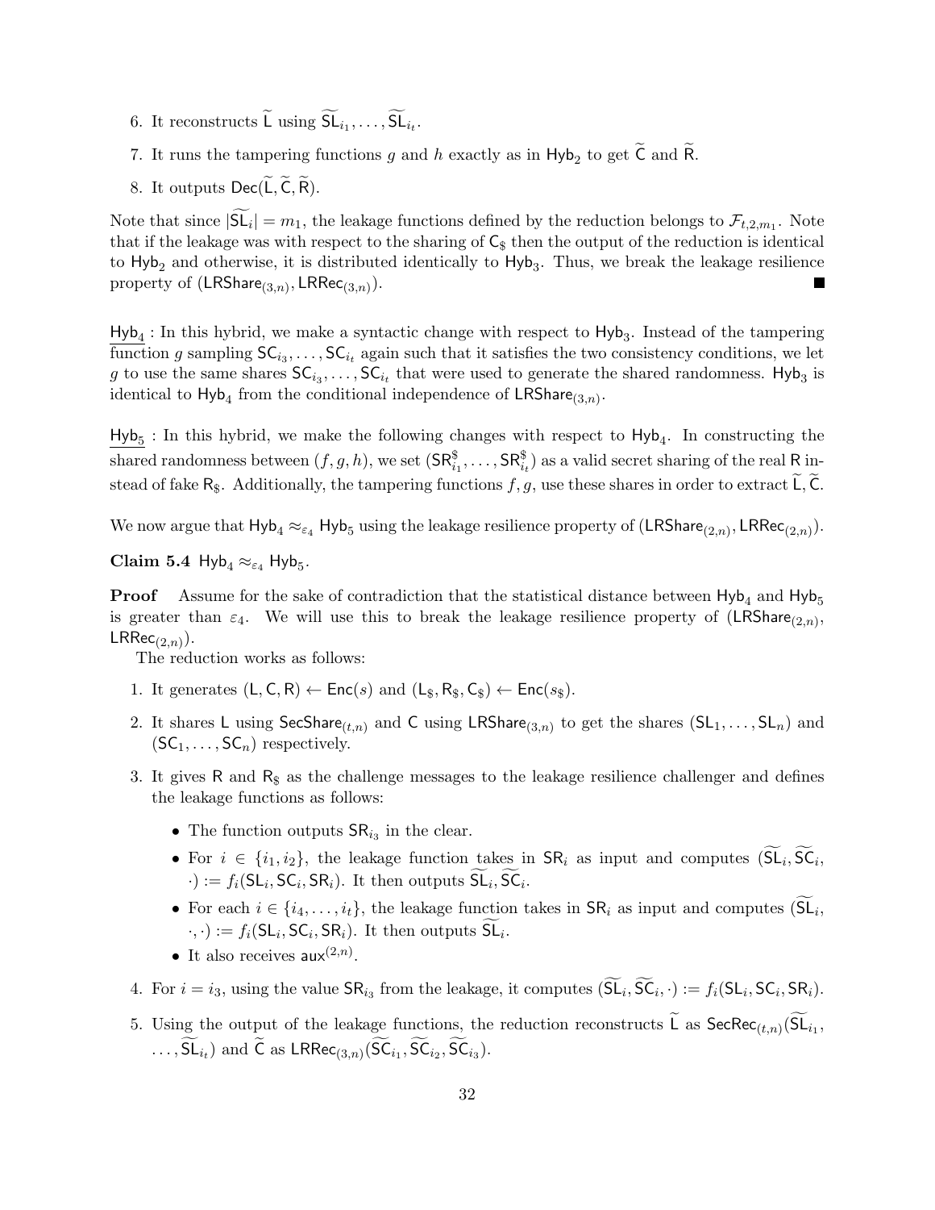6. It reconstructs $\widetilde{\mathsf{L}}$ using $\widetilde{\mathsf{SL}}_{i_1}, \ldots, \widetilde{\mathsf{SL}}_{i_t}$.

7. It runs the tampering functions $g$ and $h$ exactly as in $\mathsf{Hyb}_2$ to get $\widetilde{\mathsf{C}}$ and $\widetilde{\mathsf{R}}$.

8. It outputs $\mathsf{Dec}(\widetilde{\mathsf{L}}, \widetilde{\mathsf{C}}, \widetilde{\mathsf{R}})$.

Note that since $|\widetilde{\mathsf{SL}}_i| = m_1$, the leakage functions defined by the reduction belongs to $\mathcal{F}_{t,2,m_1}$. Note that if the leakage was with respect to the sharing of $\mathsf{C}_\$$ then the output of the reduction is identical to $\mathsf{Hyb}_2$ and otherwise, it is distributed identically to $\mathsf{Hyb}_3$. Thus, we break the leakage resilience property of $(\mathsf{LRShare}_{(3,n)}, \mathsf{LRRec}_{(3,n)})$. ■

$\underline{\mathsf{Hyb}_4}$ : In this hybrid, we make a syntactic change with respect to $\mathsf{Hyb}_3$. Instead of the tampering function $g$ sampling $\mathsf{SC}_{i_3}, \ldots, \mathsf{SC}_{i_t}$ again such that it satisfies the two consistency conditions, we let $g$ to use the same shares $\mathsf{SC}_{i_3}, \ldots, \mathsf{SC}_{i_t}$ that were used to generate the shared randomness. $\mathsf{Hyb}_3$ is identical to $\mathsf{Hyb}_4$ from the conditional independence of $\mathsf{LRShare}_{(3,n)}$.

$\underline{\mathsf{Hyb}_5}$ : In this hybrid, we make the following changes with respect to $\mathsf{Hyb}_4$. In constructing the shared randomness between $(f, g, h)$, we set $(\mathsf{SR}^\$_{i_1}, \ldots, \mathsf{SR}^\$_{i_t})$ as a valid secret sharing of the real $\mathsf{R}$ instead of fake $\mathsf{R}_\$$. Additionally, the tampering functions $f, g$, use these shares in order to extract $\widetilde{\mathsf{L}}, \widetilde{\mathsf{C}}$.

We now argue that $\mathsf{Hyb}_4 \approx_{\varepsilon_4} \mathsf{Hyb}_5$ using the leakage resilience property of $(\mathsf{LRShare}_{(2,n)}, \mathsf{LRRec}_{(2,n)})$.

**Claim 5.4** $\mathsf{Hyb}_4 \approx_{\varepsilon_4} \mathsf{Hyb}_5$.

**Proof** Assume for the sake of contradiction that the statistical distance between $\mathsf{Hyb}_4$ and $\mathsf{Hyb}_5$ is greater than $\varepsilon_4$. We will use this to break the leakage resilience property of $(\mathsf{LRShare}_{(2,n)}, \mathsf{LRRec}_{(2,n)})$.

The reduction works as follows:

1. It generates $(\mathsf{L}, \mathsf{C}, \mathsf{R}) \leftarrow \mathsf{Enc}(s)$ and $(\mathsf{L}_\$, \mathsf{R}_\$, \mathsf{C}_\$) \leftarrow \mathsf{Enc}(s_\$)$.

2. It shares $\mathsf{L}$ using $\mathsf{SecShare}_{(t,n)}$ and $\mathsf{C}$ using $\mathsf{LRShare}_{(3,n)}$ to get the shares $(\mathsf{SL}_1, \ldots, \mathsf{SL}_n)$ and $(\mathsf{SC}_1, \ldots, \mathsf{SC}_n)$ respectively.

3. It gives $\mathsf{R}$ and $\mathsf{R}_\$$ as the challenge messages to the leakage resilience challenger and defines the leakage functions as follows:
   - The function outputs $\mathsf{SR}_{i_3}$ in the clear.
   - For $i \in \{i_1, i_2\}$, the leakage function takes in $\mathsf{SR}_i$ as input and computes $(\widetilde{\mathsf{SL}}_i, \widetilde{\mathsf{SC}}_i, \cdot) := f_i(\mathsf{SL}_i, \mathsf{SC}_i, \mathsf{SR}_i)$. It then outputs $\widetilde{\mathsf{SL}}_i, \widetilde{\mathsf{SC}}_i$.
   - For each $i \in \{i_4, \ldots, i_t\}$, the leakage function takes in $\mathsf{SR}_i$ as input and computes $(\widetilde{\mathsf{SL}}_i, \cdot, \cdot) := f_i(\mathsf{SL}_i, \mathsf{SC}_i, \mathsf{SR}_i)$. It then outputs $\widetilde{\mathsf{SL}}_i$.
   - It also receives $\mathsf{aux}^{(2,n)}$.

4. For $i = i_3$, using the value $\mathsf{SR}_{i_3}$ from the leakage, it computes $(\widetilde{\mathsf{SL}}_i, \widetilde{\mathsf{SC}}_i, \cdot) := f_i(\mathsf{SL}_i, \mathsf{SC}_i, \mathsf{SR}_i)$.

5. Using the output of the leakage functions, the reduction reconstructs $\widetilde{\mathsf{L}}$ as $\mathsf{SecRec}_{(t,n)}(\widetilde{\mathsf{SL}}_{i_1}, \ldots, \widetilde{\mathsf{SL}}_{i_t})$ and $\widetilde{\mathsf{C}}$ as $\mathsf{LRRec}_{(3,n)}(\widetilde{\mathsf{SC}}_{i_1}, \widetilde{\mathsf{SC}}_{i_2}, \widetilde{\mathsf{SC}}_{i_3})$.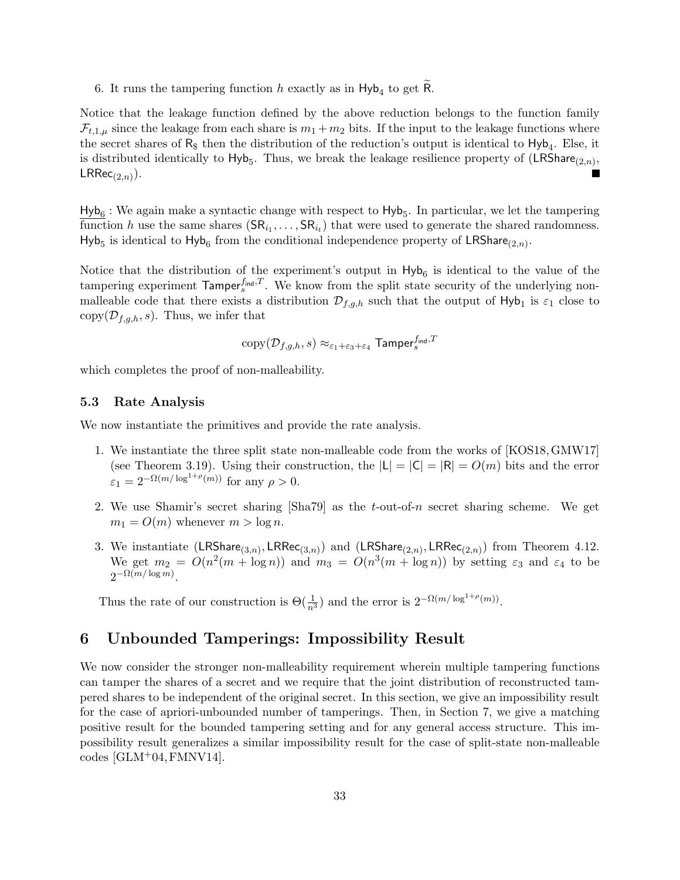6. It runs the tampering function $h$ exactly as in $\mathsf{Hyb}_4$ to get $\widetilde{\mathsf{R}}$.

Notice that the leakage function defined by the above reduction belongs to the function family $\mathcal{F}_{t,1,\mu}$ since the leakage from each share is $m_1 + m_2$ bits. If the input to the leakage functions where the secret shares of $\mathsf{R}_\$$ then the distribution of the reduction's output is identical to $\mathsf{Hyb}_4$. Else, it is distributed identically to $\mathsf{Hyb}_5$. Thus, we break the leakage resilience property of $(\mathsf{LRShare}_{(2,n)}, \mathsf{LRRec}_{(2,n)})$. ■

$\underline{\mathsf{Hyb}_6}$ : We again make a syntactic change with respect to $\mathsf{Hyb}_5$. In particular, we let the tampering function $h$ use the same shares $(\mathsf{SR}_{i_1}, \ldots, \mathsf{SR}_{i_t})$ that were used to generate the shared randomness. $\mathsf{Hyb}_5$ is identical to $\mathsf{Hyb}_6$ from the conditional independence property of $\mathsf{LRShare}_{(2,n)}$.

Notice that the distribution of the experiment's output in $\mathsf{Hyb}_6$ is identical to the value of the tampering experiment $\mathsf{Tamper}_s^{f_{\mathsf{ind}},T}$. We know from the split state security of the underlying non-malleable code that there exists a distribution $\mathcal{D}_{f,g,h}$ such that the output of $\mathsf{Hyb}_1$ is $\varepsilon_1$ close to $\text{copy}(\mathcal{D}_{f,g,h}, s)$. Thus, we infer that

$$\text{copy}(\mathcal{D}_{f,g,h}, s) \approx_{\varepsilon_1+\varepsilon_3+\varepsilon_4} \mathsf{Tamper}_s^{f_{\mathsf{ind}},T}$$

which completes the proof of non-malleability.

### 5.3 Rate Analysis

We now instantiate the primitives and provide the rate analysis.

1. We instantiate the three split state non-malleable code from the works of [KOS18, GMW17] (see Theorem 3.19). Using their construction, the $|\mathsf{L}| = |\mathsf{C}| = |\mathsf{R}| = O(m)$ bits and the error $\varepsilon_1 = 2^{-\Omega(m/\log^{1+\rho}(m))}$ for any $\rho > 0$.
2. We use Shamir's secret sharing [Sha79] as the $t$-out-of-$n$ secret sharing scheme. We get $m_1 = O(m)$ whenever $m > \log n$.
3. We instantiate $(\mathsf{LRShare}_{(3,n)}, \mathsf{LRRec}_{(3,n)})$ and $(\mathsf{LRShare}_{(2,n)}, \mathsf{LRRec}_{(2,n)})$ from Theorem 4.12. We get $m_2 = O(n^2(m + \log n))$ and $m_3 = O(n^3(m + \log n))$ by setting $\varepsilon_3$ and $\varepsilon_4$ to be $2^{-\Omega(m/\log m)}$.

Thus the rate of our construction is $\Theta(\frac{1}{n^3})$ and the error is $2^{-\Omega(m/\log^{1+\rho}(m))}$.

## 6 Unbounded Tamperings: Impossibility Result

We now consider the stronger non-malleability requirement wherein multiple tampering functions can tamper the shares of a secret and we require that the joint distribution of reconstructed tampered shares to be independent of the original secret. In this section, we give an impossibility result for the case of apriori-unbounded number of tamperings. Then, in Section 7, we give a matching positive result for the bounded tampering setting and for any general access structure. This impossibility result generalizes a similar impossibility result for the case of split-state non-malleable codes [GLM+04, FMNV14].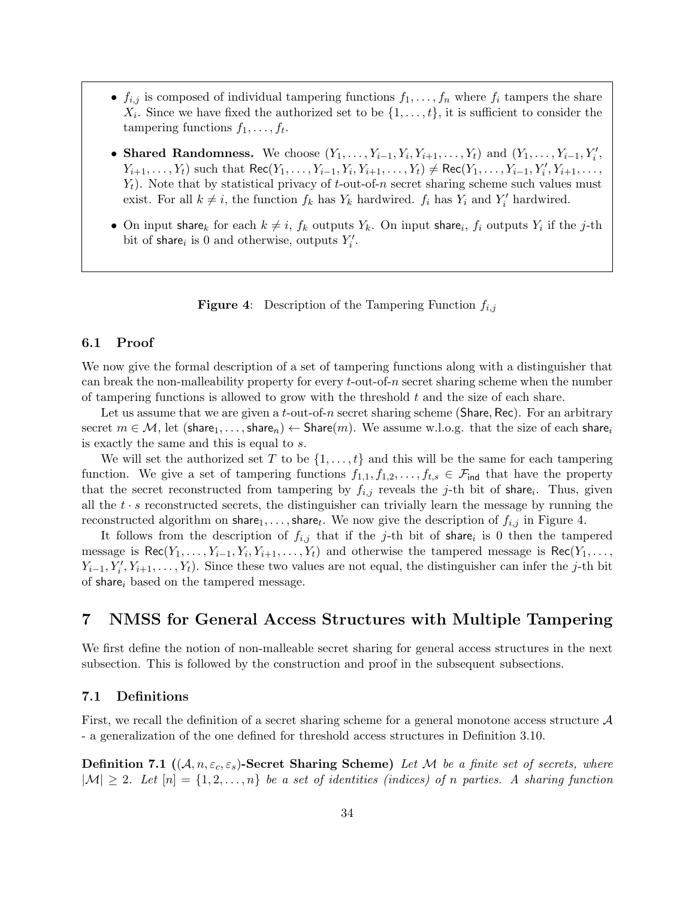- $f_{i,j}$ is composed of individual tampering functions $f_1, \ldots, f_n$ where $f_i$ tampers the share $X_i$. Since we have fixed the authorized set to be $\{1, \ldots, t\}$, it is sufficient to consider the tampering functions $f_1, \ldots, f_t$.
- **Shared Randomness.** We choose $(Y_1, \ldots, Y_{i-1}, Y_i, Y_{i+1}, \ldots, Y_t)$ and $(Y_1, \ldots, Y_{i-1}, Y_i', Y_{i+1}, \ldots, Y_t)$ such that $\mathsf{Rec}(Y_1, \ldots, Y_{i-1}, Y_i, Y_{i+1}, \ldots, Y_t) \neq \mathsf{Rec}(Y_1, \ldots, Y_{i-1}, Y_i', Y_{i+1}, \ldots, Y_t)$. Note that by statistical privacy of $t$-out-of-$n$ secret sharing scheme such values must exist. For all $k \neq i$, the function $f_k$ has $Y_k$ hardwired. $f_i$ has $Y_i$ and $Y_i'$ hardwired.
- On input $\mathsf{share}_k$ for each $k \neq i$, $f_k$ outputs $Y_k$. On input $\mathsf{share}_i$, $f_i$ outputs $Y_i$ if the $j$-th bit of $\mathsf{share}_i$ is 0 and otherwise, outputs $Y_i'$.

**Figure 4**: Description of the Tampering Function $f_{i,j}$

### 6.1 Proof

We now give the formal description of a set of tampering functions along with a distinguisher that can break the non-malleability property for every $t$-out-of-$n$ secret sharing scheme when the number of tampering functions is allowed to grow with the threshold $t$ and the size of each share.

Let us assume that we are given a $t$-out-of-$n$ secret sharing scheme ($\mathsf{Share}, \mathsf{Rec}$). For an arbitrary secret $m \in \mathcal{M}$, let $(\mathsf{share}_1, \ldots, \mathsf{share}_n) \leftarrow \mathsf{Share}(m)$. We assume w.l.o.g. that the size of each $\mathsf{share}_i$ is exactly the same and this is equal to $s$.

We will set the authorized set $T$ to be $\{1, \ldots, t\}$ and this will be the same for each tampering function. We give a set of tampering functions $f_{1,1}, f_{1,2}, \ldots, f_{t,s} \in \mathcal{F}_{\mathsf{ind}}$ that have the property that the secret reconstructed from tampering by $f_{i,j}$ reveals the $j$-th bit of $\mathsf{share}_i$. Thus, given all the $t \cdot s$ reconstructed secrets, the distinguisher can trivially learn the message by running the reconstructed algorithm on $\mathsf{share}_1, \ldots, \mathsf{share}_t$. We now give the description of $f_{i,j}$ in Figure 4.

It follows from the description of $f_{i,j}$ that if the $j$-th bit of $\mathsf{share}_i$ is 0 then the tampered message is $\mathsf{Rec}(Y_1, \ldots, Y_{i-1}, Y_i, Y_{i+1}, \ldots, Y_t)$ and otherwise the tampered message is $\mathsf{Rec}(Y_1, \ldots, Y_{i-1}, Y_i', Y_{i+1}, \ldots, Y_t)$. Since these two values are not equal, the distinguisher can infer the $j$-th bit of $\mathsf{share}_i$ based on the tampered message.

## 7 NMSS for General Access Structures with Multiple Tampering

We first define the notion of non-malleable secret sharing for general access structures in the next subsection. This is followed by the construction and proof in the subsequent subsections.

### 7.1 Definitions

First, we recall the definition of a secret sharing scheme for a general monotone access structure $\mathcal{A}$ - a generalization of the one defined for threshold access structures in Definition 3.10.

**Definition 7.1** (**$(\mathcal{A}, n, \varepsilon_c, \varepsilon_s)$-Secret Sharing Scheme**) *Let $\mathcal{M}$ be a finite set of secrets, where $|\mathcal{M}| \geq 2$. Let $[n] = \{1, 2, \ldots, n\}$ be a set of identities (indices) of $n$ parties. A sharing function*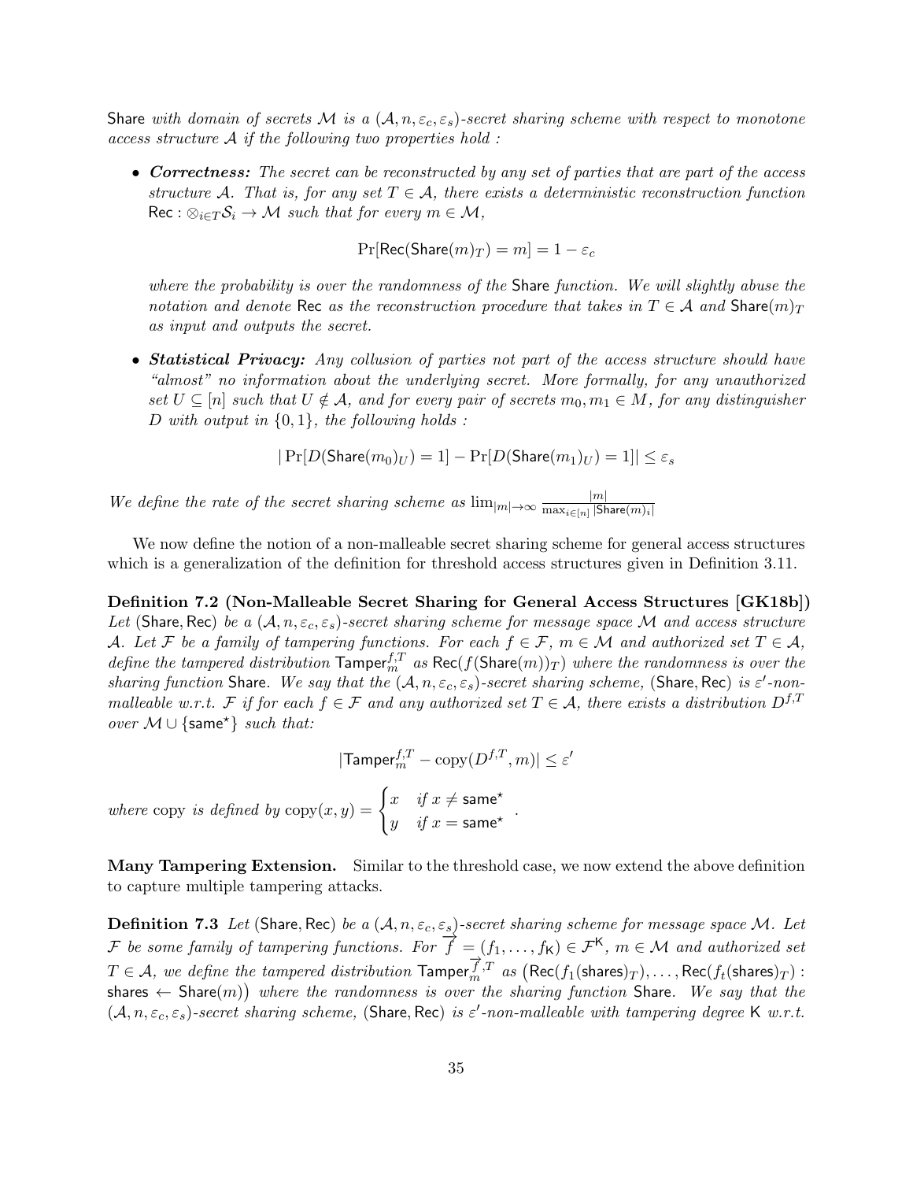Share *with domain of secrets* $\mathcal{M}$ *is a* $(\mathcal{A}, n, \varepsilon_c, \varepsilon_s)$*-secret sharing scheme with respect to monotone access structure* $\mathcal{A}$ *if the following two properties hold :*

- ***Correctness:*** *The secret can be reconstructed by any set of parties that are part of the access structure* $\mathcal{A}$*. That is, for any set* $T \in \mathcal{A}$*, there exists a deterministic reconstruction function* $\mathsf{Rec} : \otimes_{i \in T} \mathcal{S}_i \to \mathcal{M}$ *such that for every* $m \in \mathcal{M}$*,*

$$\Pr[\mathsf{Rec}(\mathsf{Share}(m)_T) = m] = 1 - \varepsilon_c$$

*where the probability is over the randomness of the* Share *function. We will slightly abuse the notation and denote* Rec *as the reconstruction procedure that takes in* $T \in \mathcal{A}$ *and* $\mathsf{Share}(m)_T$ *as input and outputs the secret.*

- ***Statistical Privacy:*** *Any collusion of parties not part of the access structure should have "almost" no information about the underlying secret. More formally, for any unauthorized set* $U \subseteq [n]$ *such that* $U \notin \mathcal{A}$*, and for every pair of secrets* $m_0, m_1 \in M$*, for any distinguisher* $D$ *with output in* $\{0, 1\}$*, the following holds :*

$$|\Pr[D(\mathsf{Share}(m_0)_U) = 1] - \Pr[D(\mathsf{Share}(m_1)_U) = 1]| \leq \varepsilon_s$$

*We define the rate of the secret sharing scheme as* $\lim_{|m| \to \infty} \frac{|m|}{\max_{i \in [n]} |\mathsf{Share}(m)_i|}$

We now define the notion of a non-malleable secret sharing scheme for general access structures which is a generalization of the definition for threshold access structures given in Definition 3.11.

**Definition 7.2 (Non-Malleable Secret Sharing for General Access Structures [GK18b])** *Let* (Share, Rec) *be a* $(\mathcal{A}, n, \varepsilon_c, \varepsilon_s)$*-secret sharing scheme for message space* $\mathcal{M}$ *and access structure* $\mathcal{A}$*. Let* $\mathcal{F}$ *be a family of tampering functions. For each* $f \in \mathcal{F}$*,* $m \in \mathcal{M}$ *and authorized set* $T \in \mathcal{A}$*, define the tampered distribution* $\mathsf{Tamper}_m^{f,T}$ *as* $\mathsf{Rec}(f(\mathsf{Share}(m))_T)$ *where the randomness is over the sharing function* Share*. We say that the* $(\mathcal{A}, n, \varepsilon_c, \varepsilon_s)$*-secret sharing scheme,* (Share, Rec) *is* $\varepsilon'$*-non-malleable w.r.t.* $\mathcal{F}$ *if for each* $f \in \mathcal{F}$ *and any authorized set* $T \in \mathcal{A}$*, there exists a distribution* $D^{f,T}$ *over* $\mathcal{M} \cup \{\mathsf{same}^\star\}$ *such that:*

$$|\mathsf{Tamper}_m^{f,T} - \mathrm{copy}(D^{f,T}, m)| \leq \varepsilon'$$

*where* copy *is defined by* $\mathrm{copy}(x, y) = \begin{cases} x & \text{if } x \neq \mathsf{same}^\star \\ y & \text{if } x = \mathsf{same}^\star \end{cases}$ .

**Many Tampering Extension.** Similar to the threshold case, we now extend the above definition to capture multiple tampering attacks.

**Definition 7.3** *Let* (Share, Rec) *be a* $(\mathcal{A}, n, \varepsilon_c, \varepsilon_s)$*-secret sharing scheme for message space* $\mathcal{M}$*. Let* $\mathcal{F}$ *be some family of tampering functions. For* $\overrightarrow{f} = (f_1, \ldots, f_{\mathsf{K}}) \in \mathcal{F}^{\mathsf{K}}$*,* $m \in \mathcal{M}$ *and authorized set* $T \in \mathcal{A}$*, we define the tampered distribution* $\mathsf{Tamper}_m^{\overrightarrow{f},T}$ *as* $\big(\mathsf{Rec}(f_1(\mathsf{shares})_T), \ldots, \mathsf{Rec}(f_t(\mathsf{shares})_T) : \mathsf{shares} \leftarrow \mathsf{Share}(m)\big)$ *where the randomness is over the sharing function* Share*. We say that the* $(\mathcal{A}, n, \varepsilon_c, \varepsilon_s)$*-secret sharing scheme,* (Share, Rec) *is* $\varepsilon'$*-non-malleable with tampering degree* $\mathsf{K}$ *w.r.t.*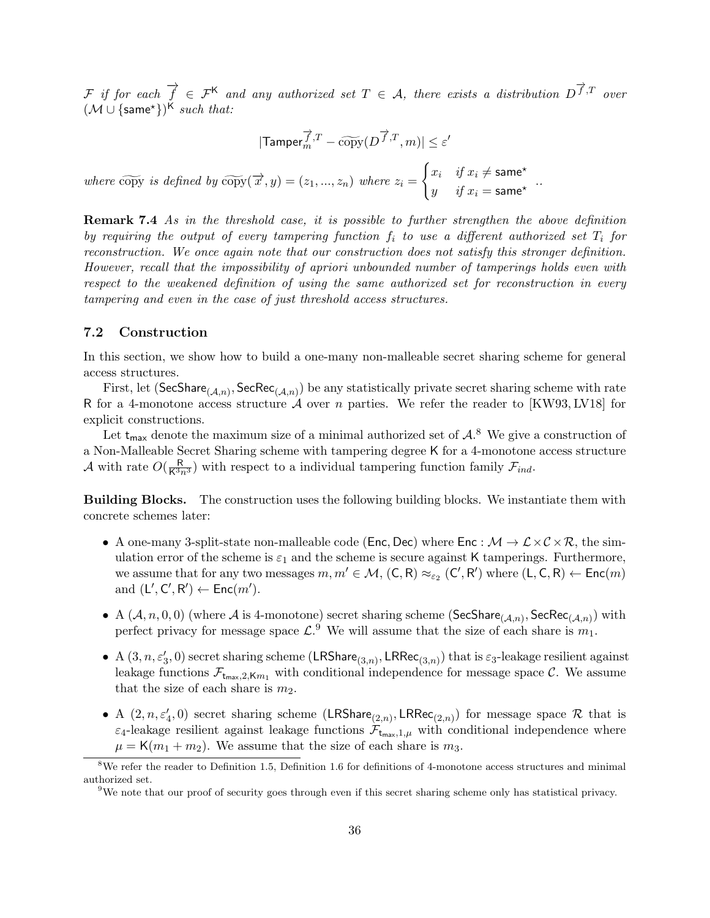$\mathcal{F}$ *if for each* $\overrightarrow{f} \in \mathcal{F}^{\mathsf{K}}$ *and any authorized set* $T \in \mathcal{A}$*, there exists a distribution* $D^{\overrightarrow{f},T}$ *over* $(\mathcal{M} \cup \{\mathsf{same}^{\star}\})^{\mathsf{K}}$ *such that:*

$$|\mathsf{Tamper}_m^{\overrightarrow{f},T} - \widetilde{\mathrm{copy}}(D^{\overrightarrow{f},T}, m)| \leq \varepsilon'$$

*where* $\widetilde{\mathrm{copy}}$ *is defined by* $\widetilde{\mathrm{copy}}(\overrightarrow{x}, y) = (z_1, ..., z_n)$ *where* $z_i = \begin{cases} x_i & \text{if } x_i \neq \mathsf{same}^{\star} \\ y & \text{if } x_i = \mathsf{same}^{\star} \end{cases}$ *..*

**Remark 7.4** *As in the threshold case, it is possible to further strengthen the above definition by requiring the output of every tampering function* $f_i$ *to use a different authorized set* $T_i$ *for reconstruction. We once again note that our construction does not satisfy this stronger definition. However, recall that the impossibility of apriori unbounded number of tamperings holds even with respect to the weakened definition of using the same authorized set for reconstruction in every tampering and even in the case of just threshold access structures.*

### 7.2 Construction

In this section, we show how to build a one-many non-malleable secret sharing scheme for general access structures.

First, let $(\mathsf{SecShare}_{(\mathcal{A},n)}, \mathsf{SecRec}_{(\mathcal{A},n)})$ be any statistically private secret sharing scheme with rate $\mathsf{R}$ for a 4-monotone access structure $\mathcal{A}$ over $n$ parties. We refer the reader to [KW93, LV18] for explicit constructions.

Let $\mathsf{t}_{\mathsf{max}}$ denote the maximum size of a minimal authorized set of $\mathcal{A}$.[8] We give a construction of a Non-Malleable Secret Sharing scheme with tampering degree $\mathsf{K}$ for a 4-monotone access structure $\mathcal{A}$ with rate $O(\frac{\mathsf{R}}{\mathsf{K}^3 n^3})$ with respect to a individual tampering function family $\mathcal{F}_{ind}$.

**Building Blocks.** The construction uses the following building blocks. We instantiate them with concrete schemes later:

- A one-many 3-split-state non-malleable code $(\mathsf{Enc}, \mathsf{Dec})$ where $\mathsf{Enc} : \mathcal{M} \to \mathcal{L} \times \mathcal{C} \times \mathcal{R}$, the simulation error of the scheme is $\varepsilon_1$ and the scheme is secure against $\mathsf{K}$ tamperings. Furthermore, we assume that for any two messages $m, m' \in \mathcal{M}$, $(\mathsf{C}, \mathsf{R}) \approx_{\varepsilon_2} (\mathsf{C}', \mathsf{R}')$ where $(\mathsf{L}, \mathsf{C}, \mathsf{R}) \leftarrow \mathsf{Enc}(m)$ and $(\mathsf{L}', \mathsf{C}', \mathsf{R}') \leftarrow \mathsf{Enc}(m')$.
- A $(\mathcal{A}, n, 0, 0)$ (where $\mathcal{A}$ is 4-monotone) secret sharing scheme $(\mathsf{SecShare}_{(\mathcal{A},n)}, \mathsf{SecRec}_{(\mathcal{A},n)})$ with perfect privacy for message space $\mathcal{L}$.[9] We will assume that the size of each share is $m_1$.
- A $(3, n, \varepsilon_3', 0)$ secret sharing scheme $(\mathsf{LRShare}_{(3,n)}, \mathsf{LRRec}_{(3,n)})$ that is $\varepsilon_3$-leakage resilient against leakage functions $\mathcal{F}_{\mathsf{t}_{\mathsf{max}},2,\mathsf{K}m_1}$ with conditional independence for message space $\mathcal{C}$. We assume that the size of each share is $m_2$.
- A $(2, n, \varepsilon_4', 0)$ secret sharing scheme $(\mathsf{LRShare}_{(2,n)}, \mathsf{LRRec}_{(2,n)})$ for message space $\mathcal{R}$ that is $\varepsilon_4$-leakage resilient against leakage functions $\mathcal{F}_{\mathsf{t}_{\mathsf{max}},1,\mu}$ with conditional independence where $\mu = \mathsf{K}(m_1 + m_2)$. We assume that the size of each share is $m_3$.

[8] We refer the reader to Definition 1.5, Definition 1.6 for definitions of 4-monotone access structures and minimal authorized set.

[9] We note that our proof of security goes through even if this secret sharing scheme only has statistical privacy.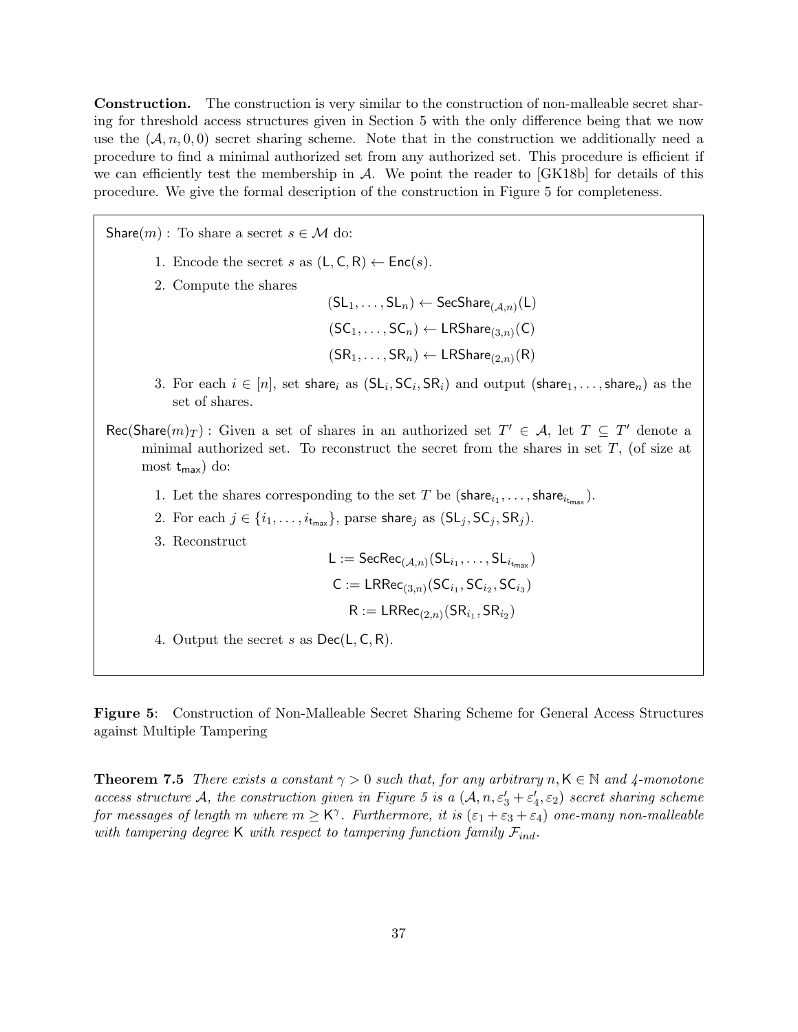**Construction.** The construction is very similar to the construction of non-malleable secret sharing for threshold access structures given in Section 5 with the only difference being that we now use the $(\mathcal{A}, n, 0, 0)$ secret sharing scheme. Note that in the construction we additionally need a procedure to find a minimal authorized set from any authorized set. This procedure is efficient if we can efficiently test the membership in $\mathcal{A}$. We point the reader to [GK18b] for details of this procedure. We give the formal description of the construction in Figure 5 for completeness.

$\mathsf{Share}(m)$ : To share a secret $s \in \mathcal{M}$ do:

1. Encode the secret $s$ as $(\mathsf{L}, \mathsf{C}, \mathsf{R}) \leftarrow \mathsf{Enc}(s)$.
2. Compute the shares

$$(\mathsf{SL}_1, \ldots, \mathsf{SL}_n) \leftarrow \mathsf{SecShare}_{(\mathcal{A},n)}(\mathsf{L})$$
$$(\mathsf{SC}_1, \ldots, \mathsf{SC}_n) \leftarrow \mathsf{LRShare}_{(3,n)}(\mathsf{C})$$
$$(\mathsf{SR}_1, \ldots, \mathsf{SR}_n) \leftarrow \mathsf{LRShare}_{(2,n)}(\mathsf{R})$$

3. For each $i \in [n]$, set $\mathsf{share}_i$ as $(\mathsf{SL}_i, \mathsf{SC}_i, \mathsf{SR}_i)$ and output $(\mathsf{share}_1, \ldots, \mathsf{share}_n)$ as the set of shares.

$\mathsf{Rec}(\mathsf{Share}(m)_T)$ : Given a set of shares in an authorized set $T' \in \mathcal{A}$, let $T \subseteq T'$ denote a minimal authorized set. To reconstruct the secret from the shares in set $T$, (of size at most $\mathsf{t}_{\mathsf{max}}$) do:

1. Let the shares corresponding to the set $T$ be $(\mathsf{share}_{i_1}, \ldots, \mathsf{share}_{i_{\mathsf{t}_{\mathsf{max}}}})$.
2. For each $j \in \{i_1, \ldots, i_{\mathsf{t}_{\mathsf{max}}}\}$, parse $\mathsf{share}_j$ as $(\mathsf{SL}_j, \mathsf{SC}_j, \mathsf{SR}_j)$.
3. Reconstruct

$$\mathsf{L} := \mathsf{SecRec}_{(\mathcal{A},n)}(\mathsf{SL}_{i_1}, \ldots, \mathsf{SL}_{i_{\mathsf{t}_{\mathsf{max}}}})$$
$$\mathsf{C} := \mathsf{LRRec}_{(3,n)}(\mathsf{SC}_{i_1}, \mathsf{SC}_{i_2}, \mathsf{SC}_{i_3})$$
$$\mathsf{R} := \mathsf{LRRec}_{(2,n)}(\mathsf{SR}_{i_1}, \mathsf{SR}_{i_2})$$

4. Output the secret $s$ as $\mathsf{Dec}(\mathsf{L}, \mathsf{C}, \mathsf{R})$.

**Figure 5**: Construction of Non-Malleable Secret Sharing Scheme for General Access Structures against Multiple Tampering

**Theorem 7.5** *There exists a constant $\gamma > 0$ such that, for any arbitrary $n, \mathsf{K} \in \mathbb{N}$ and 4-monotone access structure $\mathcal{A}$, the construction given in Figure 5 is a $(\mathcal{A}, n, \varepsilon'_3 + \varepsilon'_4, \varepsilon_2)$ secret sharing scheme for messages of length $m$ where $m \geq \mathsf{K}^{\gamma}$. Furthermore, it is $(\varepsilon_1 + \varepsilon_3 + \varepsilon_4)$ one-many non-malleable with tampering degree $\mathsf{K}$ with respect to tampering function family $\mathcal{F}_{ind}$.*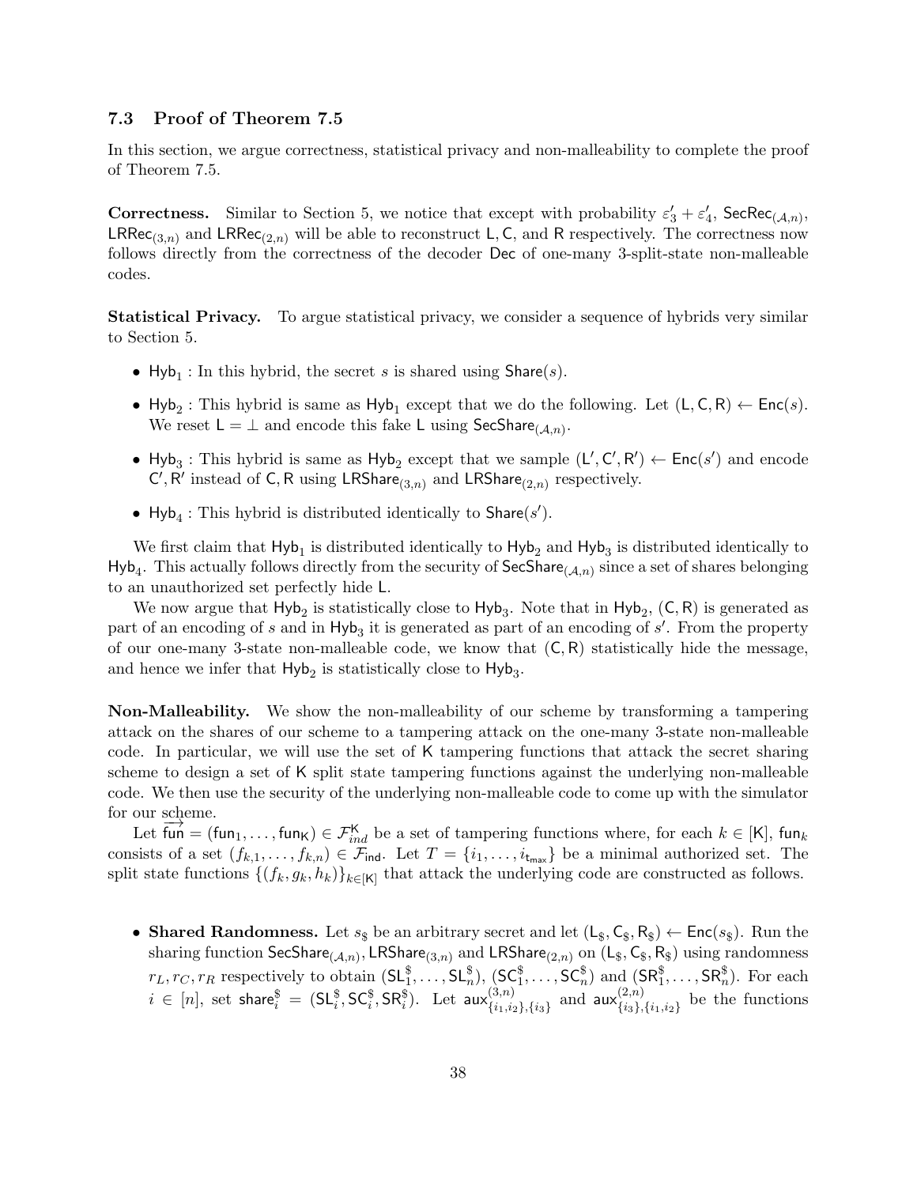### 7.3 Proof of Theorem 7.5

In this section, we argue correctness, statistical privacy and non-malleability to complete the proof of Theorem 7.5.

**Correctness.** Similar to Section 5, we notice that except with probability $\varepsilon'_3 + \varepsilon'_4$, $\mathsf{SecRec}_{(\mathcal{A},n)}$, $\mathsf{LRRec}_{(3,n)}$ and $\mathsf{LRRec}_{(2,n)}$ will be able to reconstruct $\mathsf{L}, \mathsf{C}$, and $\mathsf{R}$ respectively. The correctness now follows directly from the correctness of the decoder $\mathsf{Dec}$ of one-many 3-split-state non-malleable codes.

**Statistical Privacy.** To argue statistical privacy, we consider a sequence of hybrids very similar to Section 5.

- $\mathsf{Hyb}_1$ : In this hybrid, the secret $s$ is shared using $\mathsf{Share}(s)$.
- $\mathsf{Hyb}_2$ : This hybrid is same as $\mathsf{Hyb}_1$ except that we do the following. Let $(\mathsf{L}, \mathsf{C}, \mathsf{R}) \leftarrow \mathsf{Enc}(s)$. We reset $\mathsf{L} = \perp$ and encode this fake $\mathsf{L}$ using $\mathsf{SecShare}_{(\mathcal{A},n)}$.
- $\mathsf{Hyb}_3$ : This hybrid is same as $\mathsf{Hyb}_2$ except that we sample $(\mathsf{L}', \mathsf{C}', \mathsf{R}') \leftarrow \mathsf{Enc}(s')$ and encode $\mathsf{C}', \mathsf{R}'$ instead of $\mathsf{C}, \mathsf{R}$ using $\mathsf{LRShare}_{(3,n)}$ and $\mathsf{LRShare}_{(2,n)}$ respectively.
- $\mathsf{Hyb}_4$ : This hybrid is distributed identically to $\mathsf{Share}(s')$.

We first claim that $\mathsf{Hyb}_1$ is distributed identically to $\mathsf{Hyb}_2$ and $\mathsf{Hyb}_3$ is distributed identically to $\mathsf{Hyb}_4$. This actually follows directly from the security of $\mathsf{SecShare}_{(\mathcal{A},n)}$ since a set of shares belonging to an unauthorized set perfectly hide $\mathsf{L}$.

We now argue that $\mathsf{Hyb}_2$ is statistically close to $\mathsf{Hyb}_3$. Note that in $\mathsf{Hyb}_2$, $(\mathsf{C}, \mathsf{R})$ is generated as part of an encoding of $s$ and in $\mathsf{Hyb}_3$ it is generated as part of an encoding of $s'$. From the property of our one-many 3-state non-malleable code, we know that $(\mathsf{C}, \mathsf{R})$ statistically hide the message, and hence we infer that $\mathsf{Hyb}_2$ is statistically close to $\mathsf{Hyb}_3$.

**Non-Malleability.** We show the non-malleability of our scheme by transforming a tampering attack on the shares of our scheme to a tampering attack on the one-many 3-state non-malleable code. In particular, we will use the set of $\mathsf{K}$ tampering functions that attack the secret sharing scheme to design a set of $\mathsf{K}$ split state tampering functions against the underlying non-malleable code. We then use the security of the underlying non-malleable code to come up with the simulator for our scheme.

Let $\overrightarrow{\mathsf{fun}} = (\mathsf{fun}_1, \ldots, \mathsf{fun}_\mathsf{K}) \in \mathcal{F}_{ind}^{\mathsf{K}}$ be a set of tampering functions where, for each $k \in [\mathsf{K}]$, $\mathsf{fun}_k$ consists of a set $(f_{k,1}, \ldots, f_{k,n}) \in \mathcal{F}_{\mathsf{ind}}$. Let $T = \{i_1, \ldots, i_{\mathsf{t}_{\max}}\}$ be a minimal authorized set. The split state functions $\{(f_k, g_k, h_k)\}_{k \in [\mathsf{K}]}$ that attack the underlying code are constructed as follows.

- **Shared Randomness.** Let $s_\$$ be an arbitrary secret and let $(\mathsf{L}_\$, \mathsf{C}_\$, \mathsf{R}_\$) \leftarrow \mathsf{Enc}(s_\$)$. Run the sharing function $\mathsf{SecShare}_{(\mathcal{A},n)}$, $\mathsf{LRShare}_{(3,n)}$ and $\mathsf{LRShare}_{(2,n)}$ on $(\mathsf{L}_\$, \mathsf{C}_\$, \mathsf{R}_\$)$ using randomness $r_L, r_C, r_R$ respectively to obtain $(\mathsf{SL}_1^\$, \ldots, \mathsf{SL}_n^\$)$, $(\mathsf{SC}_1^\$, \ldots, \mathsf{SC}_n^\$)$ and $(\mathsf{SR}_1^\$, \ldots, \mathsf{SR}_n^\$)$. For each $i \in [n]$, set $\mathsf{share}_i^\$ = (\mathsf{SL}_i^\$, \mathsf{SC}_i^\$, \mathsf{SR}_i^\$)$. Let $\mathsf{aux}_{\{i_1,i_2\},\{i_3\}}^{(3,n)}$ and $\mathsf{aux}_{\{i_3\},\{i_1,i_2\}}^{(2,n)}$ be the functions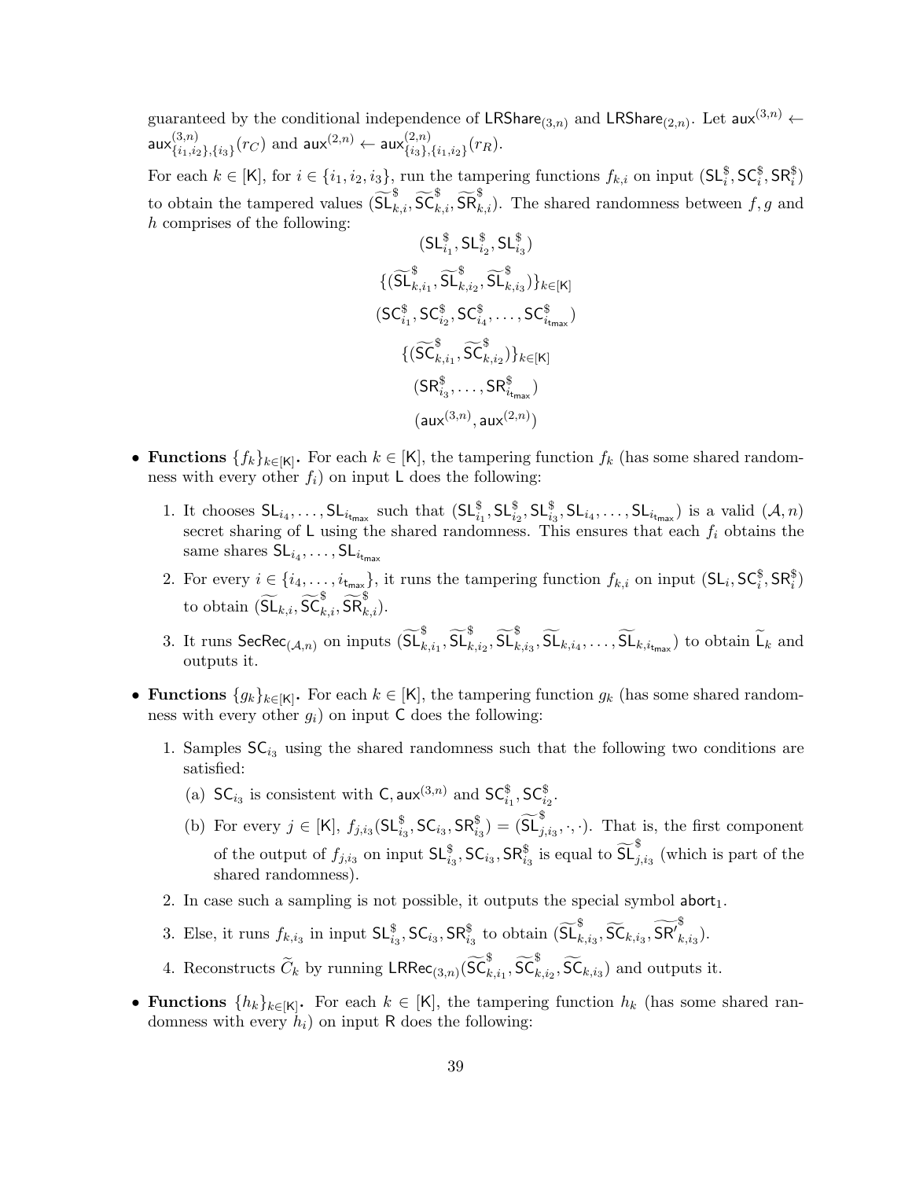guaranteed by the conditional independence of $\mathsf{LRShare}_{(3,n)}$ and $\mathsf{LRShare}_{(2,n)}$. Let $\mathsf{aux}^{(3,n)} \leftarrow \mathsf{aux}^{(3,n)}_{\{i_1,i_2\},\{i_3\}}(r_C)$ and $\mathsf{aux}^{(2,n)} \leftarrow \mathsf{aux}^{(2,n)}_{\{i_3\},\{i_1,i_2\}}(r_R)$.

For each $k \in [\mathsf{K}]$, for $i \in \{i_1, i_2, i_3\}$, run the tampering functions $f_{k,i}$ on input $(\mathsf{SL}^{\$}_i, \mathsf{SC}^{\$}_i, \mathsf{SR}^{\$}_i)$ to obtain the tampered values $(\widetilde{\mathsf{SL}}^{\$}_{k,i}, \widetilde{\mathsf{SC}}^{\$}_{k,i}, \widetilde{\mathsf{SR}}^{\$}_{k,i})$. The shared randomness between $f, g$ and $h$ comprises of the following:

$$(\mathsf{SL}^{\$}_{i_1}, \mathsf{SL}^{\$}_{i_2}, \mathsf{SL}^{\$}_{i_3})$$

$$\{(\widetilde{\mathsf{SL}}^{\$}_{k,i_1}, \widetilde{\mathsf{SL}}^{\$}_{k,i_2}, \widetilde{\mathsf{SL}}^{\$}_{k,i_3})\}_{k\in[\mathsf{K}]}$$

$$(\mathsf{SC}^{\$}_{i_1}, \mathsf{SC}^{\$}_{i_2}, \mathsf{SC}^{\$}_{i_4}, \ldots, \mathsf{SC}^{\$}_{i_{\mathsf{t_{max}}}})$$

$$\{(\widetilde{\mathsf{SC}}^{\$}_{k,i_1}, \widetilde{\mathsf{SC}}^{\$}_{k,i_2})\}_{k\in[\mathsf{K}]}$$

$$(\mathsf{SR}^{\$}_{i_3}, \ldots, \mathsf{SR}^{\$}_{i_{\mathsf{t_{max}}}})$$

$$(\mathsf{aux}^{(3,n)}, \mathsf{aux}^{(2,n)})$$

- **Functions $\{f_k\}_{k\in[\mathsf{K}]}$.** For each $k \in [\mathsf{K}]$, the tampering function $f_k$ (has some shared randomness with every other $f_i$) on input $\mathsf{L}$ does the following:
  1. It chooses $\mathsf{SL}_{i_4}, \ldots, \mathsf{SL}_{i_{\mathsf{t_{max}}}}$ such that $(\mathsf{SL}^{\$}_{i_1}, \mathsf{SL}^{\$}_{i_2}, \mathsf{SL}^{\$}_{i_3}, \mathsf{SL}_{i_4}, \ldots, \mathsf{SL}_{i_{\mathsf{t_{max}}}})$ is a valid $(\mathcal{A}, n)$ secret sharing of $\mathsf{L}$ using the shared randomness. This ensures that each $f_i$ obtains the same shares $\mathsf{SL}_{i_4}, \ldots, \mathsf{SL}_{i_{\mathsf{t_{max}}}}$
  2. For every $i \in \{i_4, \ldots, i_{\mathsf{t_{max}}}\}$, it runs the tampering function $f_{k,i}$ on input $(\mathsf{SL}_i, \mathsf{SC}^{\$}_i, \mathsf{SR}^{\$}_i)$ to obtain $(\widetilde{\mathsf{SL}}_{k,i}, \widetilde{\mathsf{SC}}^{\$}_{k,i}, \widetilde{\mathsf{SR}}^{\$}_{k,i})$.
  3. It runs $\mathsf{SecRec}_{(\mathcal{A},n)}$ on inputs $(\widetilde{\mathsf{SL}}^{\$}_{k,i_1}, \widetilde{\mathsf{SL}}^{\$}_{k,i_2}, \widetilde{\mathsf{SL}}^{\$}_{k,i_3}, \widetilde{\mathsf{SL}}_{k,i_4}, \ldots, \widetilde{\mathsf{SL}}_{k,i_{\mathsf{t_{max}}}})$ to obtain $\widetilde{\mathsf{L}}_k$ and outputs it.
- **Functions $\{g_k\}_{k\in[\mathsf{K}]}$.** For each $k \in [\mathsf{K}]$, the tampering function $g_k$ (has some shared randomness with every other $g_i$) on input $\mathsf{C}$ does the following:
  1. Samples $\mathsf{SC}_{i_3}$ using the shared randomness such that the following two conditions are satisfied:
     (a) $\mathsf{SC}_{i_3}$ is consistent with $\mathsf{C}, \mathsf{aux}^{(3,n)}$ and $\mathsf{SC}^{\$}_{i_1}, \mathsf{SC}^{\$}_{i_2}$.
     (b) For every $j \in [\mathsf{K}]$, $f_{j,i_3}(\mathsf{SL}^{\$}_{i_3}, \mathsf{SC}_{i_3}, \mathsf{SR}^{\$}_{i_3}) = (\widetilde{\mathsf{SL}}^{\$}_{j,i_3}, \cdot, \cdot)$. That is, the first component of the output of $f_{j,i_3}$ on input $\mathsf{SL}^{\$}_{i_3}, \mathsf{SC}_{i_3}, \mathsf{SR}^{\$}_{i_3}$ is equal to $\widetilde{\mathsf{SL}}^{\$}_{j,i_3}$ (which is part of the shared randomness).
  2. In case such a sampling is not possible, it outputs the special symbol $\mathsf{abort}_1$.
  3. Else, it runs $f_{k,i_3}$ in input $\mathsf{SL}^{\$}_{i_3}, \mathsf{SC}_{i_3}, \mathsf{SR}^{\$}_{i_3}$ to obtain $(\widetilde{\mathsf{SL}}^{\$}_{k,i_3}, \widetilde{\mathsf{SC}}_{k,i_3}, \widetilde{\mathsf{SR'}}^{\$}_{k,i_3})$.
  4. Reconstructs $\widetilde{C}_k$ by running $\mathsf{LRRec}_{(3,n)}(\widetilde{\mathsf{SC}}^{\$}_{k,i_1}, \widetilde{\mathsf{SC}}^{\$}_{k,i_2}, \widetilde{\mathsf{SC}}_{k,i_3})$ and outputs it.
- **Functions $\{h_k\}_{k\in[\mathsf{K}]}$.** For each $k \in [\mathsf{K}]$, the tampering function $h_k$ (has some shared randomness with every $h_i$) on input $\mathsf{R}$ does the following: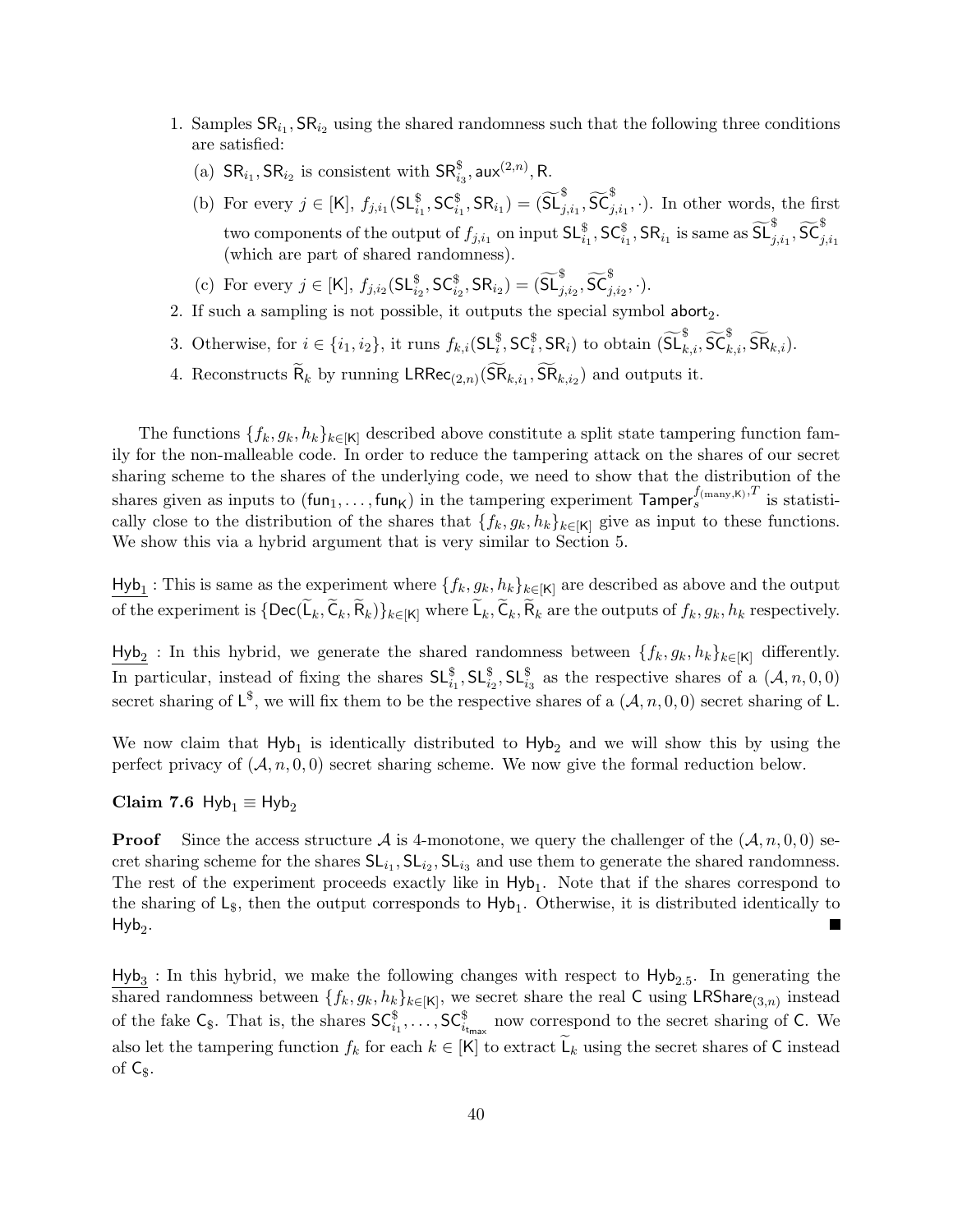1. Samples $\mathsf{SR}_{i_1}, \mathsf{SR}_{i_2}$ using the shared randomness such that the following three conditions are satisfied:
   (a) $\mathsf{SR}_{i_1}, \mathsf{SR}_{i_2}$ is consistent with $\mathsf{SR}^{\$}_{i_3}, \mathsf{aux}^{(2,n)}, \mathsf{R}$.
   (b) For every $j \in [\mathsf{K}]$, $f_{j,i_1}(\mathsf{SL}^{\$}_{i_1}, \mathsf{SC}^{\$}_{i_1}, \mathsf{SR}_{i_1}) = (\widetilde{\mathsf{SL}}^{\$}_{j,i_1}, \widetilde{\mathsf{SC}}^{\$}_{j,i_1}, \cdot)$. In other words, the first two components of the output of $f_{j,i_1}$ on input $\mathsf{SL}^{\$}_{i_1}, \mathsf{SC}^{\$}_{i_1}, \mathsf{SR}_{i_1}$ is same as $\widetilde{\mathsf{SL}}^{\$}_{j,i_1}, \widetilde{\mathsf{SC}}^{\$}_{j,i_1}$ (which are part of shared randomness).
   (c) For every $j \in [\mathsf{K}]$, $f_{j,i_2}(\mathsf{SL}^{\$}_{i_2}, \mathsf{SC}^{\$}_{i_2}, \mathsf{SR}_{i_2}) = (\widetilde{\mathsf{SL}}^{\$}_{j,i_2}, \widetilde{\mathsf{SC}}^{\$}_{j,i_2}, \cdot)$.
2. If such a sampling is not possible, it outputs the special symbol $\mathsf{abort}_2$.
3. Otherwise, for $i \in \{i_1, i_2\}$, it runs $f_{k,i}(\mathsf{SL}^{\$}_i, \mathsf{SC}^{\$}_i, \mathsf{SR}_i)$ to obtain $(\widetilde{\mathsf{SL}}^{\$}_{k,i}, \widetilde{\mathsf{SC}}^{\$}_{k,i}, \widetilde{\mathsf{SR}}_{k,i})$.
4. Reconstructs $\widetilde{\mathsf{R}}_k$ by running $\mathsf{LRRec}_{(2,n)}(\widetilde{\mathsf{SR}}_{k,i_1}, \widetilde{\mathsf{SR}}_{k,i_2})$ and outputs it.

The functions $\{f_k, g_k, h_k\}_{k \in [\mathsf{K}]}$ described above constitute a split state tampering function family for the non-malleable code. In order to reduce the tampering attack on the shares of our secret sharing scheme to the shares of the underlying code, we need to show that the distribution of the shares given as inputs to $(\mathsf{fun}_1, \ldots, \mathsf{fun}_\mathsf{K})$ in the tampering experiment $\mathsf{Tamper}_s^{f_{(\mathrm{many},\mathsf{K})},T}$ is statistically close to the distribution of the shares that $\{f_k, g_k, h_k\}_{k \in [\mathsf{K}]}$ give as input to these functions. We show this via a hybrid argument that is very similar to Section 5.

$\underline{\mathsf{Hyb}_1}$ : This is same as the experiment where $\{f_k, g_k, h_k\}_{k \in [\mathsf{K}]}$ are described as above and the output of the experiment is $\{\mathsf{Dec}(\widetilde{\mathsf{L}}_k, \widetilde{\mathsf{C}}_k, \widetilde{\mathsf{R}}_k)\}_{k \in [\mathsf{K}]}$ where $\widetilde{\mathsf{L}}_k, \widetilde{\mathsf{C}}_k, \widetilde{\mathsf{R}}_k$ are the outputs of $f_k, g_k, h_k$ respectively.

$\underline{\mathsf{Hyb}_2}$ : In this hybrid, we generate the shared randomness between $\{f_k, g_k, h_k\}_{k \in [\mathsf{K}]}$ differently. In particular, instead of fixing the shares $\mathsf{SL}^{\$}_{i_1}, \mathsf{SL}^{\$}_{i_2}, \mathsf{SL}^{\$}_{i_3}$ as the respective shares of a $(\mathcal{A}, n, 0, 0)$ secret sharing of $\mathsf{L}^{\$}$, we will fix them to be the respective shares of a $(\mathcal{A}, n, 0, 0)$ secret sharing of $\mathsf{L}$.

We now claim that $\mathsf{Hyb}_1$ is identically distributed to $\mathsf{Hyb}_2$ and we will show this by using the perfect privacy of $(\mathcal{A}, n, 0, 0)$ secret sharing scheme. We now give the formal reduction below.

**Claim 7.6** $\mathsf{Hyb}_1 \equiv \mathsf{Hyb}_2$

**Proof** Since the access structure $\mathcal{A}$ is 4-monotone, we query the challenger of the $(\mathcal{A}, n, 0, 0)$ secret sharing scheme for the shares $\mathsf{SL}_{i_1}, \mathsf{SL}_{i_2}, \mathsf{SL}_{i_3}$ and use them to generate the shared randomness. The rest of the experiment proceeds exactly like in $\mathsf{Hyb}_1$. Note that if the shares correspond to the sharing of $\mathsf{L}_{\$}$, then the output corresponds to $\mathsf{Hyb}_1$. Otherwise, it is distributed identically to $\mathsf{Hyb}_2$. ■

$\underline{\mathsf{Hyb}_3}$ : In this hybrid, we make the following changes with respect to $\mathsf{Hyb}_{2.5}$. In generating the shared randomness between $\{f_k, g_k, h_k\}_{k \in [\mathsf{K}]}$, we secret share the real $\mathsf{C}$ using $\mathsf{LRShare}_{(3,n)}$ instead of the fake $\mathsf{C}_{\$}$. That is, the shares $\mathsf{SC}^{\$}_{i_1}, \ldots, \mathsf{SC}^{\$}_{i_{\mathsf{t}_{\mathsf{max}}}}$ now correspond to the secret sharing of $\mathsf{C}$. We also let the tampering function $f_k$ for each $k \in [\mathsf{K}]$ to extract $\widetilde{\mathsf{L}}_k$ using the secret shares of $\mathsf{C}$ instead of $\mathsf{C}_{\$}$.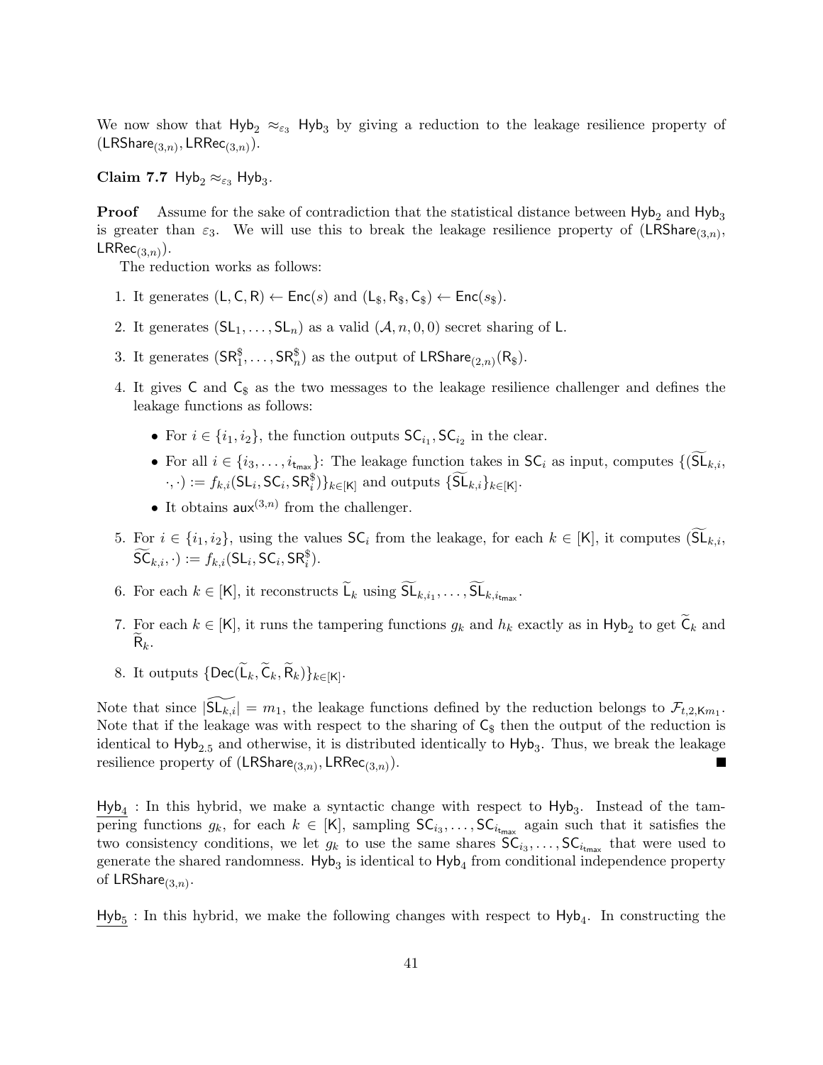We now show that $\mathsf{Hyb}_2 \approx_{\varepsilon_3} \mathsf{Hyb}_3$ by giving a reduction to the leakage resilience property of $(\mathsf{LRShare}_{(3,n)}, \mathsf{LRRec}_{(3,n)})$.

**Claim 7.7** $\mathsf{Hyb}_2 \approx_{\varepsilon_3} \mathsf{Hyb}_3$.

**Proof** Assume for the sake of contradiction that the statistical distance between $\mathsf{Hyb}_2$ and $\mathsf{Hyb}_3$ is greater than $\varepsilon_3$. We will use this to break the leakage resilience property of $(\mathsf{LRShare}_{(3,n)}, \mathsf{LRRec}_{(3,n)})$.

The reduction works as follows:

1. It generates $(\mathsf{L}, \mathsf{C}, \mathsf{R}) \leftarrow \mathsf{Enc}(s)$ and $(\mathsf{L}_\$, \mathsf{R}_\$, \mathsf{C}_\$) \leftarrow \mathsf{Enc}(s_\$)$.
2. It generates $(\mathsf{SL}_1, \ldots, \mathsf{SL}_n)$ as a valid $(\mathcal{A}, n, 0, 0)$ secret sharing of $\mathsf{L}$.
3. It generates $(\mathsf{SR}^\$_1, \ldots, \mathsf{SR}^\$_n)$ as the output of $\mathsf{LRShare}_{(2,n)}(\mathsf{R}_\$)$.
4. It gives $\mathsf{C}$ and $\mathsf{C}_\$$ as the two messages to the leakage resilience challenger and defines the leakage functions as follows:
   - For $i \in \{i_1, i_2\}$, the function outputs $\mathsf{SC}_{i_1}, \mathsf{SC}_{i_2}$ in the clear.
   - For all $i \in \{i_3, \ldots, i_{\mathsf{t_{max}}}\}$: The leakage function takes in $\mathsf{SC}_i$ as input, computes $\{(\widetilde{\mathsf{SL}}_{k,i}, \cdot, \cdot) := f_{k,i}(\mathsf{SL}_i, \mathsf{SC}_i, \mathsf{SR}^\$_i)\}_{k \in [\mathsf{K}]}$ and outputs $\{\widetilde{\mathsf{SL}}_{k,i}\}_{k \in [\mathsf{K}]}$.
   - It obtains $\mathsf{aux}^{(3,n)}$ from the challenger.
5. For $i \in \{i_1, i_2\}$, using the values $\mathsf{SC}_i$ from the leakage, for each $k \in [\mathsf{K}]$, it computes $(\widetilde{\mathsf{SL}}_{k,i}, \widetilde{\mathsf{SC}}_{k,i}, \cdot) := f_{k,i}(\mathsf{SL}_i, \mathsf{SC}_i, \mathsf{SR}^\$_i)$.
6. For each $k \in [\mathsf{K}]$, it reconstructs $\widetilde{\mathsf{L}}_k$ using $\widetilde{\mathsf{SL}}_{k,i_1}, \ldots, \widetilde{\mathsf{SL}}_{k,i_{\mathsf{t_{max}}}}$.
7. For each $k \in [\mathsf{K}]$, it runs the tampering functions $g_k$ and $h_k$ exactly as in $\mathsf{Hyb}_2$ to get $\widetilde{\mathsf{C}}_k$ and $\widetilde{\mathsf{R}}_k$.
8. It outputs $\{\mathsf{Dec}(\widetilde{\mathsf{L}}_k, \widetilde{\mathsf{C}}_k, \widetilde{\mathsf{R}}_k)\}_{k \in [\mathsf{K}]}$.

Note that since $|\widetilde{\mathsf{SL}_{k,i}}| = m_1$, the leakage functions defined by the reduction belongs to $\mathcal{F}_{t,2,\mathsf{K}m_1}$. Note that if the leakage was with respect to the sharing of $\mathsf{C}_\$$ then the output of the reduction is identical to $\mathsf{Hyb}_{2.5}$ and otherwise, it is distributed identically to $\mathsf{Hyb}_3$. Thus, we break the leakage resilience property of $(\mathsf{LRShare}_{(3,n)}, \mathsf{LRRec}_{(3,n)})$. ■

<u>$\mathsf{Hyb}_4$</u> : In this hybrid, we make a syntactic change with respect to $\mathsf{Hyb}_3$. Instead of the tampering functions $g_k$, for each $k \in [\mathsf{K}]$, sampling $\mathsf{SC}_{i_3}, \ldots, \mathsf{SC}_{i_{\mathsf{t_{max}}}}$ again such that it satisfies the two consistency conditions, we let $g_k$ to use the same shares $\mathsf{SC}_{i_3}, \ldots, \mathsf{SC}_{i_{\mathsf{t_{max}}}}$ that were used to generate the shared randomness. $\mathsf{Hyb}_3$ is identical to $\mathsf{Hyb}_4$ from conditional independence property of $\mathsf{LRShare}_{(3,n)}$.

<u>$\mathsf{Hyb}_5$</u> : In this hybrid, we make the following changes with respect to $\mathsf{Hyb}_4$. In constructing the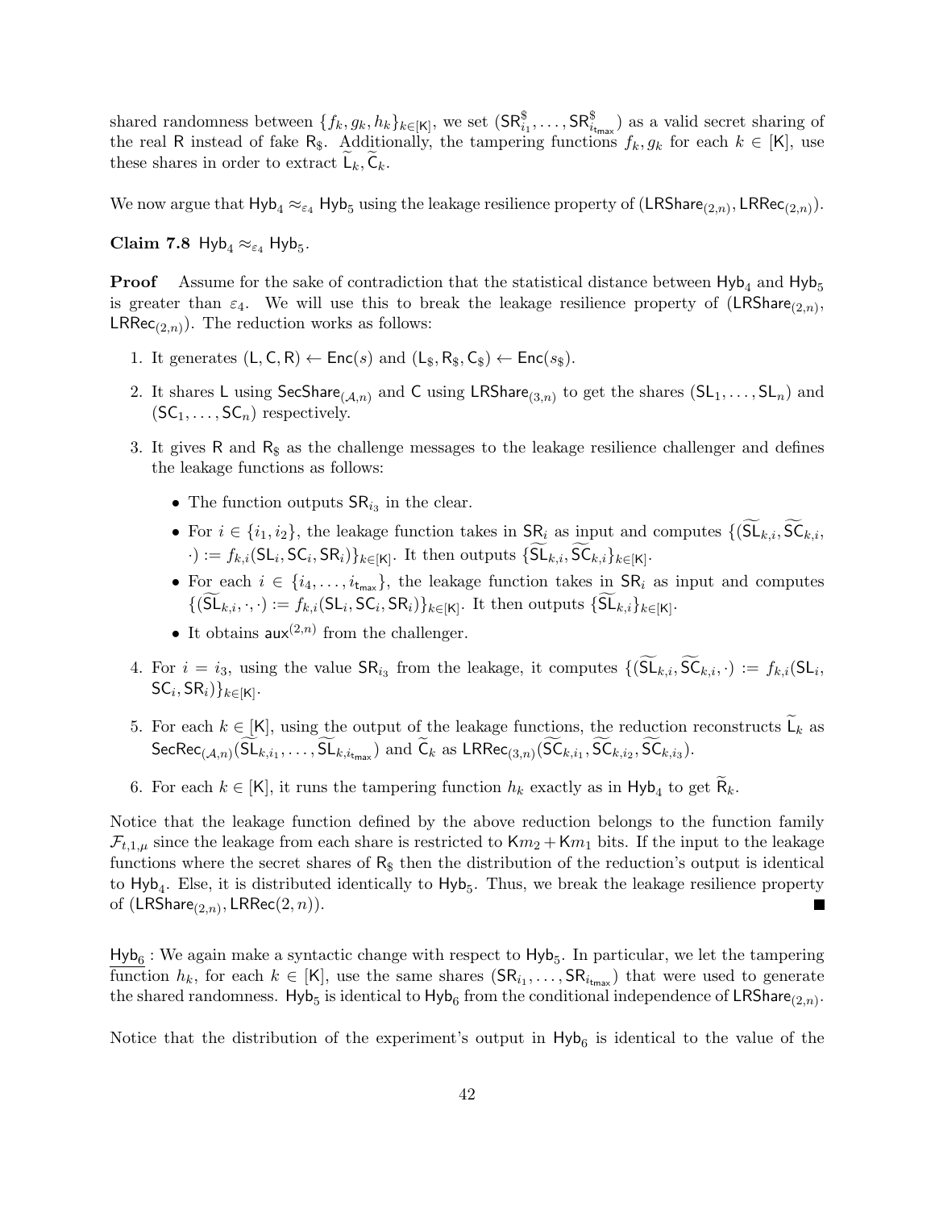shared randomness between $\{f_k, g_k, h_k\}_{k\in[\mathsf{K}]}$, we set $(\mathsf{SR}^{\$}_{i_1}, \ldots, \mathsf{SR}^{\$}_{i_{\mathsf{t}_{\max}}})$ as a valid secret sharing of the real $\mathsf{R}$ instead of fake $\mathsf{R}_{\$}$. Additionally, the tampering functions $f_k, g_k$ for each $k \in [\mathsf{K}]$, use these shares in order to extract $\widetilde{\mathsf{L}}_k, \widetilde{\mathsf{C}}_k$.

We now argue that $\mathsf{Hyb}_4 \approx_{\varepsilon_4} \mathsf{Hyb}_5$ using the leakage resilience property of $(\mathsf{LRShare}_{(2,n)}, \mathsf{LRRec}_{(2,n)})$.

**Claim 7.8** $\mathsf{Hyb}_4 \approx_{\varepsilon_4} \mathsf{Hyb}_5$.

**Proof** Assume for the sake of contradiction that the statistical distance between $\mathsf{Hyb}_4$ and $\mathsf{Hyb}_5$ is greater than $\varepsilon_4$. We will use this to break the leakage resilience property of $(\mathsf{LRShare}_{(2,n)}, \mathsf{LRRec}_{(2,n)})$. The reduction works as follows:

1. It generates $(\mathsf{L}, \mathsf{C}, \mathsf{R}) \leftarrow \mathsf{Enc}(s)$ and $(\mathsf{L}_{\$}, \mathsf{R}_{\$}, \mathsf{C}_{\$}) \leftarrow \mathsf{Enc}(s_{\$})$.
2. It shares $\mathsf{L}$ using $\mathsf{SecShare}_{(\mathcal{A},n)}$ and $\mathsf{C}$ using $\mathsf{LRShare}_{(3,n)}$ to get the shares $(\mathsf{SL}_1, \ldots, \mathsf{SL}_n)$ and $(\mathsf{SC}_1, \ldots, \mathsf{SC}_n)$ respectively.
3. It gives $\mathsf{R}$ and $\mathsf{R}_{\$}$ as the challenge messages to the leakage resilience challenger and defines the leakage functions as follows:
   - The function outputs $\mathsf{SR}_{i_3}$ in the clear.
   - For $i \in \{i_1, i_2\}$, the leakage function takes in $\mathsf{SR}_i$ as input and computes $\{(\widetilde{\mathsf{SL}}_{k,i}, \widetilde{\mathsf{SC}}_{k,i}, \cdot) := f_{k,i}(\mathsf{SL}_i, \mathsf{SC}_i, \mathsf{SR}_i)\}_{k\in[\mathsf{K}]}$. It then outputs $\{\widetilde{\mathsf{SL}}_{k,i}, \widetilde{\mathsf{SC}}_{k,i}\}_{k\in[\mathsf{K}]}$.
   - For each $i \in \{i_4, \ldots, i_{\mathsf{t}_{\max}}\}$, the leakage function takes in $\mathsf{SR}_i$ as input and computes $\{(\widetilde{\mathsf{SL}}_{k,i}, \cdot, \cdot) := f_{k,i}(\mathsf{SL}_i, \mathsf{SC}_i, \mathsf{SR}_i)\}_{k\in[\mathsf{K}]}$. It then outputs $\{\widetilde{\mathsf{SL}}_{k,i}\}_{k\in[\mathsf{K}]}$.
   - It obtains $\mathsf{aux}^{(2,n)}$ from the challenger.
4. For $i = i_3$, using the value $\mathsf{SR}_{i_3}$ from the leakage, it computes $\{(\widetilde{\mathsf{SL}}_{k,i}, \widetilde{\mathsf{SC}}_{k,i}, \cdot) := f_{k,i}(\mathsf{SL}_i, \mathsf{SC}_i, \mathsf{SR}_i)\}_{k\in[\mathsf{K}]}$.
5. For each $k \in [\mathsf{K}]$, using the output of the leakage functions, the reduction reconstructs $\widetilde{\mathsf{L}}_k$ as $\mathsf{SecRec}_{(\mathcal{A},n)}(\widetilde{\mathsf{SL}}_{k,i_1}, \ldots, \widetilde{\mathsf{SL}}_{k,i_{\mathsf{t}_{\max}}})$ and $\widetilde{\mathsf{C}}_k$ as $\mathsf{LRRec}_{(3,n)}(\widetilde{\mathsf{SC}}_{k,i_1}, \widetilde{\mathsf{SC}}_{k,i_2}, \widetilde{\mathsf{SC}}_{k,i_3})$.
6. For each $k \in [\mathsf{K}]$, it runs the tampering function $h_k$ exactly as in $\mathsf{Hyb}_4$ to get $\widetilde{\mathsf{R}}_k$.

Notice that the leakage function defined by the above reduction belongs to the function family $\mathcal{F}_{t,1,\mu}$ since the leakage from each share is restricted to $\mathsf{K}m_2 + \mathsf{K}m_1$ bits. If the input to the leakage functions where the secret shares of $\mathsf{R}_{\$}$ then the distribution of the reduction's output is identical to $\mathsf{Hyb}_4$. Else, it is distributed identically to $\mathsf{Hyb}_5$. Thus, we break the leakage resilience property of $(\mathsf{LRShare}_{(2,n)}, \mathsf{LRRec}(2,n))$. ∎

<u>$\mathsf{Hyb}_6$</u> : We again make a syntactic change with respect to $\mathsf{Hyb}_5$. In particular, we let the tampering function $h_k$, for each $k \in [\mathsf{K}]$, use the same shares $(\mathsf{SR}_{i_1}, \ldots, \mathsf{SR}_{i_{\mathsf{t}_{\max}}})$ that were used to generate the shared randomness. $\mathsf{Hyb}_5$ is identical to $\mathsf{Hyb}_6$ from the conditional independence of $\mathsf{LRShare}_{(2,n)}$.

Notice that the distribution of the experiment's output in $\mathsf{Hyb}_6$ is identical to the value of the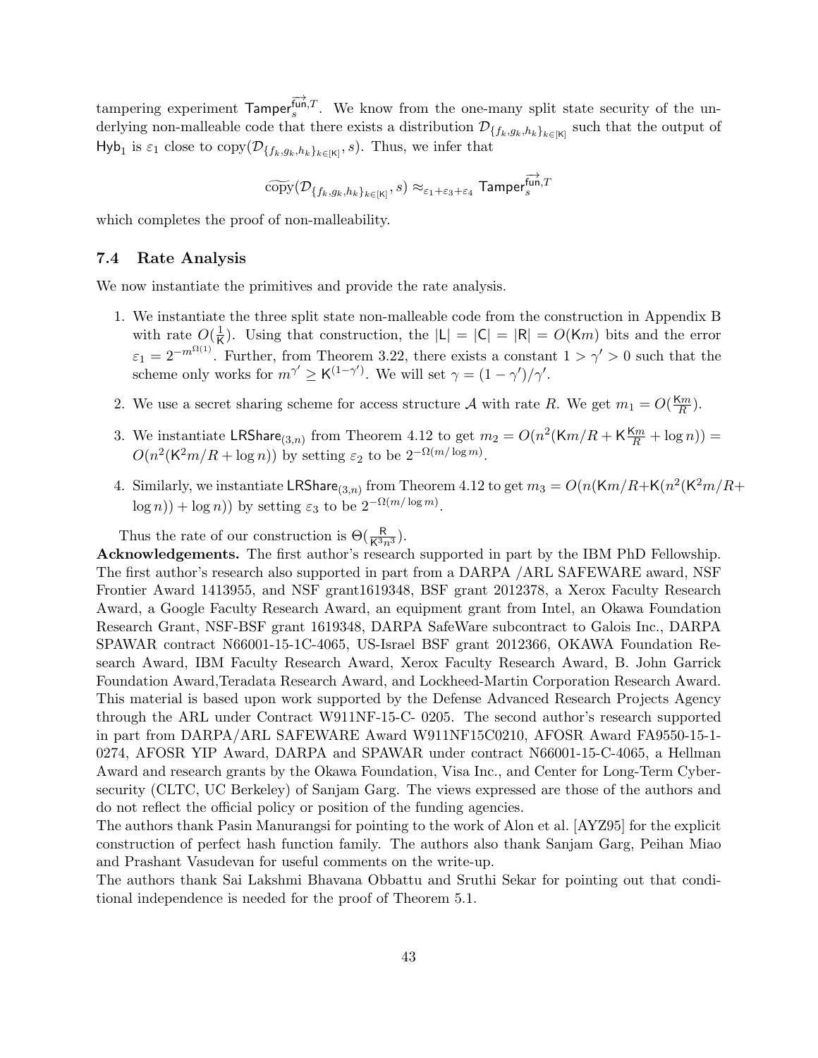tampering experiment $\mathsf{Tamper}_s^{\overrightarrow{\mathsf{fun}},T}$. We know from the one-many split state security of the underlying non-malleable code that there exists a distribution $\mathcal{D}_{\{f_k,g_k,h_k\}_{k\in[\mathsf{K}]}}$ such that the output of $\mathsf{Hyb}_1$ is $\varepsilon_1$ close to $\text{copy}(\mathcal{D}_{\{f_k,g_k,h_k\}_{k\in[\mathsf{K}]}}, s)$. Thus, we infer that

$$\widetilde{\text{copy}}(\mathcal{D}_{\{f_k,g_k,h_k\}_{k\in[\mathsf{K}]}}, s) \approx_{\varepsilon_1+\varepsilon_3+\varepsilon_4} \mathsf{Tamper}_s^{\overrightarrow{\mathsf{fun}},T}$$

which completes the proof of non-malleability.

### 7.4 Rate Analysis

We now instantiate the primitives and provide the rate analysis.

1. We instantiate the three split state non-malleable code from the construction in Appendix B with rate $O(\frac{1}{\mathsf{K}})$. Using that construction, the $|\mathsf{L}| = |\mathsf{C}| = |\mathsf{R}| = O(\mathsf{K}m)$ bits and the error $\varepsilon_1 = 2^{-m^{\Omega(1)}}$. Further, from Theorem 3.22, there exists a constant $1 > \gamma' > 0$ such that the scheme only works for $m^{\gamma'} \geq \mathsf{K}^{(1-\gamma')}$. We will set $\gamma = (1-\gamma')/\gamma'$.
2. We use a secret sharing scheme for access structure $\mathcal{A}$ with rate $R$. We get $m_1 = O(\frac{\mathsf{K}m}{R})$.
3. We instantiate $\mathsf{LRShare}_{(3,n)}$ from Theorem 4.12 to get $m_2 = O(n^2(\mathsf{K}m/R + \mathsf{K}\frac{\mathsf{K}m}{R} + \log n)) = O(n^2(\mathsf{K}^2 m/R + \log n))$ by setting $\varepsilon_2$ to be $2^{-\Omega(m/\log m)}$.
4. Similarly, we instantiate $\mathsf{LRShare}_{(3,n)}$ from Theorem 4.12 to get $m_3 = O(n(\mathsf{K}m/R + \mathsf{K}(n^2(\mathsf{K}^2 m/R + \log n)) + \log n))$ by setting $\varepsilon_3$ to be $2^{-\Omega(m/\log m)}$.

Thus the rate of our construction is $\Theta(\frac{\mathsf{R}}{\mathsf{K}^3 n^3})$.

**Acknowledgements.** The first author's research supported in part by the IBM PhD Fellowship. The first author's research also supported in part from a DARPA /ARL SAFEWARE award, NSF Frontier Award 1413955, and NSF grant1619348, BSF grant 2012378, a Xerox Faculty Research Award, a Google Faculty Research Award, an equipment grant from Intel, an Okawa Foundation Research Grant, NSF-BSF grant 1619348, DARPA SafeWare subcontract to Galois Inc., DARPA SPAWAR contract N66001-15-1C-4065, US-Israel BSF grant 2012366, OKAWA Foundation Research Award, IBM Faculty Research Award, Xerox Faculty Research Award, B. John Garrick Foundation Award,Teradata Research Award, and Lockheed-Martin Corporation Research Award. This material is based upon work supported by the Defense Advanced Research Projects Agency through the ARL under Contract W911NF-15-C- 0205. The second author's research supported in part from DARPA/ARL SAFEWARE Award W911NF15C0210, AFOSR Award FA9550-15-1-0274, AFOSR YIP Award, DARPA and SPAWAR under contract N66001-15-C-4065, a Hellman Award and research grants by the Okawa Foundation, Visa Inc., and Center for Long-Term Cybersecurity (CLTC, UC Berkeley) of Sanjam Garg. The views expressed are those of the authors and do not reflect the official policy or position of the funding agencies.

The authors thank Pasin Manurangsi for pointing to the work of Alon et al. [AYZ95] for the explicit construction of perfect hash function family. The authors also thank Sanjam Garg, Peihan Miao and Prashant Vasudevan for useful comments on the write-up.

The authors thank Sai Lakshmi Bhavana Obbattu and Sruthi Sekar for pointing out that conditional independence is needed for the proof of Theorem 5.1.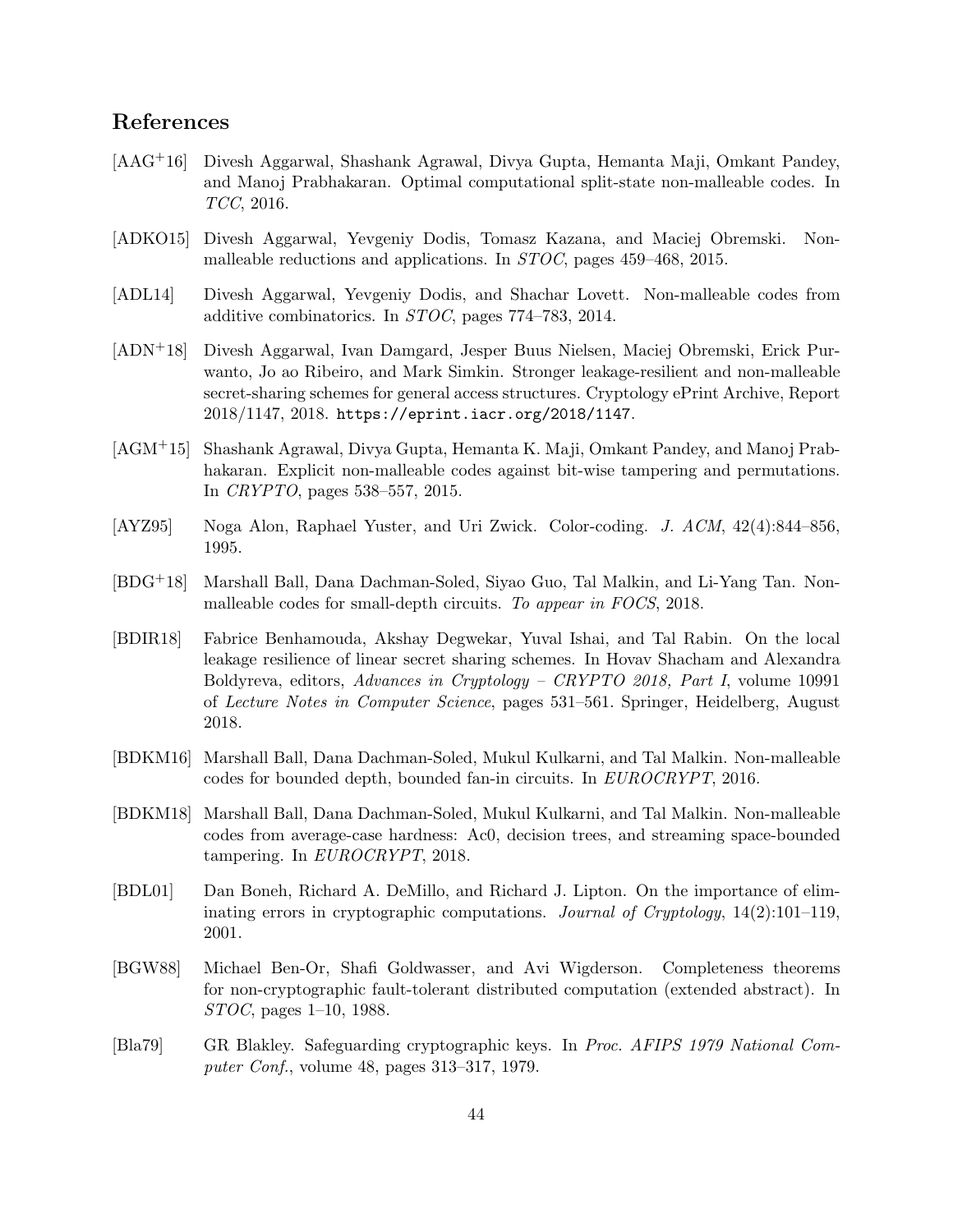## References

[AAG+16] Divesh Aggarwal, Shashank Agrawal, Divya Gupta, Hemanta Maji, Omkant Pandey, and Manoj Prabhakaran. Optimal computational split-state non-malleable codes. In *TCC*, 2016.

[ADKO15] Divesh Aggarwal, Yevgeniy Dodis, Tomasz Kazana, and Maciej Obremski. Non-malleable reductions and applications. In *STOC*, pages 459–468, 2015.

[ADL14] Divesh Aggarwal, Yevgeniy Dodis, and Shachar Lovett. Non-malleable codes from additive combinatorics. In *STOC*, pages 774–783, 2014.

[ADN+18] Divesh Aggarwal, Ivan Damgard, Jesper Buus Nielsen, Maciej Obremski, Erick Purwanto, Jo ao Ribeiro, and Mark Simkin. Stronger leakage-resilient and non-malleable secret-sharing schemes for general access structures. Cryptology ePrint Archive, Report 2018/1147, 2018. `https://eprint.iacr.org/2018/1147`.

[AGM+15] Shashank Agrawal, Divya Gupta, Hemanta K. Maji, Omkant Pandey, and Manoj Prabhakaran. Explicit non-malleable codes against bit-wise tampering and permutations. In *CRYPTO*, pages 538–557, 2015.

[AYZ95] Noga Alon, Raphael Yuster, and Uri Zwick. Color-coding. *J. ACM*, 42(4):844–856, 1995.

[BDG+18] Marshall Ball, Dana Dachman-Soled, Siyao Guo, Tal Malkin, and Li-Yang Tan. Non-malleable codes for small-depth circuits. *To appear in FOCS*, 2018.

[BDIR18] Fabrice Benhamouda, Akshay Degwekar, Yuval Ishai, and Tal Rabin. On the local leakage resilience of linear secret sharing schemes. In Hovav Shacham and Alexandra Boldyreva, editors, *Advances in Cryptology – CRYPTO 2018, Part I*, volume 10991 of *Lecture Notes in Computer Science*, pages 531–561. Springer, Heidelberg, August 2018.

[BDKM16] Marshall Ball, Dana Dachman-Soled, Mukul Kulkarni, and Tal Malkin. Non-malleable codes for bounded depth, bounded fan-in circuits. In *EUROCRYPT*, 2016.

[BDKM18] Marshall Ball, Dana Dachman-Soled, Mukul Kulkarni, and Tal Malkin. Non-malleable codes from average-case hardness: Ac0, decision trees, and streaming space-bounded tampering. In *EUROCRYPT*, 2018.

[BDL01] Dan Boneh, Richard A. DeMillo, and Richard J. Lipton. On the importance of eliminating errors in cryptographic computations. *Journal of Cryptology*, 14(2):101–119, 2001.

[BGW88] Michael Ben-Or, Shafi Goldwasser, and Avi Wigderson. Completeness theorems for non-cryptographic fault-tolerant distributed computation (extended abstract). In *STOC*, pages 1–10, 1988.

[Bla79] GR Blakley. Safeguarding cryptographic keys. In *Proc. AFIPS 1979 National Computer Conf.*, volume 48, pages 313–317, 1979.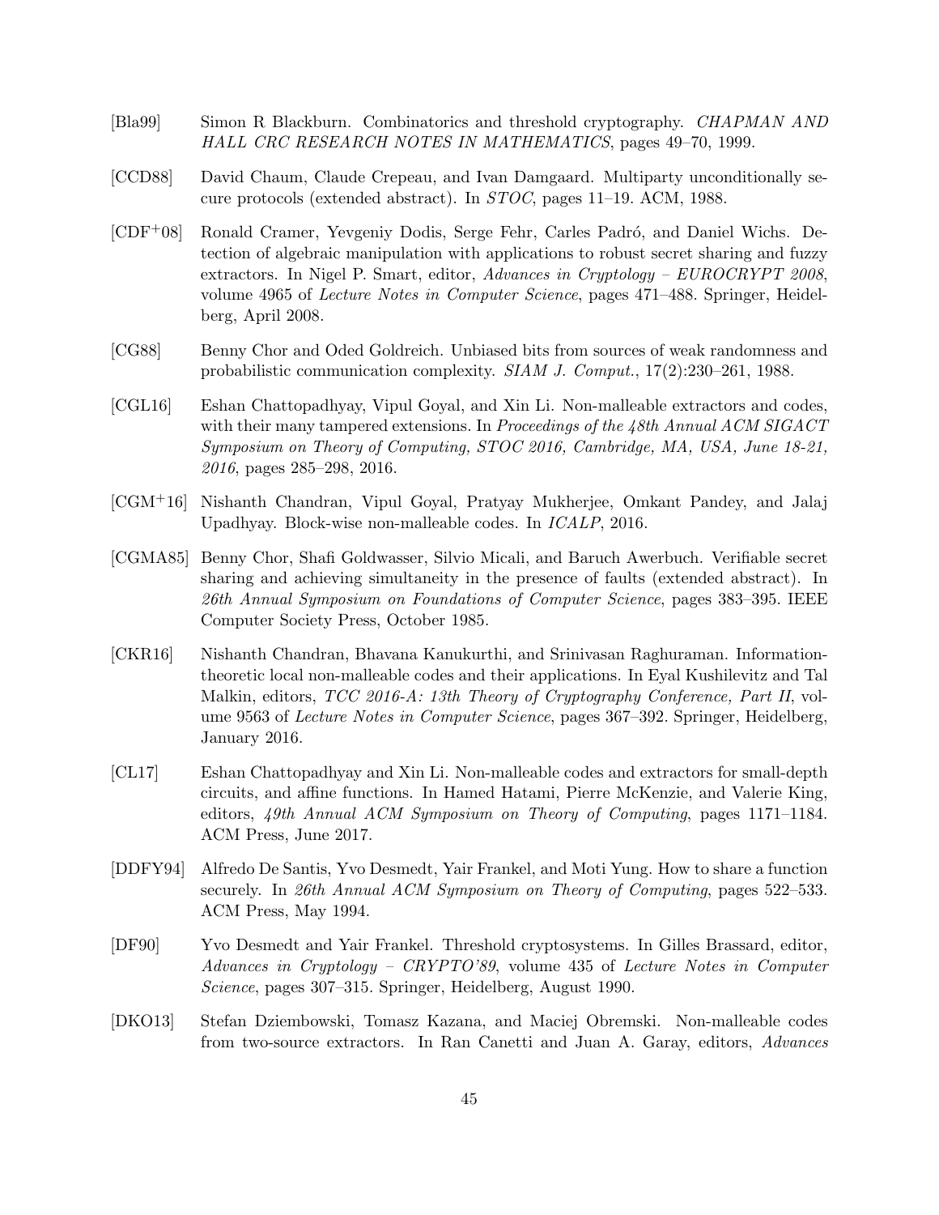[Bla99] Simon R Blackburn. Combinatorics and threshold cryptography. *CHAPMAN AND HALL CRC RESEARCH NOTES IN MATHEMATICS*, pages 49–70, 1999.

[CCD88] David Chaum, Claude Crepeau, and Ivan Damgaard. Multiparty unconditionally secure protocols (extended abstract). In *STOC*, pages 11–19. ACM, 1988.

[CDF+08] Ronald Cramer, Yevgeniy Dodis, Serge Fehr, Carles Padró, and Daniel Wichs. Detection of algebraic manipulation with applications to robust secret sharing and fuzzy extractors. In Nigel P. Smart, editor, *Advances in Cryptology – EUROCRYPT 2008*, volume 4965 of *Lecture Notes in Computer Science*, pages 471–488. Springer, Heidelberg, April 2008.

[CG88] Benny Chor and Oded Goldreich. Unbiased bits from sources of weak randomness and probabilistic communication complexity. *SIAM J. Comput.*, 17(2):230–261, 1988.

[CGL16] Eshan Chattopadhyay, Vipul Goyal, and Xin Li. Non-malleable extractors and codes, with their many tampered extensions. In *Proceedings of the 48th Annual ACM SIGACT Symposium on Theory of Computing, STOC 2016, Cambridge, MA, USA, June 18-21, 2016*, pages 285–298, 2016.

[CGM+16] Nishanth Chandran, Vipul Goyal, Pratyay Mukherjee, Omkant Pandey, and Jalaj Upadhyay. Block-wise non-malleable codes. In *ICALP*, 2016.

[CGMA85] Benny Chor, Shafi Goldwasser, Silvio Micali, and Baruch Awerbuch. Verifiable secret sharing and achieving simultaneity in the presence of faults (extended abstract). In *26th Annual Symposium on Foundations of Computer Science*, pages 383–395. IEEE Computer Society Press, October 1985.

[CKR16] Nishanth Chandran, Bhavana Kanukurthi, and Srinivasan Raghuraman. Information-theoretic local non-malleable codes and their applications. In Eyal Kushilevitz and Tal Malkin, editors, *TCC 2016-A: 13th Theory of Cryptography Conference, Part II*, volume 9563 of *Lecture Notes in Computer Science*, pages 367–392. Springer, Heidelberg, January 2016.

[CL17] Eshan Chattopadhyay and Xin Li. Non-malleable codes and extractors for small-depth circuits, and affine functions. In Hamed Hatami, Pierre McKenzie, and Valerie King, editors, *49th Annual ACM Symposium on Theory of Computing*, pages 1171–1184. ACM Press, June 2017.

[DDFY94] Alfredo De Santis, Yvo Desmedt, Yair Frankel, and Moti Yung. How to share a function securely. In *26th Annual ACM Symposium on Theory of Computing*, pages 522–533. ACM Press, May 1994.

[DF90] Yvo Desmedt and Yair Frankel. Threshold cryptosystems. In Gilles Brassard, editor, *Advances in Cryptology – CRYPTO'89*, volume 435 of *Lecture Notes in Computer Science*, pages 307–315. Springer, Heidelberg, August 1990.

[DKO13] Stefan Dziembowski, Tomasz Kazana, and Maciej Obremski. Non-malleable codes from two-source extractors. In Ran Canetti and Juan A. Garay, editors, *Advances*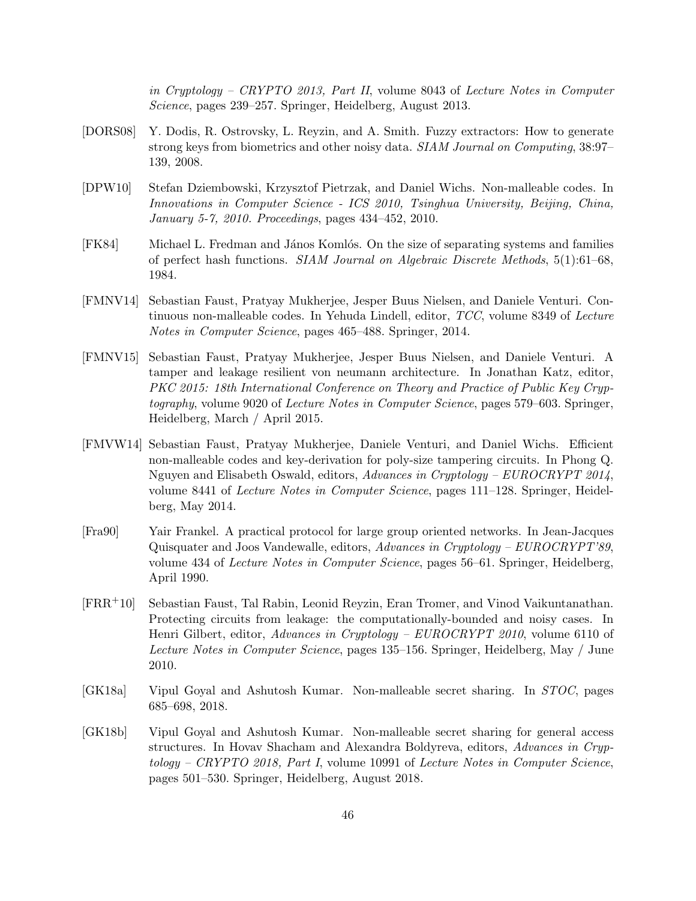*in Cryptology – CRYPTO 2013, Part II*, volume 8043 of *Lecture Notes in Computer Science*, pages 239–257. Springer, Heidelberg, August 2013.

[DORS08] Y. Dodis, R. Ostrovsky, L. Reyzin, and A. Smith. Fuzzy extractors: How to generate strong keys from biometrics and other noisy data. *SIAM Journal on Computing*, 38:97–139, 2008.

[DPW10] Stefan Dziembowski, Krzysztof Pietrzak, and Daniel Wichs. Non-malleable codes. In *Innovations in Computer Science - ICS 2010, Tsinghua University, Beijing, China, January 5-7, 2010. Proceedings*, pages 434–452, 2010.

[FK84] Michael L. Fredman and János Komlós. On the size of separating systems and families of perfect hash functions. *SIAM Journal on Algebraic Discrete Methods*, 5(1):61–68, 1984.

[FMNV14] Sebastian Faust, Pratyay Mukherjee, Jesper Buus Nielsen, and Daniele Venturi. Continuous non-malleable codes. In Yehuda Lindell, editor, *TCC*, volume 8349 of *Lecture Notes in Computer Science*, pages 465–488. Springer, 2014.

[FMNV15] Sebastian Faust, Pratyay Mukherjee, Jesper Buus Nielsen, and Daniele Venturi. A tamper and leakage resilient von neumann architecture. In Jonathan Katz, editor, *PKC 2015: 18th International Conference on Theory and Practice of Public Key Cryptography*, volume 9020 of *Lecture Notes in Computer Science*, pages 579–603. Springer, Heidelberg, March / April 2015.

[FMVW14] Sebastian Faust, Pratyay Mukherjee, Daniele Venturi, and Daniel Wichs. Efficient non-malleable codes and key-derivation for poly-size tampering circuits. In Phong Q. Nguyen and Elisabeth Oswald, editors, *Advances in Cryptology – EUROCRYPT 2014*, volume 8441 of *Lecture Notes in Computer Science*, pages 111–128. Springer, Heidelberg, May 2014.

[Fra90] Yair Frankel. A practical protocol for large group oriented networks. In Jean-Jacques Quisquater and Joos Vandewalle, editors, *Advances in Cryptology – EUROCRYPT'89*, volume 434 of *Lecture Notes in Computer Science*, pages 56–61. Springer, Heidelberg, April 1990.

[FRR+10] Sebastian Faust, Tal Rabin, Leonid Reyzin, Eran Tromer, and Vinod Vaikuntanathan. Protecting circuits from leakage: the computationally-bounded and noisy cases. In Henri Gilbert, editor, *Advances in Cryptology – EUROCRYPT 2010*, volume 6110 of *Lecture Notes in Computer Science*, pages 135–156. Springer, Heidelberg, May / June 2010.

[GK18a] Vipul Goyal and Ashutosh Kumar. Non-malleable secret sharing. In *STOC*, pages 685–698, 2018.

[GK18b] Vipul Goyal and Ashutosh Kumar. Non-malleable secret sharing for general access structures. In Hovav Shacham and Alexandra Boldyreva, editors, *Advances in Cryptology – CRYPTO 2018, Part I*, volume 10991 of *Lecture Notes in Computer Science*, pages 501–530. Springer, Heidelberg, August 2018.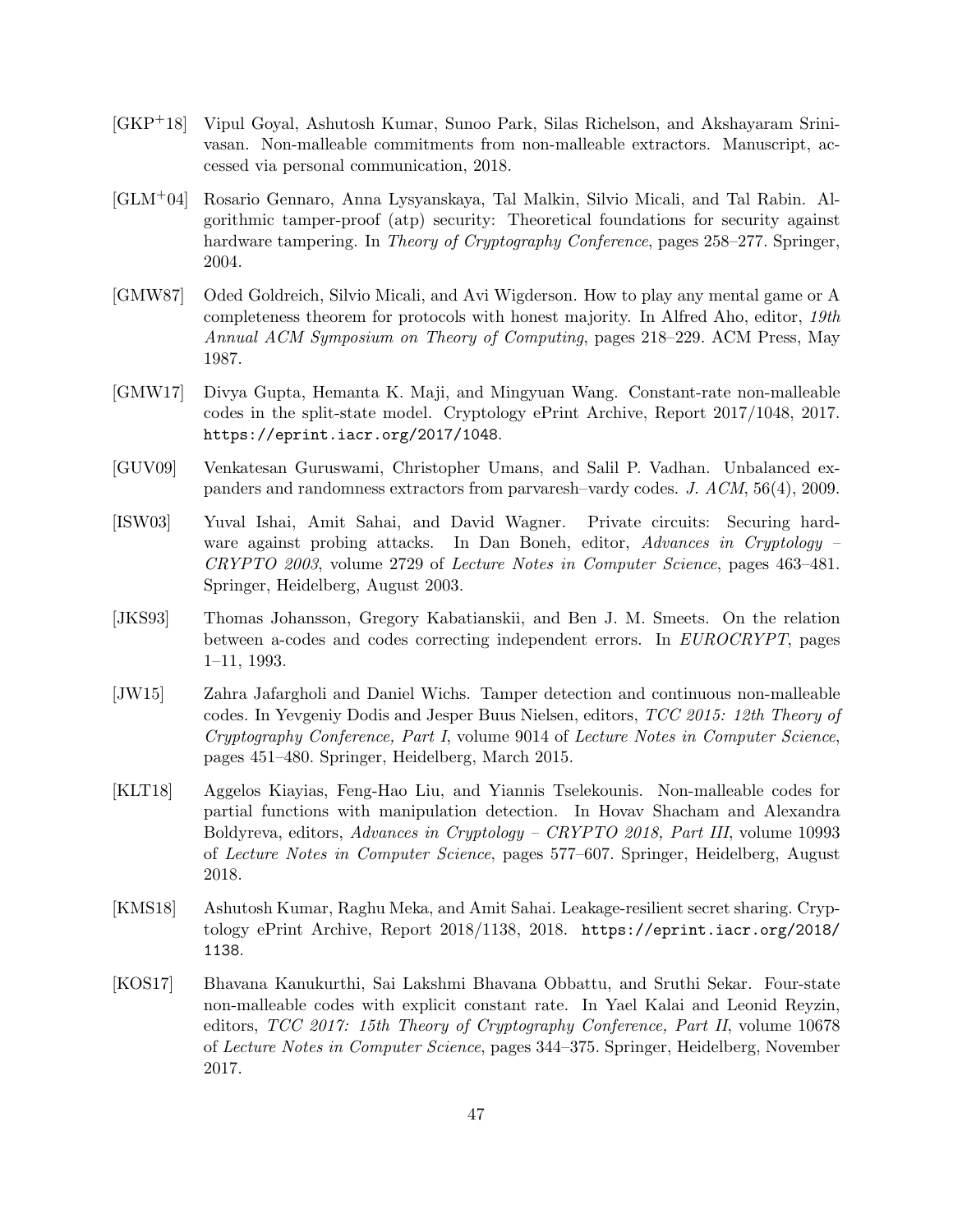[GKP+18] Vipul Goyal, Ashutosh Kumar, Sunoo Park, Silas Richelson, and Akshayaram Srinivasan. Non-malleable commitments from non-malleable extractors. Manuscript, accessed via personal communication, 2018.

[GLM+04] Rosario Gennaro, Anna Lysyanskaya, Tal Malkin, Silvio Micali, and Tal Rabin. Algorithmic tamper-proof (atp) security: Theoretical foundations for security against hardware tampering. In *Theory of Cryptography Conference*, pages 258–277. Springer, 2004.

[GMW87] Oded Goldreich, Silvio Micali, and Avi Wigderson. How to play any mental game or A completeness theorem for protocols with honest majority. In Alfred Aho, editor, *19th Annual ACM Symposium on Theory of Computing*, pages 218–229. ACM Press, May 1987.

[GMW17] Divya Gupta, Hemanta K. Maji, and Mingyuan Wang. Constant-rate non-malleable codes in the split-state model. Cryptology ePrint Archive, Report 2017/1048, 2017. `https://eprint.iacr.org/2017/1048`.

[GUV09] Venkatesan Guruswami, Christopher Umans, and Salil P. Vadhan. Unbalanced expanders and randomness extractors from parvaresh–vardy codes. *J. ACM*, 56(4), 2009.

[ISW03] Yuval Ishai, Amit Sahai, and David Wagner. Private circuits: Securing hardware against probing attacks. In Dan Boneh, editor, *Advances in Cryptology – CRYPTO 2003*, volume 2729 of *Lecture Notes in Computer Science*, pages 463–481. Springer, Heidelberg, August 2003.

[JKS93] Thomas Johansson, Gregory Kabatianskii, and Ben J. M. Smeets. On the relation between a-codes and codes correcting independent errors. In *EUROCRYPT*, pages 1–11, 1993.

[JW15] Zahra Jafargholi and Daniel Wichs. Tamper detection and continuous non-malleable codes. In Yevgeniy Dodis and Jesper Buus Nielsen, editors, *TCC 2015: 12th Theory of Cryptography Conference, Part I*, volume 9014 of *Lecture Notes in Computer Science*, pages 451–480. Springer, Heidelberg, March 2015.

[KLT18] Aggelos Kiayias, Feng-Hao Liu, and Yiannis Tselekounis. Non-malleable codes for partial functions with manipulation detection. In Hovav Shacham and Alexandra Boldyreva, editors, *Advances in Cryptology – CRYPTO 2018, Part III*, volume 10993 of *Lecture Notes in Computer Science*, pages 577–607. Springer, Heidelberg, August 2018.

[KMS18] Ashutosh Kumar, Raghu Meka, and Amit Sahai. Leakage-resilient secret sharing. Cryptology ePrint Archive, Report 2018/1138, 2018. `https://eprint.iacr.org/2018/1138`.

[KOS17] Bhavana Kanukurthi, Sai Lakshmi Bhavana Obbattu, and Sruthi Sekar. Four-state non-malleable codes with explicit constant rate. In Yael Kalai and Leonid Reyzin, editors, *TCC 2017: 15th Theory of Cryptography Conference, Part II*, volume 10678 of *Lecture Notes in Computer Science*, pages 344–375. Springer, Heidelberg, November 2017.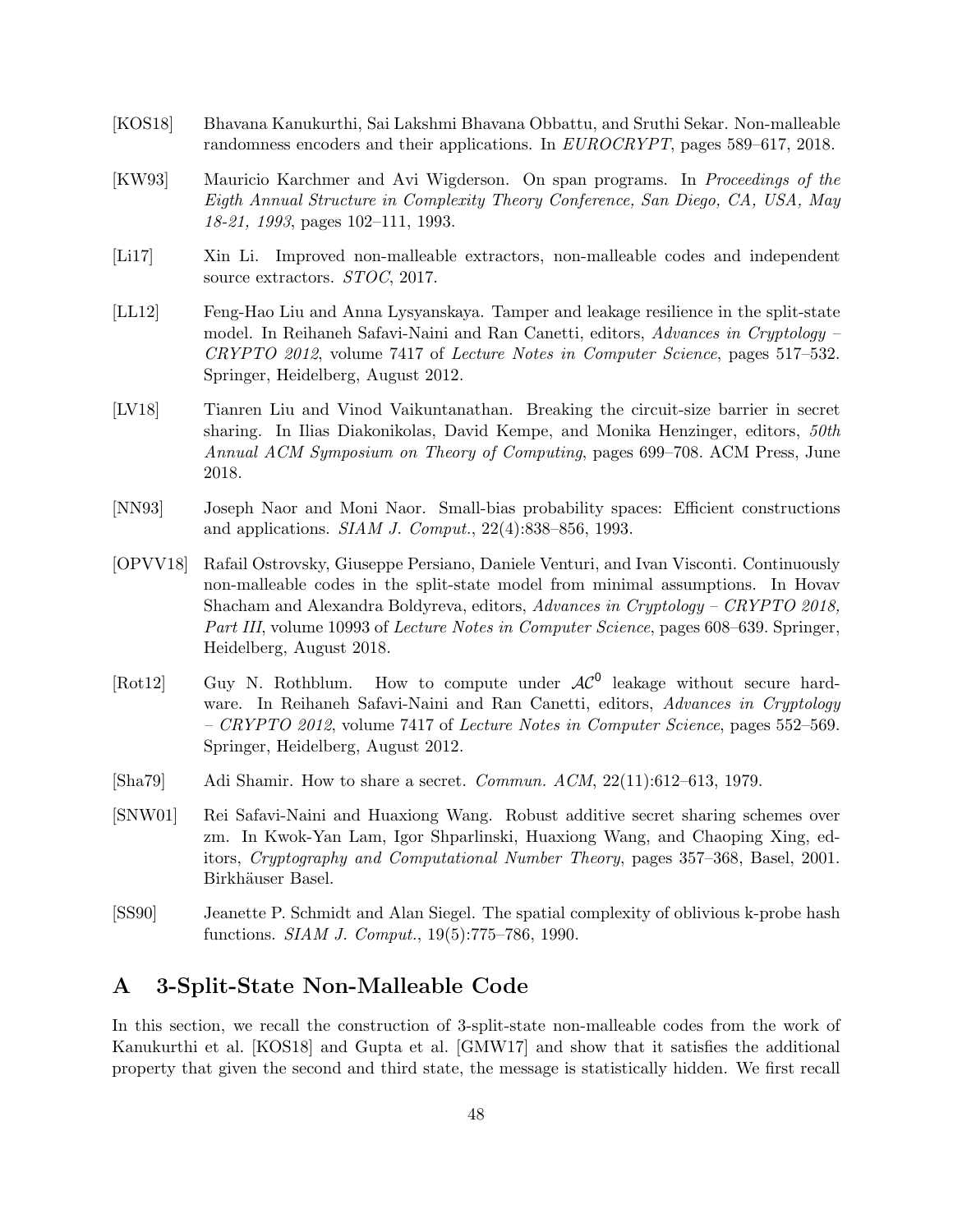[KOS18] Bhavana Kanukurthi, Sai Lakshmi Bhavana Obbattu, and Sruthi Sekar. Non-malleable randomness encoders and their applications. In *EUROCRYPT*, pages 589–617, 2018.

[KW93] Mauricio Karchmer and Avi Wigderson. On span programs. In *Proceedings of the Eigth Annual Structure in Complexity Theory Conference, San Diego, CA, USA, May 18-21, 1993*, pages 102–111, 1993.

[Li17] Xin Li. Improved non-malleable extractors, non-malleable codes and independent source extractors. *STOC*, 2017.

[LL12] Feng-Hao Liu and Anna Lysyanskaya. Tamper and leakage resilience in the split-state model. In Reihaneh Safavi-Naini and Ran Canetti, editors, *Advances in Cryptology – CRYPTO 2012*, volume 7417 of *Lecture Notes in Computer Science*, pages 517–532. Springer, Heidelberg, August 2012.

[LV18] Tianren Liu and Vinod Vaikuntanathan. Breaking the circuit-size barrier in secret sharing. In Ilias Diakonikolas, David Kempe, and Monika Henzinger, editors, *50th Annual ACM Symposium on Theory of Computing*, pages 699–708. ACM Press, June 2018.

[NN93] Joseph Naor and Moni Naor. Small-bias probability spaces: Efficient constructions and applications. *SIAM J. Comput.*, 22(4):838–856, 1993.

[OPVV18] Rafail Ostrovsky, Giuseppe Persiano, Daniele Venturi, and Ivan Visconti. Continuously non-malleable codes in the split-state model from minimal assumptions. In Hovav Shacham and Alexandra Boldyreva, editors, *Advances in Cryptology – CRYPTO 2018, Part III*, volume 10993 of *Lecture Notes in Computer Science*, pages 608–639. Springer, Heidelberg, August 2018.

[Rot12] Guy N. Rothblum. How to compute under $\mathcal{AC}^0$ leakage without secure hardware. In Reihaneh Safavi-Naini and Ran Canetti, editors, *Advances in Cryptology – CRYPTO 2012*, volume 7417 of *Lecture Notes in Computer Science*, pages 552–569. Springer, Heidelberg, August 2012.

[Sha79] Adi Shamir. How to share a secret. *Commun. ACM*, 22(11):612–613, 1979.

[SNW01] Rei Safavi-Naini and Huaxiong Wang. Robust additive secret sharing schemes over zm. In Kwok-Yan Lam, Igor Shparlinski, Huaxiong Wang, and Chaoping Xing, editors, *Cryptography and Computational Number Theory*, pages 357–368, Basel, 2001. Birkhäuser Basel.

[SS90] Jeanette P. Schmidt and Alan Siegel. The spatial complexity of oblivious k-probe hash functions. *SIAM J. Comput.*, 19(5):775–786, 1990.

# A 3-Split-State Non-Malleable Code

In this section, we recall the construction of 3-split-state non-malleable codes from the work of Kanukurthi et al. [KOS18] and Gupta et al. [GMW17] and show that it satisfies the additional property that given the second and third state, the message is statistically hidden. We first recall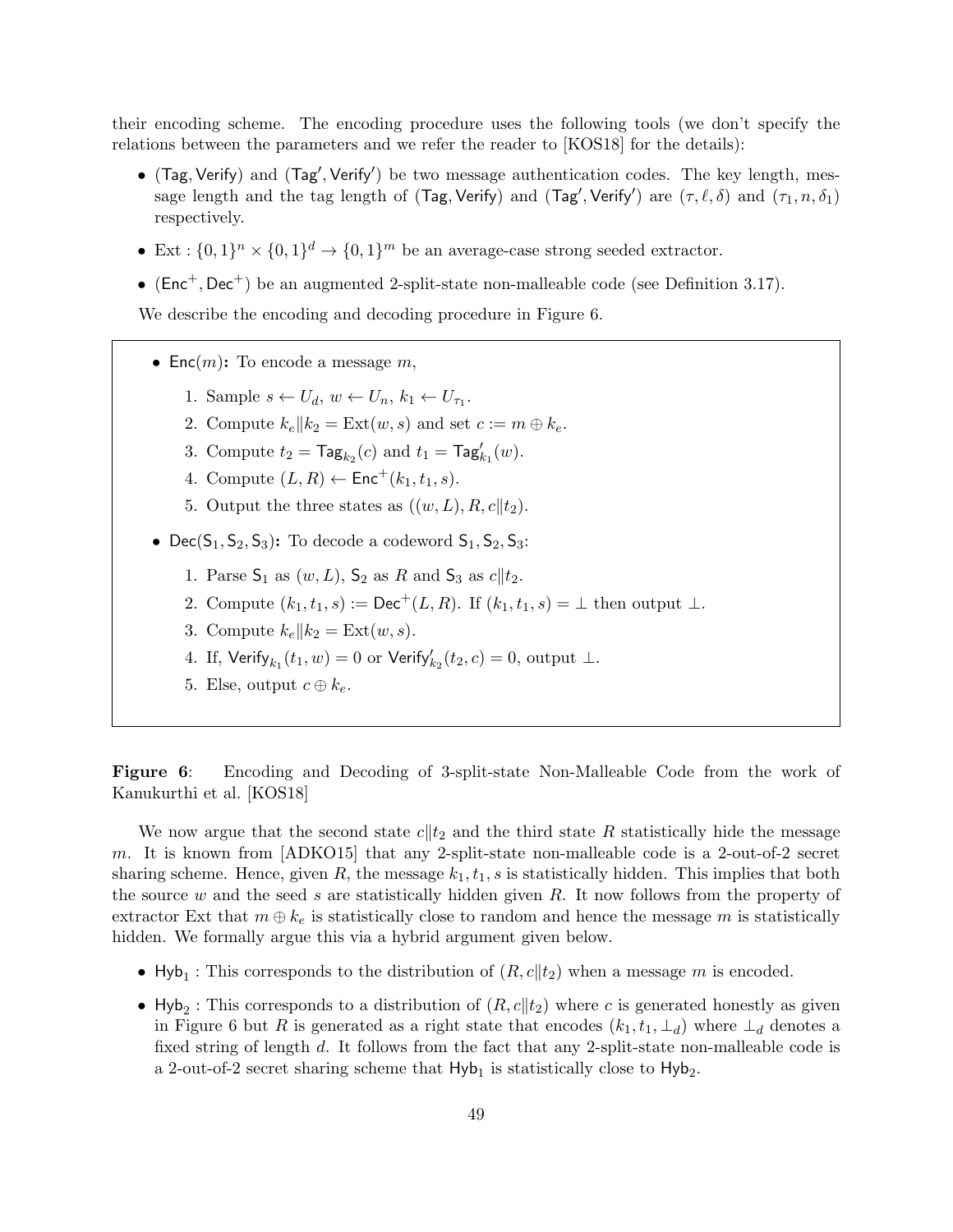their encoding scheme. The encoding procedure uses the following tools (we don't specify the relations between the parameters and we refer the reader to [KOS18] for the details):

- $(\mathsf{Tag}, \mathsf{Verify})$ and $(\mathsf{Tag}', \mathsf{Verify}')$ be two message authentication codes. The key length, message length and the tag length of $(\mathsf{Tag}, \mathsf{Verify})$ and $(\mathsf{Tag}', \mathsf{Verify}')$ are $(\tau, \ell, \delta)$ and $(\tau_1, n, \delta_1)$ respectively.
- $\mathrm{Ext} : \{0,1\}^n \times \{0,1\}^d \rightarrow \{0,1\}^m$ be an average-case strong seeded extractor.
- $(\mathsf{Enc}^+, \mathsf{Dec}^+)$ be an augmented 2-split-state non-malleable code (see Definition 3.17).

We describe the encoding and decoding procedure in Figure 6.

- **$\mathsf{Enc}(m)$:** To encode a message $m$,
  1. Sample $s \leftarrow U_d$, $w \leftarrow U_n$, $k_1 \leftarrow U_{\tau_1}$.
  2. Compute $k_e \| k_2 = \mathrm{Ext}(w, s)$ and set $c := m \oplus k_e$.
  3. Compute $t_2 = \mathsf{Tag}_{k_2}(c)$ and $t_1 = \mathsf{Tag}'_{k_1}(w)$.
  4. Compute $(L, R) \leftarrow \mathsf{Enc}^+(k_1, t_1, s)$.
  5. Output the three states as $((w, L), R, c \| t_2)$.
- **$\mathsf{Dec}(\mathsf{S}_1, \mathsf{S}_2, \mathsf{S}_3)$:** To decode a codeword $\mathsf{S}_1, \mathsf{S}_2, \mathsf{S}_3$:
  1. Parse $\mathsf{S}_1$ as $(w, L)$, $\mathsf{S}_2$ as $R$ and $\mathsf{S}_3$ as $c \| t_2$.
  2. Compute $(k_1, t_1, s) := \mathsf{Dec}^+(L, R)$. If $(k_1, t_1, s) = \perp$ then output $\perp$.
  3. Compute $k_e \| k_2 = \mathrm{Ext}(w, s)$.
  4. If, $\mathsf{Verify}_{k_1}(t_1, w) = 0$ or $\mathsf{Verify}'_{k_2}(t_2, c) = 0$, output $\perp$.
  5. Else, output $c \oplus k_e$.

**Figure 6**: Encoding and Decoding of 3-split-state Non-Malleable Code from the work of Kanukurthi et al. [KOS18]

We now argue that the second state $c \| t_2$ and the third state $R$ statistically hide the message $m$. It is known from [ADKO15] that any 2-split-state non-malleable code is a 2-out-of-2 secret sharing scheme. Hence, given $R$, the message $k_1, t_1, s$ is statistically hidden. This implies that both the source $w$ and the seed $s$ are statistically hidden given $R$. It now follows from the property of extractor Ext that $m \oplus k_e$ is statistically close to random and hence the message $m$ is statistically hidden. We formally argue this via a hybrid argument given below.

- $\mathsf{Hyb}_1$ : This corresponds to the distribution of $(R, c \| t_2)$ when a message $m$ is encoded.
- $\mathsf{Hyb}_2$ : This corresponds to a distribution of $(R, c \| t_2)$ where $c$ is generated honestly as given in Figure 6 but $R$ is generated as a right state that encodes $(k_1, t_1, \perp_d)$ where $\perp_d$ denotes a fixed string of length $d$. It follows from the fact that any 2-split-state non-malleable code is a 2-out-of-2 secret sharing scheme that $\mathsf{Hyb}_1$ is statistically close to $\mathsf{Hyb}_2$.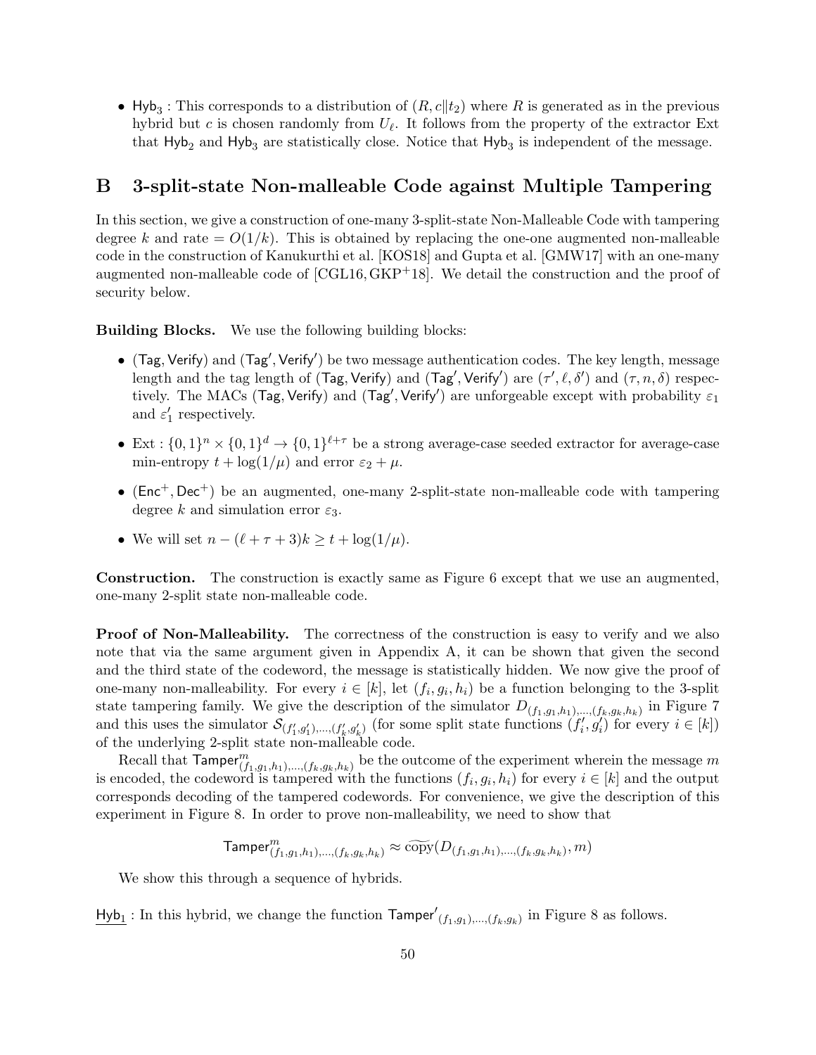- $\mathsf{Hyb}_3$ : This corresponds to a distribution of $(R, c\|t_2)$ where $R$ is generated as in the previous hybrid but $c$ is chosen randomly from $U_\ell$. It follows from the property of the extractor Ext that $\mathsf{Hyb}_2$ and $\mathsf{Hyb}_3$ are statistically close. Notice that $\mathsf{Hyb}_3$ is independent of the message.

# B 3-split-state Non-malleable Code against Multiple Tampering

In this section, we give a construction of one-many 3-split-state Non-Malleable Code with tampering degree $k$ and rate $= O(1/k)$. This is obtained by replacing the one-one augmented non-malleable code in the construction of Kanukurthi et al. [KOS18] and Gupta et al. [GMW17] with an one-many augmented non-malleable code of [CGL16, GKP+18]. We detail the construction and the proof of security below.

**Building Blocks.** We use the following building blocks:

- $(\mathsf{Tag}, \mathsf{Verify})$ and $(\mathsf{Tag}', \mathsf{Verify}')$ be two message authentication codes. The key length, message length and the tag length of $(\mathsf{Tag}, \mathsf{Verify})$ and $(\mathsf{Tag}', \mathsf{Verify}')$ are $(\tau', \ell, \delta')$ and $(\tau, n, \delta)$ respectively. The MACs $(\mathsf{Tag}, \mathsf{Verify})$ and $(\mathsf{Tag}', \mathsf{Verify}')$ are unforgeable except with probability $\varepsilon_1$ and $\varepsilon_1'$ respectively.
- $\text{Ext} : \{0,1\}^n \times \{0,1\}^d \to \{0,1\}^{\ell+\tau}$ be a strong average-case seeded extractor for average-case min-entropy $t + \log(1/\mu)$ and error $\varepsilon_2 + \mu$.
- $(\mathsf{Enc}^+, \mathsf{Dec}^+)$ be an augmented, one-many 2-split-state non-malleable code with tampering degree $k$ and simulation error $\varepsilon_3$.
- We will set $n - (\ell + \tau + 3)k \geq t + \log(1/\mu)$.

**Construction.** The construction is exactly same as Figure 6 except that we use an augmented, one-many 2-split state non-malleable code.

**Proof of Non-Malleability.** The correctness of the construction is easy to verify and we also note that via the same argument given in Appendix A, it can be shown that given the second and the third state of the codeword, the message is statistically hidden. We now give the proof of one-many non-malleability. For every $i \in [k]$, let $(f_i, g_i, h_i)$ be a function belonging to the 3-split state tampering family. We give the description of the simulator $D_{(f_1,g_1,h_1),\ldots,(f_k,g_k,h_k)}$ in Figure 7 and this uses the simulator $\mathcal{S}_{(f_1',g_1'),\ldots,(f_k',g_k')}$ (for some split state functions $(f_i', g_i')$ for every $i \in [k]$) of the underlying 2-split state non-malleable code.

Recall that $\mathsf{Tamper}^m_{(f_1,g_1,h_1),\ldots,(f_k,g_k,h_k)}$ be the outcome of the experiment wherein the message $m$ is encoded, the codeword is tampered with the functions $(f_i, g_i, h_i)$ for every $i \in [k]$ and the output corresponds decoding of the tampered codewords. For convenience, we give the description of this experiment in Figure 8. In order to prove non-malleability, we need to show that

$$\mathsf{Tamper}^m_{(f_1,g_1,h_1),\ldots,(f_k,g_k,h_k)} \approx \widetilde{\text{copy}}(D_{(f_1,g_1,h_1),\ldots,(f_k,g_k,h_k)}, m)$$

We show this through a sequence of hybrids.

$\underline{\mathsf{Hyb}_1}$ : In this hybrid, we change the function $\mathsf{Tamper}'_{(f_1,g_1),\ldots,(f_k,g_k)}$ in Figure 8 as follows.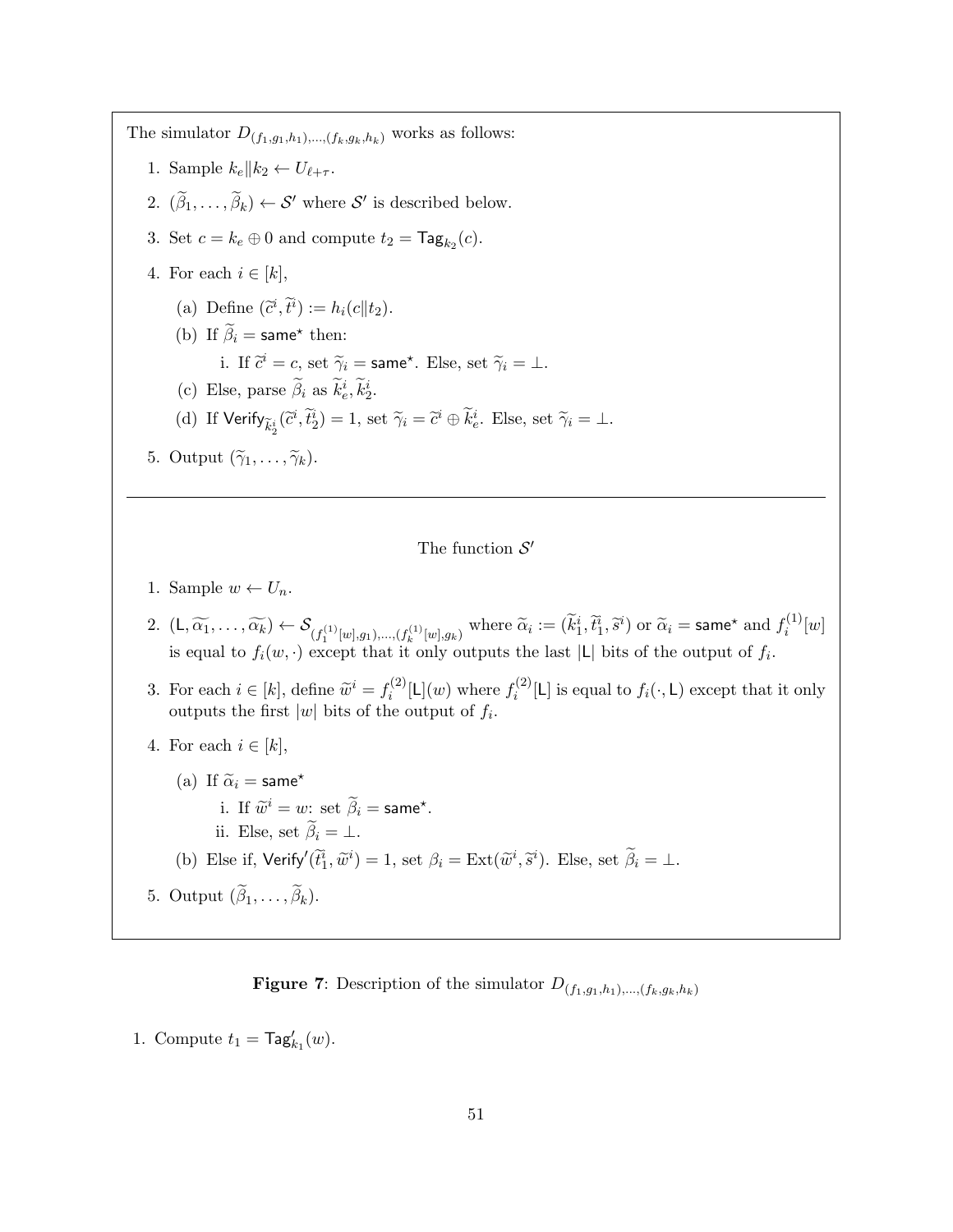The simulator $D_{(f_1,g_1,h_1),\ldots,(f_k,g_k,h_k)}$ works as follows:

1. Sample $k_e \| k_2 \leftarrow U_{\ell+\tau}$.
2. $(\widetilde{\beta}_1, \ldots, \widetilde{\beta}_k) \leftarrow \mathcal{S}'$ where $\mathcal{S}'$ is described below.
3. Set $c = k_e \oplus 0$ and compute $t_2 = \mathsf{Tag}_{k_2}(c)$.
4. For each $i \in [k]$,
   (a) Define $(\widetilde{c}^i, \widetilde{t}^i) := h_i(c \| t_2)$.
   (b) If $\widetilde{\beta}_i = \mathsf{same}^\star$ then:
      i. If $\widetilde{c}^i = c$, set $\widetilde{\gamma}_i = \mathsf{same}^\star$. Else, set $\widetilde{\gamma}_i = \perp$.
   (c) Else, parse $\widetilde{\beta}_i$ as $\widetilde{k}_e^i, \widetilde{k}_2^i$.
   (d) If $\mathsf{Verify}_{\widetilde{k}_2^i}(\widetilde{c}^i, \widetilde{t}_2^i) = 1$, set $\widetilde{\gamma}_i = \widetilde{c}^i \oplus \widetilde{k}_e^i$. Else, set $\widetilde{\gamma}_i = \perp$.
5. Output $(\widetilde{\gamma}_1, \ldots, \widetilde{\gamma}_k)$.

---

The function $\mathcal{S}'$

1. Sample $w \leftarrow U_n$.
2. $(\mathsf{L}, \widetilde{\alpha_1}, \ldots, \widetilde{\alpha_k}) \leftarrow \mathcal{S}_{(f_1^{(1)}[w], g_1), \ldots, (f_k^{(1)}[w], g_k)}$ where $\widetilde{\alpha}_i := (\widetilde{k}_1^i, \widetilde{t}_1^i, \widetilde{s}^i)$ or $\widetilde{\alpha}_i = \mathsf{same}^\star$ and $f_i^{(1)}[w]$ is equal to $f_i(w, \cdot)$ except that it only outputs the last $|\mathsf{L}|$ bits of the output of $f_i$.
3. For each $i \in [k]$, define $\widetilde{w}^i = f_i^{(2)}[\mathsf{L}](w)$ where $f_i^{(2)}[\mathsf{L}]$ is equal to $f_i(\cdot, \mathsf{L})$ except that it only outputs the first $|w|$ bits of the output of $f_i$.
4. For each $i \in [k]$,
   (a) If $\widetilde{\alpha}_i = \mathsf{same}^\star$
      i. If $\widetilde{w}^i = w$: set $\widetilde{\beta}_i = \mathsf{same}^\star$.
      ii. Else, set $\widetilde{\beta}_i = \perp$.
   (b) Else if, $\mathsf{Verify}'(\widetilde{t}_1^i, \widetilde{w}^i) = 1$, set $\beta_i = \mathrm{Ext}(\widetilde{w}^i, \widetilde{s}^i)$. Else, set $\widetilde{\beta}_i = \perp$.
5. Output $(\widetilde{\beta}_1, \ldots, \widetilde{\beta}_k)$.

**Figure 7**: Description of the simulator $D_{(f_1,g_1,h_1),\ldots,(f_k,g_k,h_k)}$

1. Compute $t_1 = \mathsf{Tag}'_{k_1}(w)$.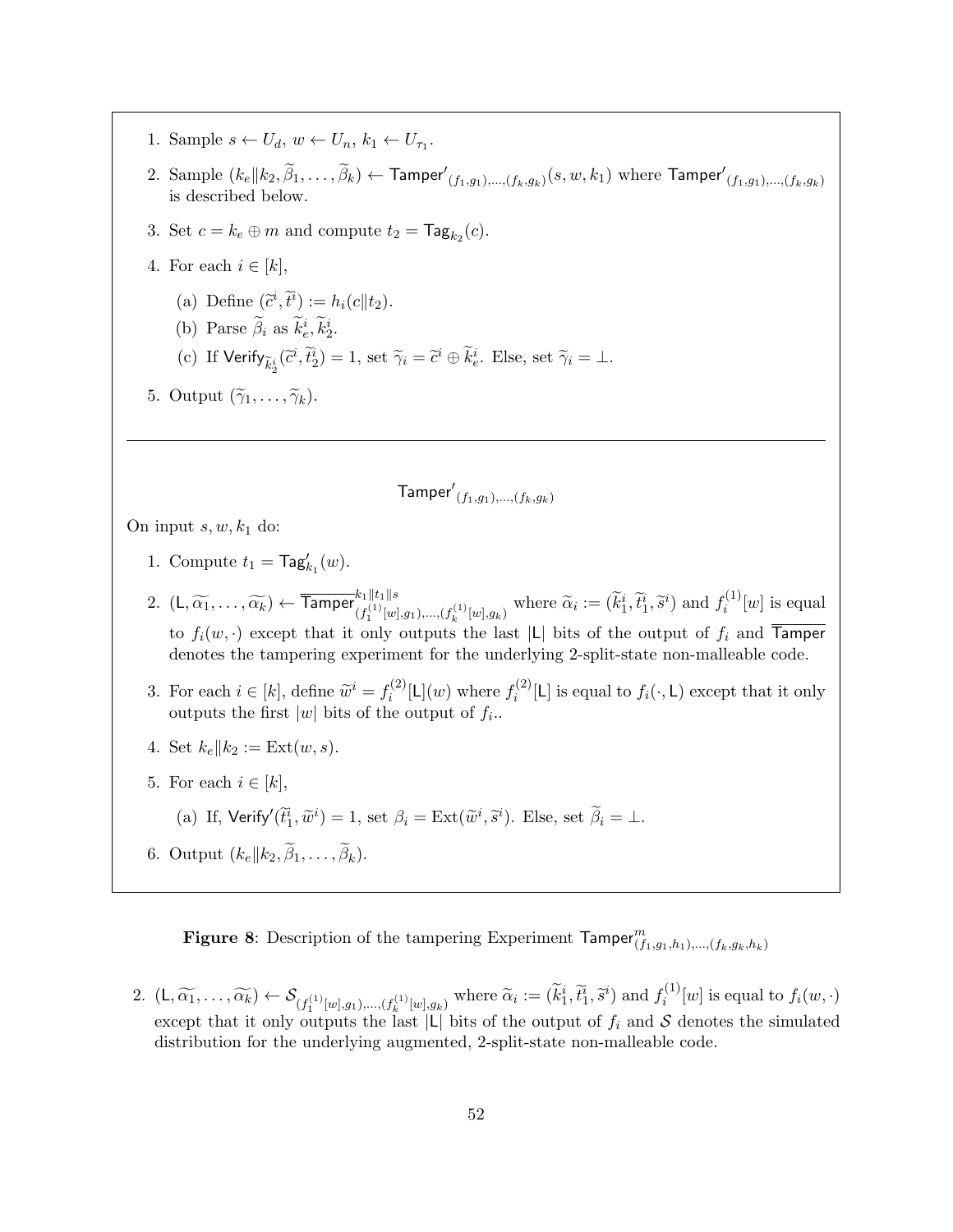1. Sample $s \leftarrow U_d$, $w \leftarrow U_n$, $k_1 \leftarrow U_{\tau_1}$.
2. Sample $(k_e \| k_2, \widetilde{\beta}_1, \ldots, \widetilde{\beta}_k) \leftarrow \mathsf{Tamper}'_{(f_1,g_1),\ldots,(f_k,g_k)}(s, w, k_1)$ where $\mathsf{Tamper}'_{(f_1,g_1),\ldots,(f_k,g_k)}$ is described below.
3. Set $c = k_e \oplus m$ and compute $t_2 = \mathsf{Tag}_{k_2}(c)$.
4. For each $i \in [k]$,
   (a) Define $(\widetilde{c}^i, \widetilde{t}^i) := h_i(c \| t_2)$.
   (b) Parse $\widetilde{\beta}_i$ as $\widetilde{k}^i_e, \widetilde{k}^i_2$.
   (c) If $\mathsf{Verify}_{\widetilde{k}^i_2}(\widetilde{c}^i, \widetilde{t}^i_2) = 1$, set $\widetilde{\gamma}_i = \widetilde{c}^i \oplus \widetilde{k}^i_e$. Else, set $\widetilde{\gamma}_i = \perp$.
5. Output $(\widetilde{\gamma}_1, \ldots, \widetilde{\gamma}_k)$.

---

$$\mathsf{Tamper}'_{(f_1,g_1),\ldots,(f_k,g_k)}$$

On input $s, w, k_1$ do:

1. Compute $t_1 = \mathsf{Tag}'_{k_1}(w)$.
2. $(\mathsf{L}, \widetilde{\alpha_1}, \ldots, \widetilde{\alpha_k}) \leftarrow \overline{\mathsf{Tamper}}^{k_1 \| t_1 \| s}_{(f_1^{(1)}[w],g_1),\ldots,(f_k^{(1)}[w],g_k)}$ where $\widetilde{\alpha}_i := (\widetilde{k}^i_1, \widetilde{t}^i_1, \widetilde{s}^i)$ and $f_i^{(1)}[w]$ is equal to $f_i(w, \cdot)$ except that it only outputs the last $|\mathsf{L}|$ bits of the output of $f_i$ and $\overline{\mathsf{Tamper}}$ denotes the tampering experiment for the underlying 2-split-state non-malleable code.
3. For each $i \in [k]$, define $\widetilde{w}^i = f_i^{(2)}[\mathsf{L}](w)$ where $f_i^{(2)}[\mathsf{L}]$ is equal to $f_i(\cdot, \mathsf{L})$ except that it only outputs the first $|w|$ bits of the output of $f_i$..
4. Set $k_e \| k_2 := \mathrm{Ext}(w, s)$.
5. For each $i \in [k]$,
   (a) If, $\mathsf{Verify}'(\widetilde{t}^i_1, \widetilde{w}^i) = 1$, set $\beta_i = \mathrm{Ext}(\widetilde{w}^i, \widetilde{s}^i)$. Else, set $\widetilde{\beta}_i = \perp$.
6. Output $(k_e \| k_2, \widetilde{\beta}_1, \ldots, \widetilde{\beta}_k)$.

**Figure 8**: Description of the tampering Experiment $\mathsf{Tamper}^m_{(f_1,g_1,h_1),\ldots,(f_k,g_k,h_k)}$

2. $(\mathsf{L}, \widetilde{\alpha_1}, \ldots, \widetilde{\alpha_k}) \leftarrow \mathcal{S}_{(f_1^{(1)}[w],g_1),\ldots,(f_k^{(1)}[w],g_k)}$ where $\widetilde{\alpha}_i := (\widetilde{k}^i_1, \widetilde{t}^i_1, \widetilde{s}^i)$ and $f_i^{(1)}[w]$ is equal to $f_i(w, \cdot)$ except that it only outputs the last $|\mathsf{L}|$ bits of the output of $f_i$ and $\mathcal{S}$ denotes the simulated distribution for the underlying augmented, 2-split-state non-malleable code.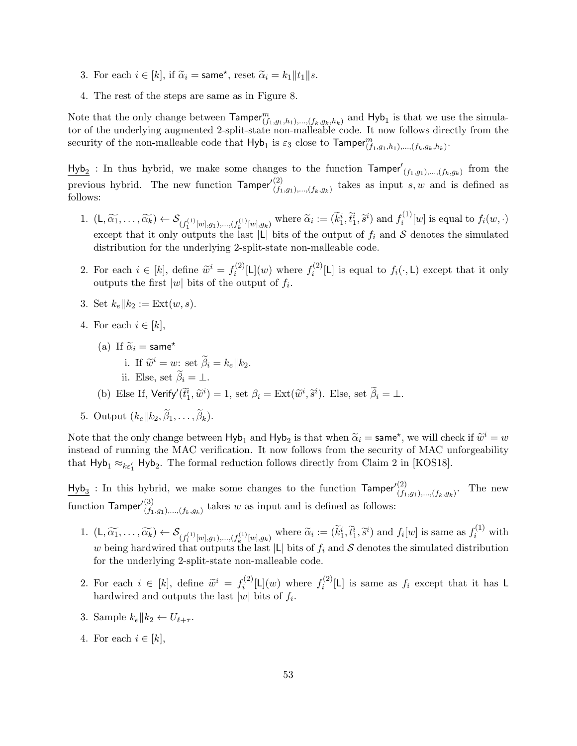3. For each $i \in [k]$, if $\widetilde{\alpha}_i = \mathsf{same}^\star$, reset $\widetilde{\alpha}_i = k_1 \| t_1 \| s$.
4. The rest of the steps are same as in Figure 8.

Note that the only change between $\mathsf{Tamper}^m_{(f_1,g_1,h_1),\ldots,(f_k,g_k,h_k)}$ and $\mathsf{Hyb}_1$ is that we use the simulator of the underlying augmented 2-split-state non-malleable code. It now follows directly from the security of the non-malleable code that $\mathsf{Hyb}_1$ is $\varepsilon_3$ close to $\mathsf{Tamper}^m_{(f_1,g_1,h_1),\ldots,(f_k,g_k,h_k)}$.

$\underline{\mathsf{Hyb}_2}$ : In thus hybrid, we make some changes to the function $\mathsf{Tamper}'_{(f_1,g_1),\ldots,(f_k,g_k)}$ from the previous hybrid. The new function $\mathsf{Tamper}'^{(2)}_{(f_1,g_1),\ldots,(f_k,g_k)}$ takes as input $s, w$ and is defined as follows:

1. $(\mathsf{L}, \widetilde{\alpha_1}, \ldots, \widetilde{\alpha_k}) \leftarrow \mathcal{S}_{(f_1^{(1)}[w],g_1),\ldots,(f_k^{(1)}[w],g_k)}$ where $\widetilde{\alpha}_i := (\widetilde{k}_1^i, \widetilde{t}_1^i, \widetilde{s}^i)$ and $f_i^{(1)}[w]$ is equal to $f_i(w, \cdot)$ except that it only outputs the last $|\mathsf{L}|$ bits of the output of $f_i$ and $\mathcal{S}$ denotes the simulated distribution for the underlying 2-split-state non-malleable code.
2. For each $i \in [k]$, define $\widetilde{w}^i = f_i^{(2)}[\mathsf{L}](w)$ where $f_i^{(2)}[\mathsf{L}]$ is equal to $f_i(\cdot, \mathsf{L})$ except that it only outputs the first $|w|$ bits of the output of $f_i$.
3. Set $k_e \| k_2 := \mathrm{Ext}(w, s)$.
4. For each $i \in [k]$,
   (a) If $\widetilde{\alpha}_i = \mathsf{same}^\star$
      i. If $\widetilde{w}^i = w$: set $\widetilde{\beta}_i = k_e \| k_2$.
      ii. Else, set $\widetilde{\beta}_i = \perp$.
   (b) Else If, $\mathsf{Verify}'(\widetilde{t}_1^i, \widetilde{w}^i) = 1$, set $\beta_i = \mathrm{Ext}(\widetilde{w}^i, \widetilde{s}^i)$. Else, set $\widetilde{\beta}_i = \perp$.
5. Output $(k_e \| k_2, \widetilde{\beta}_1, \ldots, \widetilde{\beta}_k)$.

Note that the only change between $\mathsf{Hyb}_1$ and $\mathsf{Hyb}_2$ is that when $\widetilde{\alpha}_i = \mathsf{same}^\star$, we will check if $\widetilde{w}^i = w$ instead of running the MAC verification. It now follows from the security of MAC unforgeability that $\mathsf{Hyb}_1 \approx_{k\varepsilon_1'} \mathsf{Hyb}_2$. The formal reduction follows directly from Claim 2 in [KOS18].

$\underline{\mathsf{Hyb}_3}$ : In this hybrid, we make some changes to the function $\mathsf{Tamper}'^{(2)}_{(f_1,g_1),\ldots,(f_k,g_k)}$. The new function $\mathsf{Tamper}'^{(3)}_{(f_1,g_1),\ldots,(f_k,g_k)}$ takes $w$ as input and is defined as follows:

1. $(\mathsf{L}, \widetilde{\alpha_1}, \ldots, \widetilde{\alpha_k}) \leftarrow \mathcal{S}_{(f_1^{(1)}[w],g_1),\ldots,(f_k^{(1)}[w],g_k)}$ where $\widetilde{\alpha}_i := (\widetilde{k}_1^i, \widetilde{t}_1^i, \widetilde{s}^i)$ and $f_i[w]$ is same as $f_i^{(1)}$ with $w$ being hardwired that outputs the last $|\mathsf{L}|$ bits of $f_i$ and $\mathcal{S}$ denotes the simulated distribution for the underlying 2-split-state non-malleable code.
2. For each $i \in [k]$, define $\widetilde{w}^i = f_i^{(2)}[\mathsf{L}](w)$ where $f_i^{(2)}[\mathsf{L}]$ is same as $f_i$ except that it has $\mathsf{L}$ hardwired and outputs the last $|w|$ bits of $f_i$.
3. Sample $k_e \| k_2 \leftarrow U_{\ell+\tau}$.
4. For each $i \in [k]$,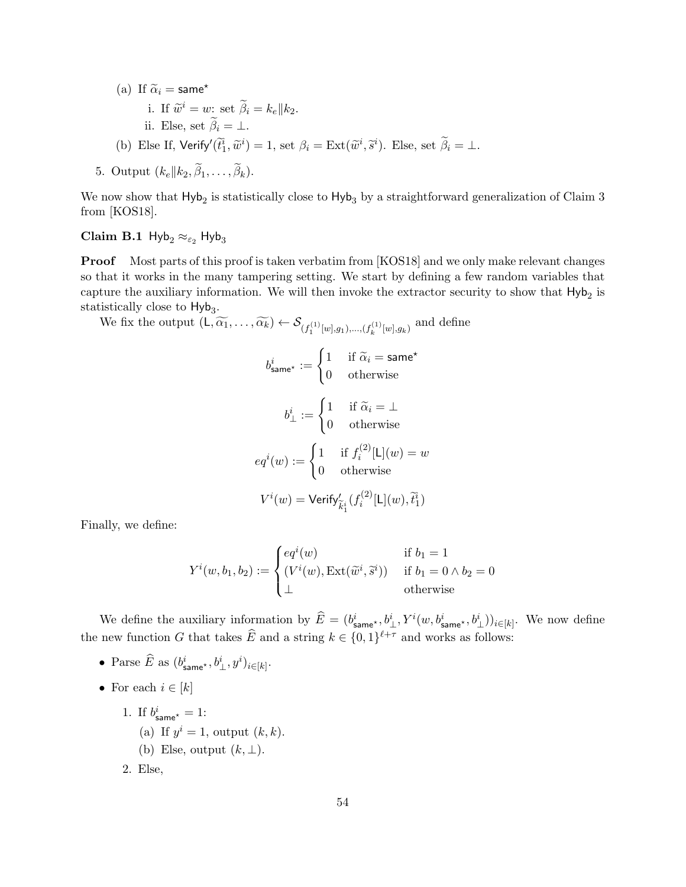(a) If $\widetilde{\alpha}_i = \mathsf{same}^\star$

   i. If $\widetilde{w}^i = w$: set $\widetilde{\beta}_i = k_e \| k_2$.

   ii. Else, set $\widetilde{\beta}_i = \perp$.

(b) Else If, $\mathsf{Verify}'(\widetilde{t}_1^i, \widetilde{w}^i) = 1$, set $\beta_i = \mathrm{Ext}(\widetilde{w}^i, \widetilde{s}^i)$. Else, set $\widetilde{\beta}_i = \perp$.

5. Output $(k_e \| k_2, \widetilde{\beta}_1, \ldots, \widetilde{\beta}_k)$.

We now show that $\mathsf{Hyb}_2$ is statistically close to $\mathsf{Hyb}_3$ by a straightforward generalization of Claim 3 from [KOS18].

**Claim B.1** $\mathsf{Hyb}_2 \approx_{\varepsilon_2} \mathsf{Hyb}_3$

**Proof** Most parts of this proof is taken verbatim from [KOS18] and we only make relevant changes so that it works in the many tampering setting. We start by defining a few random variables that capture the auxiliary information. We will then invoke the extractor security to show that $\mathsf{Hyb}_2$ is statistically close to $\mathsf{Hyb}_3$.

We fix the output $(\mathsf{L}, \widetilde{\alpha_1}, \ldots, \widetilde{\alpha_k}) \leftarrow \mathcal{S}_{(f_1^{(1)}[w], g_1), \ldots, (f_k^{(1)}[w], g_k)}$ and define

$$b^i_{\mathsf{same}^\star} := \begin{cases} 1 & \text{if } \widetilde{\alpha}_i = \mathsf{same}^\star \\ 0 & \text{otherwise} \end{cases}$$

$$b^i_{\perp} := \begin{cases} 1 & \text{if } \widetilde{\alpha}_i = \perp \\ 0 & \text{otherwise} \end{cases}$$

$$eq^i(w) := \begin{cases} 1 & \text{if } f_i^{(2)}[\mathsf{L}](w) = w \\ 0 & \text{otherwise} \end{cases}$$

$$V^i(w) = \mathsf{Verify}'_{\widetilde{k}_1^i}(f_i^{(2)}[\mathsf{L}](w), \widetilde{t}_1^i)$$

Finally, we define:

$$Y^i(w, b_1, b_2) := \begin{cases} eq^i(w) & \text{if } b_1 = 1 \\ (V^i(w), \mathrm{Ext}(\widetilde{w}^i, \widetilde{s}^i)) & \text{if } b_1 = 0 \wedge b_2 = 0 \\ \perp & \text{otherwise} \end{cases}$$

We define the auxiliary information by $\widehat{E} = (b^i_{\mathsf{same}^\star}, b^i_\perp, Y^i(w, b^i_{\mathsf{same}^\star}, b^i_\perp))_{i \in [k]}$. We now define the new function $G$ that takes $\widehat{E}$ and a string $k \in \{0,1\}^{\ell+\tau}$ and works as follows:

- Parse $\widehat{E}$ as $(b^i_{\mathsf{same}^\star}, b^i_\perp, y^i)_{i \in [k]}$.
- For each $i \in [k]$

  1. If $b^i_{\mathsf{same}^\star} = 1$:

     (a) If $y^i = 1$, output $(k, k)$.

     (b) Else, output $(k, \perp)$.

  2. Else,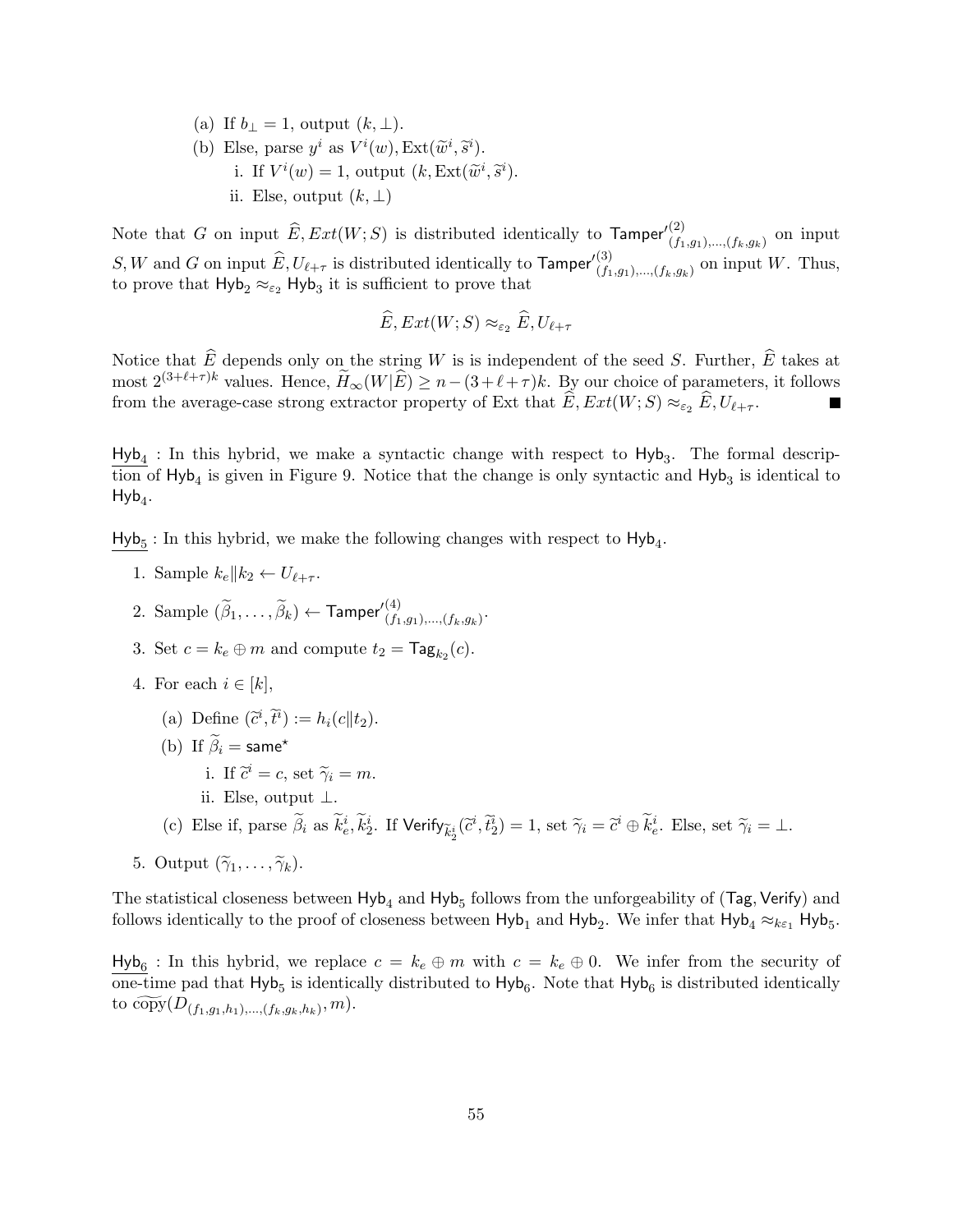(a) If $b_\perp = 1$, output $(k, \perp)$.

(b) Else, parse $y^i$ as $V^i(w), \mathrm{Ext}(\widetilde{w}^i, \widetilde{s}^i)$.

   i. If $V^i(w) = 1$, output $(k, \mathrm{Ext}(\widetilde{w}^i, \widetilde{s}^i)$.

   ii. Else, output $(k, \perp)$

Note that $G$ on input $\widehat{E}, Ext(W; S)$ is distributed identically to $\mathsf{Tamper'}^{(2)}_{(f_1,g_1),\ldots,(f_k,g_k)}$ on input $S, W$ and $G$ on input $\widehat{E}, U_{\ell+\tau}$ is distributed identically to $\mathsf{Tamper'}^{(3)}_{(f_1,g_1),\ldots,(f_k,g_k)}$ on input $W$. Thus, to prove that $\mathsf{Hyb}_2 \approx_{\varepsilon_2} \mathsf{Hyb}_3$ it is sufficient to prove that

$$\widehat{E}, Ext(W; S) \approx_{\varepsilon_2} \widehat{E}, U_{\ell+\tau}$$

Notice that $\widehat{E}$ depends only on the string $W$ is is independent of the seed $S$. Further, $\widehat{E}$ takes at most $2^{(3+\ell+\tau)k}$ values. Hence, $\widetilde{H}_\infty(W|\widehat{E}) \geq n - (3+\ell+\tau)k$. By our choice of parameters, it follows from the average-case strong extractor property of Ext that $\widehat{E}, Ext(W; S) \approx_{\varepsilon_2} \widehat{E}, U_{\ell+\tau}$. ■

$\underline{\mathsf{Hyb}_4}$ : In this hybrid, we make a syntactic change with respect to $\mathsf{Hyb}_3$. The formal description of $\mathsf{Hyb}_4$ is given in Figure 9. Notice that the change is only syntactic and $\mathsf{Hyb}_3$ is identical to $\mathsf{Hyb}_4$.

$\underline{\mathsf{Hyb}_5}$ : In this hybrid, we make the following changes with respect to $\mathsf{Hyb}_4$.

1. Sample $k_e \| k_2 \leftarrow U_{\ell+\tau}$.
2. Sample $(\widetilde{\beta}_1, \ldots, \widetilde{\beta}_k) \leftarrow \mathsf{Tamper'}^{(4)}_{(f_1,g_1),\ldots,(f_k,g_k)}$.
3. Set $c = k_e \oplus m$ and compute $t_2 = \mathsf{Tag}_{k_2}(c)$.
4. For each $i \in [k]$,
   (a) Define $(\widetilde{c}^i, \widetilde{t}^i) := h_i(c \| t_2)$.
   (b) If $\widetilde{\beta}_i = \mathsf{same}^\star$
      i. If $\widetilde{c}^i = c$, set $\widetilde{\gamma}_i = m$.
      ii. Else, output $\perp$.
   (c) Else if, parse $\widetilde{\beta}_i$ as $\widetilde{k}^i_e, \widetilde{k}^i_2$. If $\mathsf{Verify}_{\widetilde{k}^i_2}(\widetilde{c}^i, \widetilde{t}^i_2) = 1$, set $\widetilde{\gamma}_i = \widetilde{c}^i \oplus \widetilde{k}^i_e$. Else, set $\widetilde{\gamma}_i = \perp$.
5. Output $(\widetilde{\gamma}_1, \ldots, \widetilde{\gamma}_k)$.

The statistical closeness between $\mathsf{Hyb}_4$ and $\mathsf{Hyb}_5$ follows from the unforgeability of $(\mathsf{Tag}, \mathsf{Verify})$ and follows identically to the proof of closeness between $\mathsf{Hyb}_1$ and $\mathsf{Hyb}_2$. We infer that $\mathsf{Hyb}_4 \approx_{k\varepsilon_1} \mathsf{Hyb}_5$.

$\underline{\mathsf{Hyb}_6}$ : In this hybrid, we replace $c = k_e \oplus m$ with $c = k_e \oplus 0$. We infer from the security of one-time pad that $\mathsf{Hyb}_5$ is identically distributed to $\mathsf{Hyb}_6$. Note that $\mathsf{Hyb}_6$ is distributed identically to $\widetilde{\mathrm{copy}}(D_{(f_1,g_1,h_1),\ldots,(f_k,g_k,h_k)}, m)$.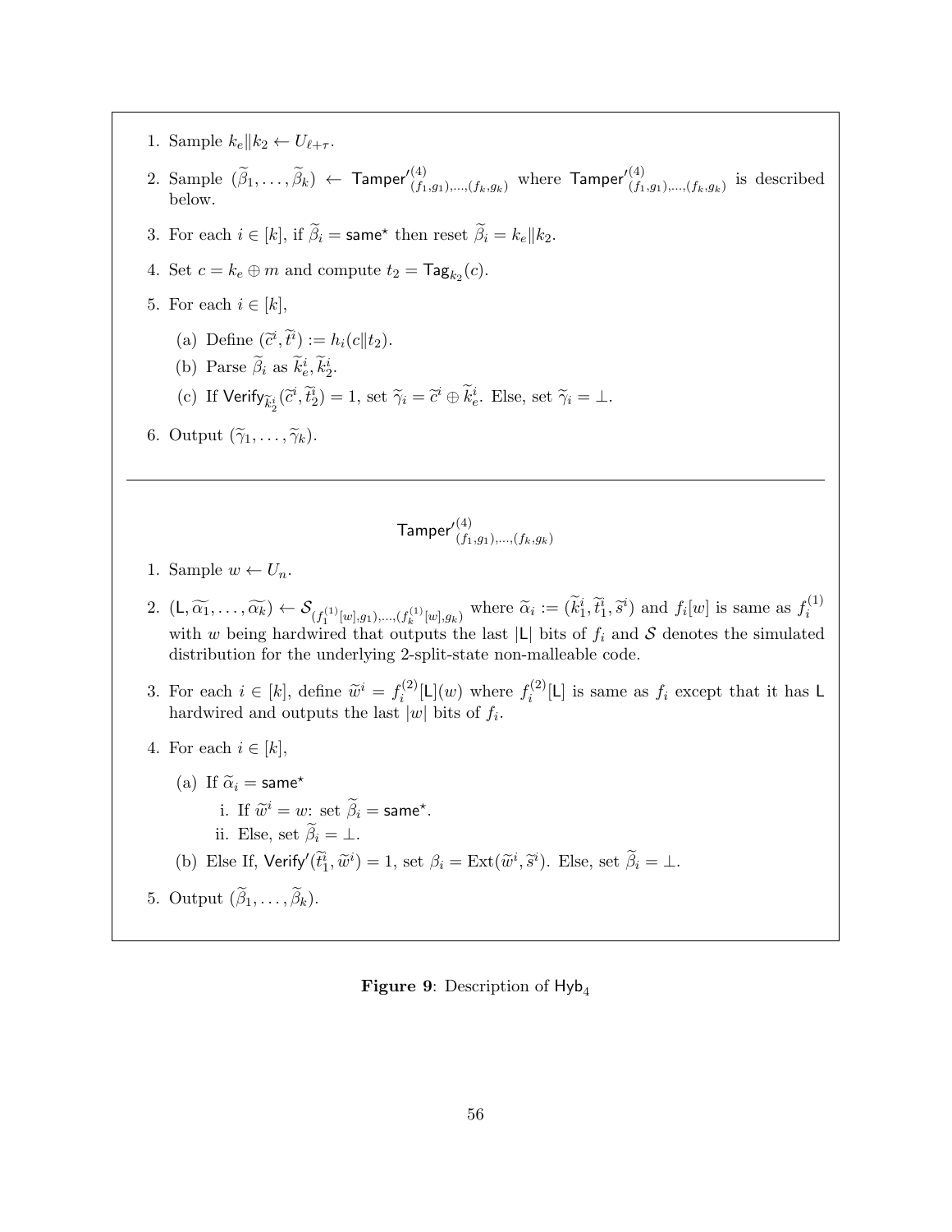1. Sample $k_e \| k_2 \leftarrow U_{\ell+\tau}$.
2. Sample $(\widetilde{\beta}_1, \ldots, \widetilde{\beta}_k) \leftarrow \mathsf{Tamper'}^{(4)}_{(f_1,g_1),\ldots,(f_k,g_k)}$ where $\mathsf{Tamper'}^{(4)}_{(f_1,g_1),\ldots,(f_k,g_k)}$ is described below.
3. For each $i \in [k]$, if $\widetilde{\beta}_i = \mathsf{same}^\star$ then reset $\widetilde{\beta}_i = k_e \| k_2$.
4. Set $c = k_e \oplus m$ and compute $t_2 = \mathsf{Tag}_{k_2}(c)$.
5. For each $i \in [k]$,
   (a) Define $(\widetilde{c}^i, \widetilde{t}^i) := h_i(c \| t_2)$.
   (b) Parse $\widetilde{\beta}_i$ as $\widetilde{k}_e^i, \widetilde{k}_2^i$.
   (c) If $\mathsf{Verify}_{\widetilde{k}_2^i}(\widetilde{c}^i, \widetilde{t}_2^i) = 1$, set $\widetilde{\gamma}_i = \widetilde{c}^i \oplus \widetilde{k}_e^i$. Else, set $\widetilde{\gamma}_i = \perp$.
6. Output $(\widetilde{\gamma}_1, \ldots, \widetilde{\gamma}_k)$.

---

$$\mathsf{Tamper'}^{(4)}_{(f_1,g_1),\ldots,(f_k,g_k)}$$

1. Sample $w \leftarrow U_n$.
2. $(\mathsf{L}, \widetilde{\alpha_1}, \ldots, \widetilde{\alpha_k}) \leftarrow \mathcal{S}_{(f_1^{(1)}[w],g_1),\ldots,(f_k^{(1)}[w],g_k)}$ where $\widetilde{\alpha}_i := (\widetilde{k}_1^i, \widetilde{t}_1^i, \widetilde{s}^i)$ and $f_i[w]$ is same as $f_i^{(1)}$ with $w$ being hardwired that outputs the last $|\mathsf{L}|$ bits of $f_i$ and $\mathcal{S}$ denotes the simulated distribution for the underlying 2-split-state non-malleable code.
3. For each $i \in [k]$, define $\widetilde{w}^i = f_i^{(2)}[\mathsf{L}](w)$ where $f_i^{(2)}[\mathsf{L}]$ is same as $f_i$ except that it has $\mathsf{L}$ hardwired and outputs the last $|w|$ bits of $f_i$.
4. For each $i \in [k]$,
   (a) If $\widetilde{\alpha}_i = \mathsf{same}^\star$
      i. If $\widetilde{w}^i = w$: set $\widetilde{\beta}_i = \mathsf{same}^\star$.
      ii. Else, set $\widetilde{\beta}_i = \perp$.
   (b) Else If, $\mathsf{Verify'}(\widetilde{t}_1^i, \widetilde{w}^i) = 1$, set $\beta_i = \mathrm{Ext}(\widetilde{w}^i, \widetilde{s}^i)$. Else, set $\widetilde{\beta}_i = \perp$.
5. Output $(\widetilde{\beta}_1, \ldots, \widetilde{\beta}_k)$.

**Figure 9**: Description of $\mathsf{Hyb}_4$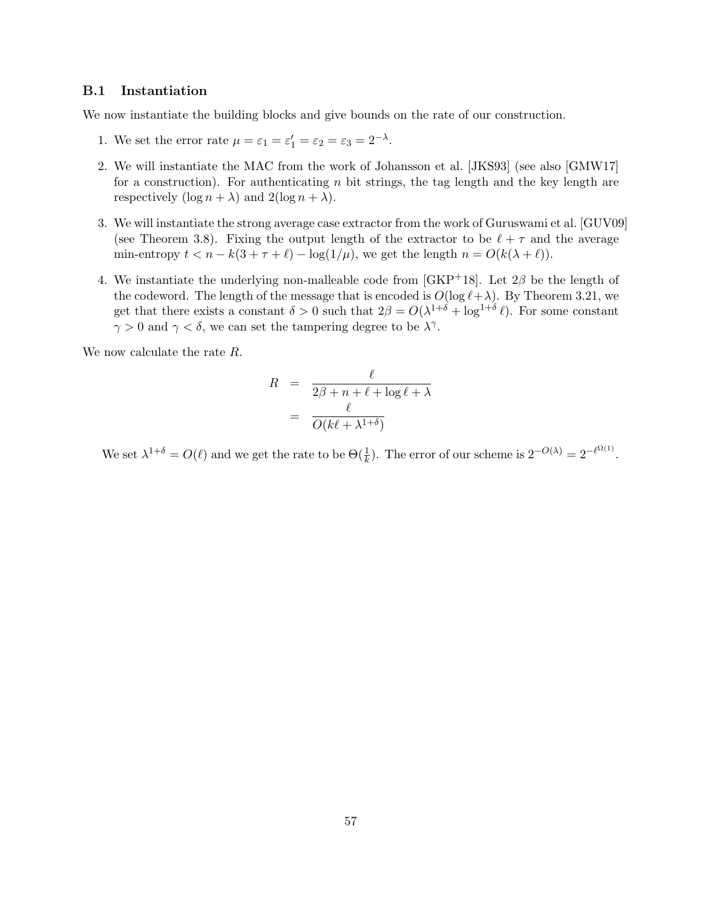### B.1 Instantiation

We now instantiate the building blocks and give bounds on the rate of our construction.

1. We set the error rate $\mu = \varepsilon_1 = \varepsilon_1' = \varepsilon_2 = \varepsilon_3 = 2^{-\lambda}$.
2. We will instantiate the MAC from the work of Johansson et al. [JKS93] (see also [GMW17] for a construction). For authenticating $n$ bit strings, the tag length and the key length are respectively $(\log n + \lambda)$ and $2(\log n + \lambda)$.
3. We will instantiate the strong average case extractor from the work of Guruswami et al. [GUV09] (see Theorem 3.8). Fixing the output length of the extractor to be $\ell + \tau$ and the average min-entropy $t < n - k(3 + \tau + \ell) - \log(1/\mu)$, we get the length $n = O(k(\lambda + \ell))$.
4. We instantiate the underlying non-malleable code from [GKP+18]. Let $2\beta$ be the length of the codeword. The length of the message that is encoded is $O(\log \ell + \lambda)$. By Theorem 3.21, we get that there exists a constant $\delta > 0$ such that $2\beta = O(\lambda^{1+\delta} + \log^{1+\delta} \ell)$. For some constant $\gamma > 0$ and $\gamma < \delta$, we can set the tampering degree to be $\lambda^{\gamma}$.

We now calculate the rate $R$.

$$
\begin{aligned}
R &= \frac{\ell}{2\beta + n + \ell + \log \ell + \lambda} \\
&= \frac{\ell}{O(k\ell + \lambda^{1+\delta})}
\end{aligned}
$$

We set $\lambda^{1+\delta} = O(\ell)$ and we get the rate to be $\Theta(\frac{1}{k})$. The error of our scheme is $2^{-O(\lambda)} = 2^{-\ell^{\Omega(1)}}$.